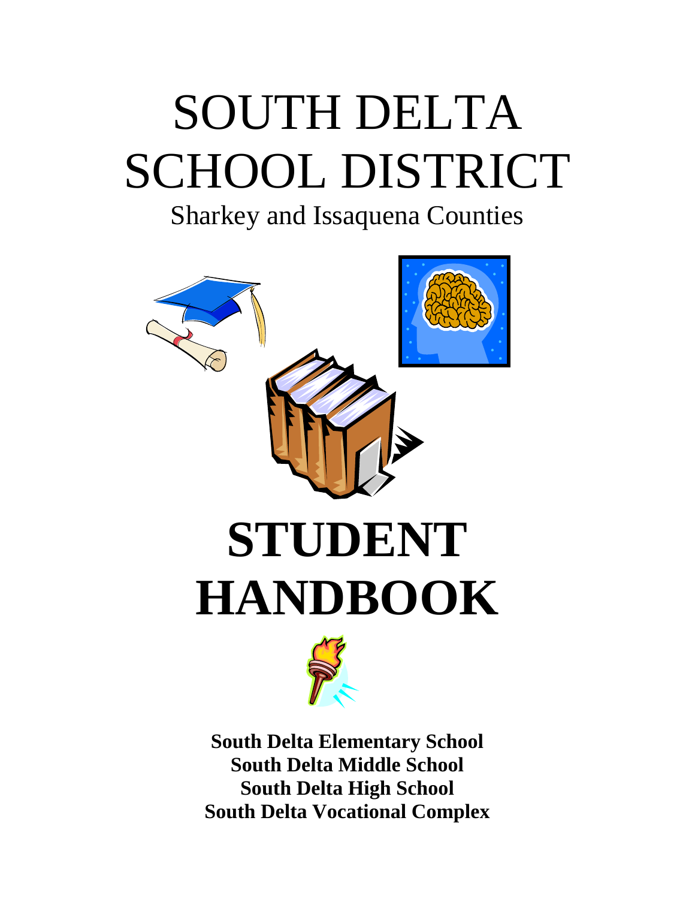# SOUTH DELTA SCHOOL DISTRICT

Sharkey and Issaquena Counties

# STUDENT HANDBOOK

**South Delta Elementary School**
**South Delta Middle School**
**South Delta High School**
**South Delta Vocational Complex**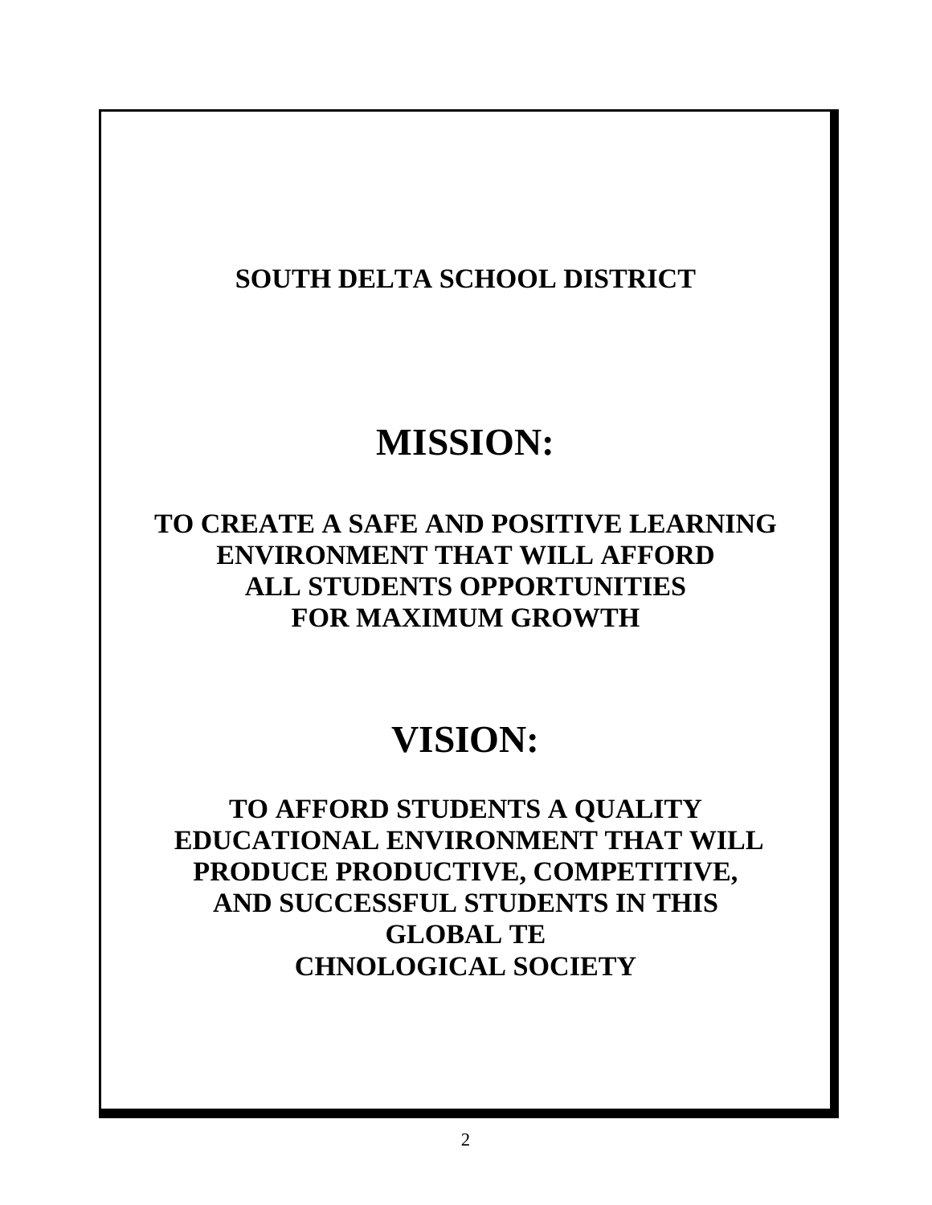**SOUTH DELTA SCHOOL DISTRICT**

# MISSION:

**TO CREATE A SAFE AND POSITIVE LEARNING ENVIRONMENT THAT WILL AFFORD ALL STUDENTS OPPORTUNITIES FOR MAXIMUM GROWTH**

# VISION:

**TO AFFORD STUDENTS A QUALITY EDUCATIONAL ENVIRONMENT THAT WILL PRODUCE PRODUCTIVE, COMPETITIVE, AND SUCCESSFUL STUDENTS IN THIS GLOBAL TE CHNOLOGICAL SOCIETY**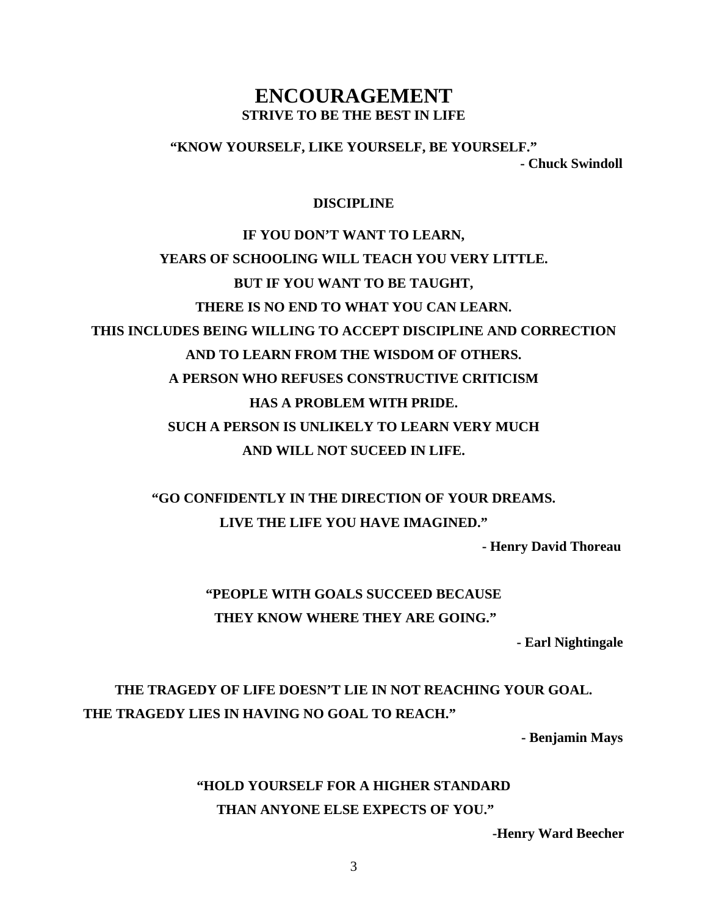# ENCOURAGEMENT

**STRIVE TO BE THE BEST IN LIFE**

**"KNOW YOURSELF, LIKE YOURSELF, BE YOURSELF."**

**- Chuck Swindoll**

**DISCIPLINE**

**IF YOU DON'T WANT TO LEARN,**
**YEARS OF SCHOOLING WILL TEACH YOU VERY LITTLE.**
**BUT IF YOU WANT TO BE TAUGHT,**
**THERE IS NO END TO WHAT YOU CAN LEARN.**
**THIS INCLUDES BEING WILLING TO ACCEPT DISCIPLINE AND CORRECTION**
**AND TO LEARN FROM THE WISDOM OF OTHERS.**
**A PERSON WHO REFUSES CONSTRUCTIVE CRITICISM**
**HAS A PROBLEM WITH PRIDE.**
**SUCH A PERSON IS UNLIKELY TO LEARN VERY MUCH**
**AND WILL NOT SUCEED IN LIFE.**

**"GO CONFIDENTLY IN THE DIRECTION OF YOUR DREAMS.**
**LIVE THE LIFE YOU HAVE IMAGINED."**

**- Henry David Thoreau**

**"PEOPLE WITH GOALS SUCCEED BECAUSE**
**THEY KNOW WHERE THEY ARE GOING."**

**- Earl Nightingale**

**THE TRAGEDY OF LIFE DOESN'T LIE IN NOT REACHING YOUR GOAL.**
**THE TRAGEDY LIES IN HAVING NO GOAL TO REACH."**

**- Benjamin Mays**

**"HOLD YOURSELF FOR A HIGHER STANDARD**
**THAN ANYONE ELSE EXPECTS OF YOU."**

**-Henry Ward Beecher**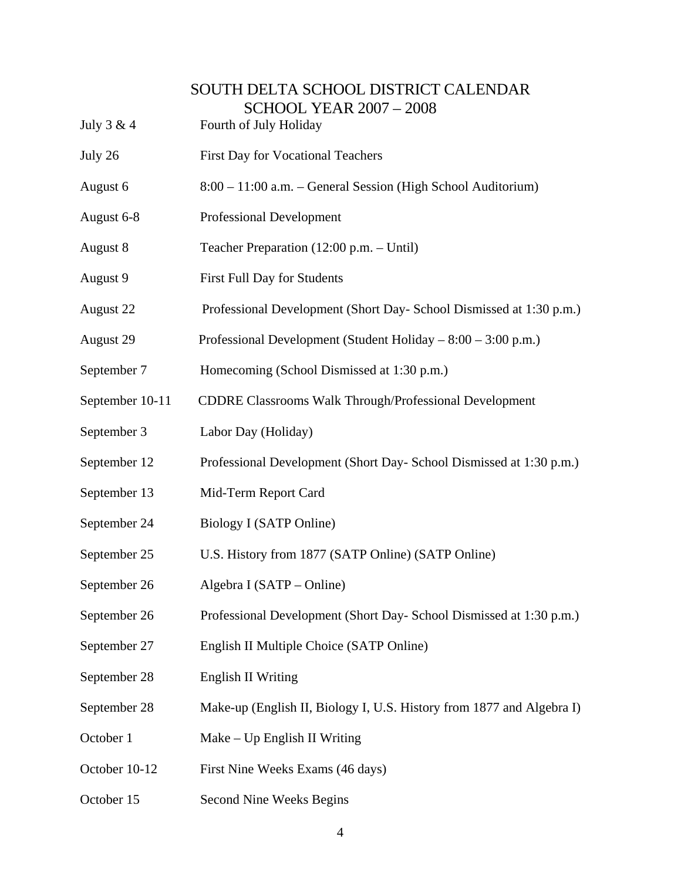# SOUTH DELTA SCHOOL DISTRICT CALENDAR
## SCHOOL YEAR 2007 – 2008

| | |
|---|---|
| July 3 & 4 | Fourth of July Holiday |
| July 26 | First Day for Vocational Teachers |
| August 6 | 8:00 – 11:00 a.m. – General Session (High School Auditorium) |
| August 6-8 | Professional Development |
| August 8 | Teacher Preparation (12:00 p.m. – Until) |
| August 9 | First Full Day for Students |
| August 22 | Professional Development (Short Day- School Dismissed at 1:30 p.m.) |
| August 29 | Professional Development (Student Holiday – 8:00 – 3:00 p.m.) |
| September 7 | Homecoming (School Dismissed at 1:30 p.m.) |
| September 10-11 | CDDRE Classrooms Walk Through/Professional Development |
| September 3 | Labor Day (Holiday) |
| September 12 | Professional Development (Short Day- School Dismissed at 1:30 p.m.) |
| September 13 | Mid-Term Report Card |
| September 24 | Biology I (SATP Online) |
| September 25 | U.S. History from 1877 (SATP Online) (SATP Online) |
| September 26 | Algebra I (SATP – Online) |
| September 26 | Professional Development (Short Day- School Dismissed at 1:30 p.m.) |
| September 27 | English II Multiple Choice (SATP Online) |
| September 28 | English II Writing |
| September 28 | Make-up (English II, Biology I, U.S. History from 1877 and Algebra I) |
| October 1 | Make – Up English II Writing |
| October 10-12 | First Nine Weeks Exams (46 days) |
| October 15 | Second Nine Weeks Begins |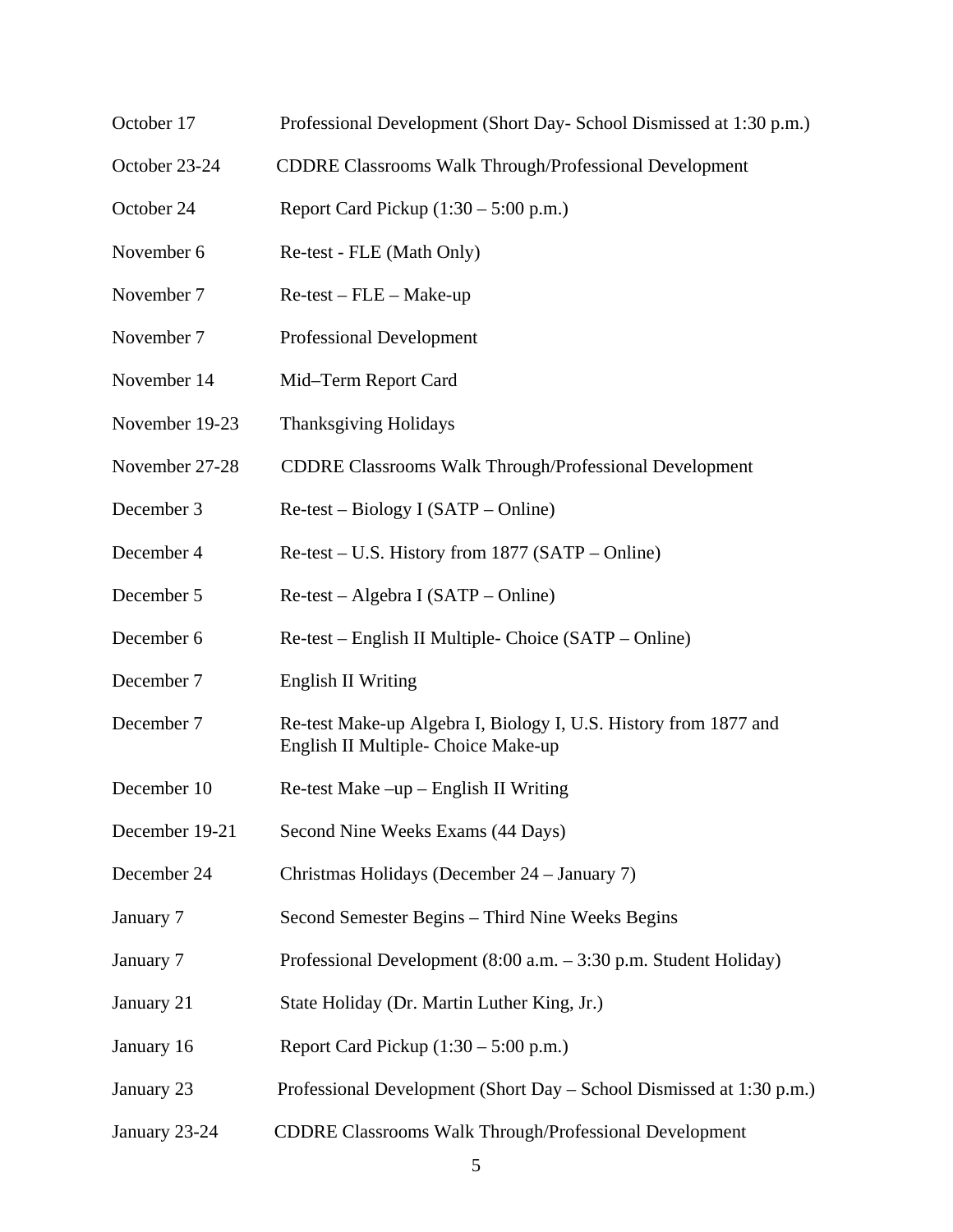| | |
|---|---|
| October 17 | Professional Development (Short Day- School Dismissed at 1:30 p.m.) |
| October 23-24 | CDDRE Classrooms Walk Through/Professional Development |
| October 24 | Report Card Pickup (1:30 – 5:00 p.m.) |
| November 6 | Re-test - FLE (Math Only) |
| November 7 | Re-test – FLE – Make-up |
| November 7 | Professional Development |
| November 14 | Mid–Term Report Card |
| November 19-23 | Thanksgiving Holidays |
| November 27-28 | CDDRE Classrooms Walk Through/Professional Development |
| December 3 | Re-test – Biology I (SATP – Online) |
| December 4 | Re-test – U.S. History from 1877 (SATP – Online) |
| December 5 | Re-test – Algebra I (SATP – Online) |
| December 6 | Re-test – English II Multiple- Choice (SATP – Online) |
| December 7 | English II Writing |
| December 7 | Re-test Make-up Algebra I, Biology I, U.S. History from 1877 and English II Multiple- Choice Make-up |
| December 10 | Re-test Make –up – English II Writing |
| December 19-21 | Second Nine Weeks Exams (44 Days) |
| December 24 | Christmas Holidays (December 24 – January 7) |
| January 7 | Second Semester Begins – Third Nine Weeks Begins |
| January 7 | Professional Development (8:00 a.m. – 3:30 p.m. Student Holiday) |
| January 21 | State Holiday (Dr. Martin Luther King, Jr.) |
| January 16 | Report Card Pickup (1:30 – 5:00 p.m.) |
| January 23 | Professional Development (Short Day – School Dismissed at 1:30 p.m.) |
| January 23-24 | CDDRE Classrooms Walk Through/Professional Development |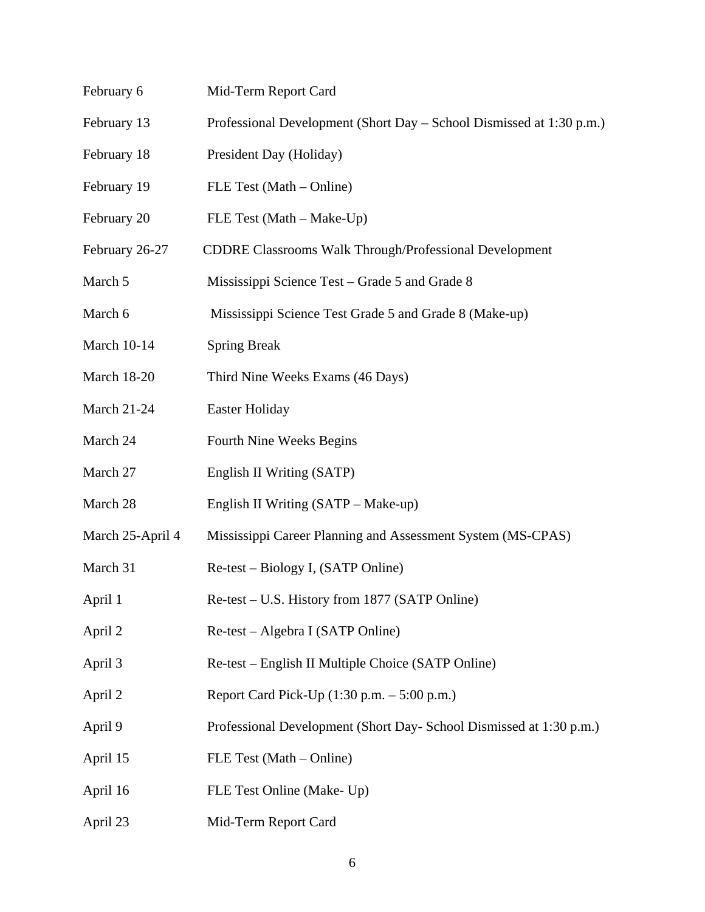| | |
|---|---|
| February 6 | Mid-Term Report Card |
| February 13 | Professional Development (Short Day – School Dismissed at 1:30 p.m.) |
| February 18 | President Day (Holiday) |
| February 19 | FLE Test (Math – Online) |
| February 20 | FLE Test (Math – Make-Up) |
| February 26-27 | CDDRE Classrooms Walk Through/Professional Development |
| March 5 | Mississippi Science Test – Grade 5 and Grade 8 |
| March 6 | Mississippi Science Test Grade 5 and Grade 8 (Make-up) |
| March 10-14 | Spring Break |
| March 18-20 | Third Nine Weeks Exams (46 Days) |
| March 21-24 | Easter Holiday |
| March 24 | Fourth Nine Weeks Begins |
| March 27 | English II Writing (SATP) |
| March 28 | English II Writing (SATP – Make-up) |
| March 25-April 4 | Mississippi Career Planning and Assessment System (MS-CPAS) |
| March 31 | Re-test – Biology I, (SATP Online) |
| April 1 | Re-test – U.S. History from 1877 (SATP Online) |
| April 2 | Re-test – Algebra I (SATP Online) |
| April 3 | Re-test – English II Multiple Choice (SATP Online) |
| April 2 | Report Card Pick-Up (1:30 p.m. – 5:00 p.m.) |
| April 9 | Professional Development (Short Day- School Dismissed at 1:30 p.m.) |
| April 15 | FLE Test (Math – Online) |
| April 16 | FLE Test Online (Make- Up) |
| April 23 | Mid-Term Report Card |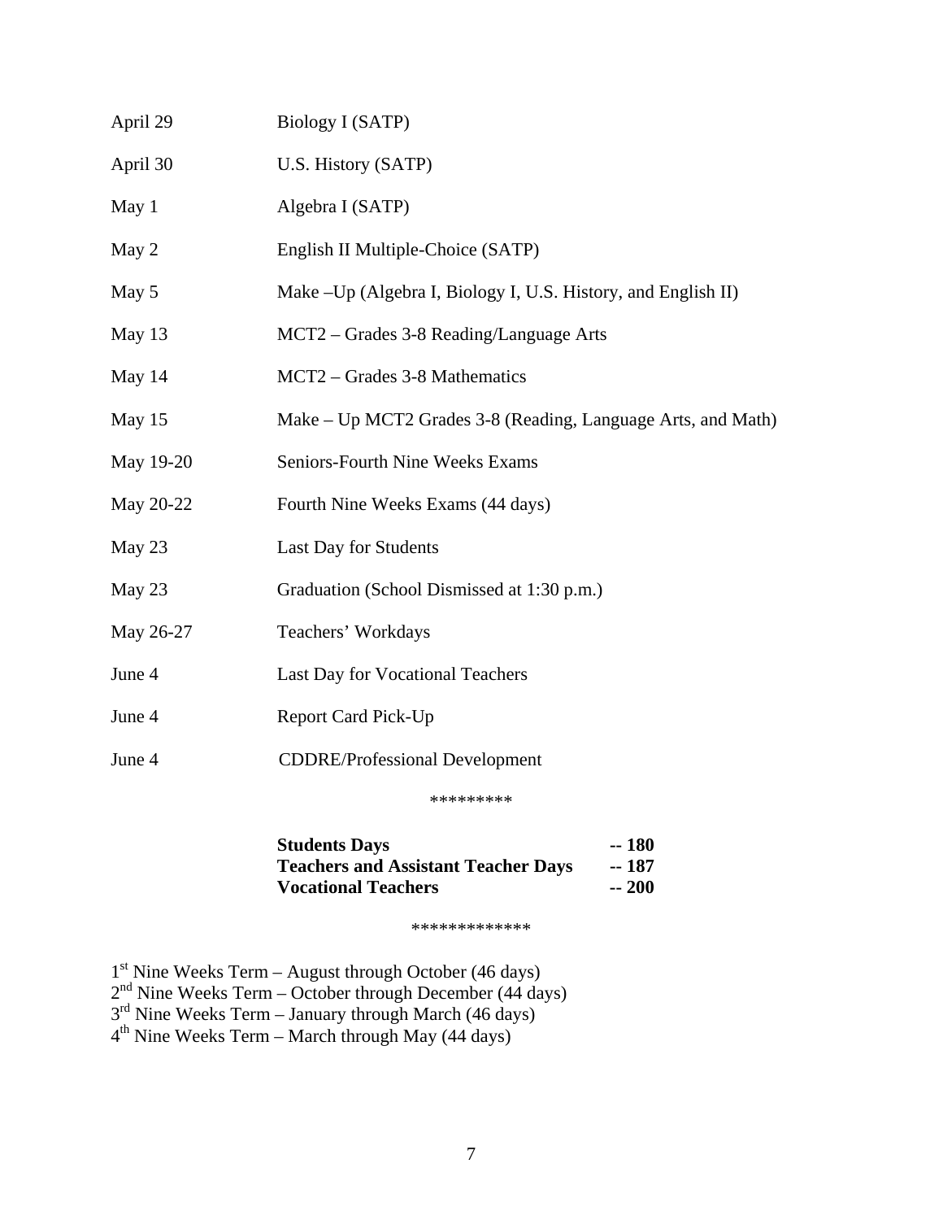| | |
|---|---|
| April 29 | Biology I (SATP) |
| April 30 | U.S. History (SATP) |
| May 1 | Algebra I (SATP) |
| May 2 | English II Multiple-Choice (SATP) |
| May 5 | Make –Up (Algebra I, Biology I, U.S. History, and English II) |
| May 13 | MCT2 – Grades 3-8 Reading/Language Arts |
| May 14 | MCT2 – Grades 3-8 Mathematics |
| May 15 | Make – Up MCT2 Grades 3-8 (Reading, Language Arts, and Math) |
| May 19-20 | Seniors-Fourth Nine Weeks Exams |
| May 20-22 | Fourth Nine Weeks Exams (44 days) |
| May 23 | Last Day for Students |
| May 23 | Graduation (School Dismissed at 1:30 p.m.) |
| May 26-27 | Teachers' Workdays |
| June 4 | Last Day for Vocational Teachers |
| June 4 | Report Card Pick-Up |
| June 4 | CDDRE/Professional Development |

*********

| | |
|---|---|
| **Students Days** | **-- 180** |
| **Teachers and Assistant Teacher Days** | **-- 187** |
| **Vocational Teachers** | **-- 200** |

*************

1st Nine Weeks Term – August through October (46 days)
2nd Nine Weeks Term – October through December (44 days)
3rd Nine Weeks Term – January through March (46 days)
4th Nine Weeks Term – March through May (44 days)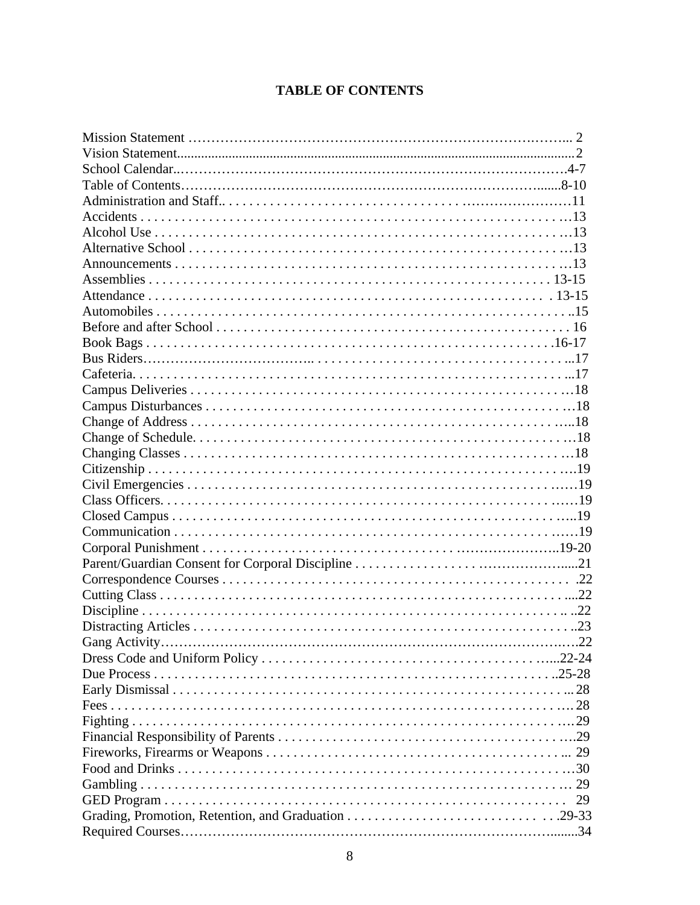# TABLE OF CONTENTS

| | |
|---|---|
| Mission Statement | 2 |
| Vision Statement | 2 |
| School Calendar | 4-7 |
| Table of Contents | 8-10 |
| Administration and Staff | 11 |
| Accidents | 13 |
| Alcohol Use | 13 |
| Alternative School | 13 |
| Announcements | 13 |
| Assemblies | 13-15 |
| Attendance | 13-15 |
| Automobiles | 15 |
| Before and after School | 16 |
| Book Bags | 16-17 |
| Bus Riders | 17 |
| Cafeteria | 17 |
| Campus Deliveries | 18 |
| Campus Disturbances | 18 |
| Change of Address | 18 |
| Change of Schedule | 18 |
| Changing Classes | 18 |
| Citizenship | 19 |
| Civil Emergencies | 19 |
| Class Officers | 19 |
| Closed Campus | 19 |
| Communication | 19 |
| Corporal Punishment | 19-20 |
| Parent/Guardian Consent for Corporal Discipline | 21 |
| Correspondence Courses | 22 |
| Cutting Class | 22 |
| Discipline | 22 |
| Distracting Articles | 23 |
| Gang Activity | 22 |
| Dress Code and Uniform Policy | 22-24 |
| Due Process | 25-28 |
| Early Dismissal | 28 |
| Fees | 28 |
| Fighting | 29 |
| Financial Responsibility of Parents | 29 |
| Fireworks, Firearms or Weapons | 29 |
| Food and Drinks | 30 |
| Gambling | 29 |
| GED Program | 29 |
| Grading, Promotion, Retention, and Graduation | 29-33 |
| Required Courses | 34 |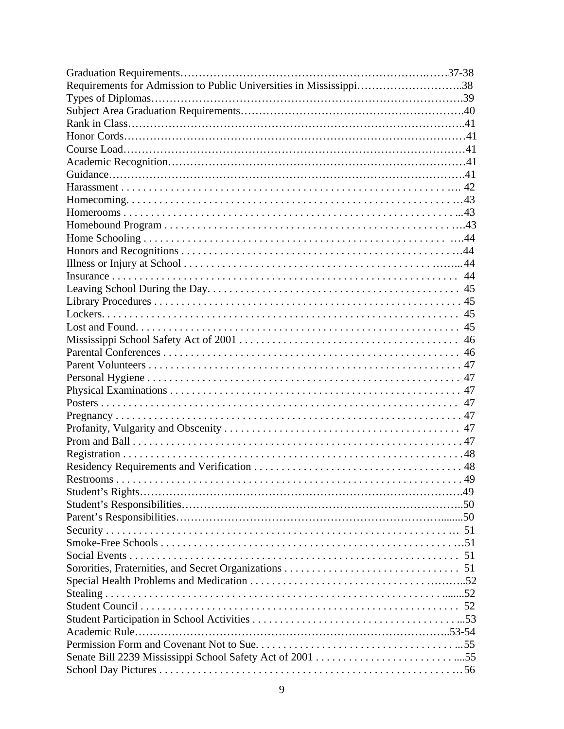Graduation Requirements……………………………………………………………………37-38
Requirements for Admission to Public Universities in Mississippi………………………..38
Types of Diplomas……………………………………………………………………….39
Subject Area Graduation Requirements………………………………………………….40
Rank in Class……………………………………………………………………………..41
Honor Cords………………………………………………………………………………41
Course Load………………………………………………………………………………41
Academic Recognition……………………………………………………………………41
Guidance…………………………………………………………………………………41
Harassment . . . . . . . . . . . . . . . . . . . . . . . . . . . . . . . . . . . . . . . . . . . . . . . . . . . . . . . . . . . . 42
Homecoming. . . . . . . . . . . . . . . . . . . . . . . . . . . . . . . . . . . . . . . . . . . . . . . . . . . . . . . . . . .43
Homerooms . . . . . . . . . . . . . . . . . . . . . . . . . . . . . . . . . . . . . . . . . . . . . . . . . . . . . . . . . . ...43
Homebound Program . . . . . . . . . . . . . . . . . . . . . . . . . . . . . . . . . . . . . . . . . . . . . . . . . . . .43
Home Schooling . . . . . . . . . . . . . . . . . . . . . . . . . . . . . . . . . . . . . . . . . . . . . . . . . . . . ….44
Honors and Recognitions . . . . . . . . . . . . . . . . . . . . . . . . . . . . . . . . . . . . . . . . . . . . . . . . .44
Illness or Injury at School . . . . . . . . . . . . . . . . . . . . . . . . . . . . . . . . . . . . . . . . . . . . . . ... 44
Insurance . . . . . . . . . . . . . . . . . . . . . . . . . . . . . . . . . . . . . . . . . . . . . . . . . . . . . . . . . . . . 44
Leaving School During the Day. . . . . . . . . . . . . . . . . . . . . . . . . . . . . . . . . . . . . . . . . . . . 45
Library Procedures . . . . . . . . . . . . . . . . . . . . . . . . . . . . . . . . . . . . . . . . . . . . . . . . . . . . . 45
Lockers. . . . . . . . . . . . . . . . . . . . . . . . . . . . . . . . . . . . . . . . . . . . . . . . . . . . . . . . . . . . . . 45
Lost and Found. . . . . . . . . . . . . . . . . . . . . . . . . . . . . . . . . . . . . . . . . . . . . . . . . . . . . . . . 45
Mississippi School Safety Act of 2001 . . . . . . . . . . . . . . . . . . . . . . . . . . . . . . . . . . . . . . . 46
Parental Conferences . . . . . . . . . . . . . . . . . . . . . . . . . . . . . . . . . . . . . . . . . . . . . . . . . . . 46
Parent Volunteers . . . . . . . . . . . . . . . . . . . . . . . . . . . . . . . . . . . . . . . . . . . . . . . . . . . . . . 47
Personal Hygiene . . . . . . . . . . . . . . . . . . . . . . . . . . . . . . . . . . . . . . . . . . . . . . . . . . . . . . 47
Physical Examinations . . . . . . . . . . . . . . . . . . . . . . . . . . . . . . . . . . . . . . . . . . . . . . . . . . 47
Posters . . . . . . . . . . . . . . . . . . . . . . . . . . . . . . . . . . . . . . . . . . . . . . . . . . . . . . . . . . . . . . 47
Pregnancy . . . . . . . . . . . . . . . . . . . . . . . . . . . . . . . . . . . . . . . . . . . . . . . . . . . . . . . . . . . . 47
Profanity, Vulgarity and Obscenity . . . . . . . . . . . . . . . . . . . . . . . . . . . . . . . . . . . . . . . . . 47
Prom and Ball . . . . . . . . . . . . . . . . . . . . . . . . . . . . . . . . . . . . . . . . . . . . . . . . . . . . . . . . . 47
Registration . . . . . . . . . . . . . . . . . . . . . . . . . . . . . . . . . . . . . . . . . . . . . . . . . . . . . . . . . . .48
Residency Requirements and Verification . . . . . . . . . . . . . . . . . . . . . . . . . . . . . . . . . . . . 48
Restrooms . . . . . . . . . . . . . . . . . . . . . . . . . . . . . . . . . . . . . . . . . . . . . . . . . . . . . . . . . . . . 49
Student's Rights…………………………………………………………………………….49
Student's Responsibilities…………………………………………………………………..50
Parent's Responsibilities……………………………………………………………….........50
Security . . . . . . . . . . . . . . . . . . . . . . . . . . . . . . . . . . . . . . . . . . . . . . . . . . . . . . . . . . . . . 51
Smoke-Free Schools . . . . . . . . . . . . . . . . . . . . . . . . . . . . . . . . . . . . . . . . . . . . . . . . . . . . .51
Social Events . . . . . . . . . . . . . . . . . . . . . . . . . . . . . . . . . . . . . . . . . . . . . . . . . . . . . . . . . 51
Sororities, Fraternities, and Secret Organizations . . . . . . . . . . . . . . . . . . . . . . . . . . . . . . . 51
Special Health Problems and Medication . . . . . . . . . . . . . . . . . . . . . . . . . . . . . . . . . . ……..52
Stealing . . . . . . . . . . . . . . . . . . . . . . . . . . . . . . . . . . . . . . . . . . . . . . . . . . . . . . . . . . ........52
Student Council . . . . . . . . . . . . . . . . . . . . . . . . . . . . . . . . . . . . . . . . . . . . . . . . . . . . . . . 52
Student Participation in School Activities . . . . . . . . . . . . . . . . . . . . . . . . . . . . . . . . . . . ..53
Academic Rule…………………………………………………………………………..53-54
Permission Form and Covenant Not to Sue. . . . . . . . . . . . . . . . . . . . . . . . . . . . . . . . . . ...55
Senate Bill 2239 Mississippi School Safety Act of 2001 . . . . . . . . . . . . . . . . . . . . . . . . . ....55
School Day Pictures . . . . . . . . . . . . . . . . . . . . . . . . . . . . . . . . . . . . . . . . . . . . . . . . . . . . .56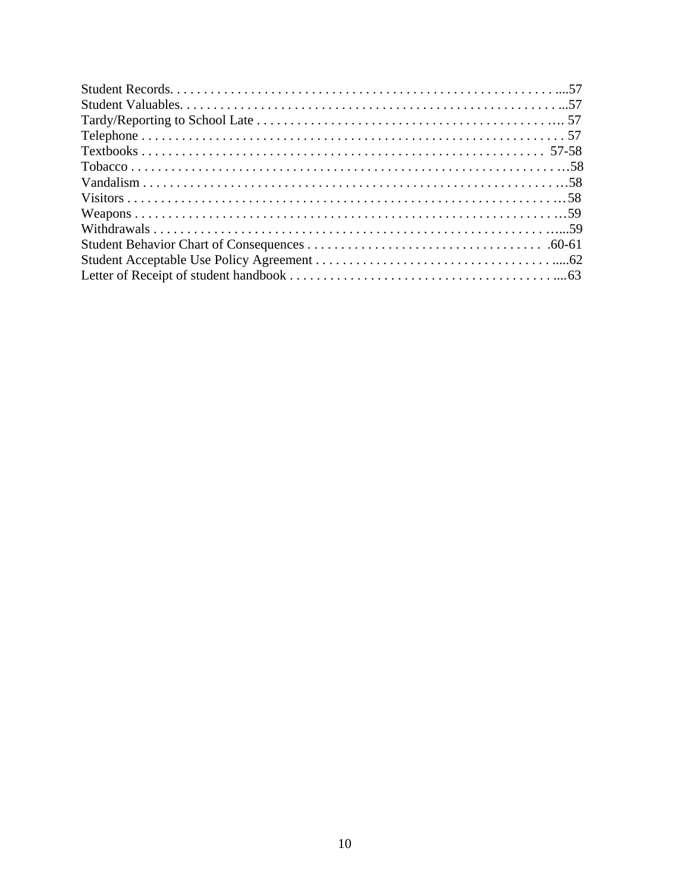Student Records. . . . . . . . . . . . . . . . . . . . . . . . . . . . . . . . . . . . . . . . . . . . . . . . . . . . . . . ....57
Student Valuables. . . . . . . . . . . . . . . . . . . . . . . . . . . . . . . . . . . . . . . . . . . . . . . . . . . . . . . ...57
Tardy/Reporting to School Late . . . . . . . . . . . . . . . . . . . . . . . . . . . . . . . . . . . . . . . . . . . . …. 57
Telephone . . . . . . . . . . . . . . . . . . . . . . . . . . . . . . . . . . . . . . . . . . . . . . . . . . . . . . . . . . . . . 57
Textbooks . . . . . . . . . . . . . . . . . . . . . . . . . . . . . . . . . . . . . . . . . . . . . . . . . . . . . . . . . . 57-58
Tobacco . . . . . . . . . . . . . . . . . . . . . . . . . . . . . . . . . . . . . . . . . . . . . . . . . . . . . . . . . . . . . …58
Vandalism . . . . . . . . . . . . . . . . . . . . . . . . . . . . . . . . . . . . . . . . . . . . . . . . . . . . . . . . . . . …58
Visitors . . . . . . . . . . . . . . . . . . . . . . . . . . . . . . . . . . . . . . . . . . . . . . . . . . . . . . . . . . . . . .. 58
Weapons . . . . . . . . . . . . . . . . . . . . . . . . . . . . . . . . . . . . . . . . . . . . . . . . . . . . . . . . . . . . …59
Withdrawals . . . . . . . . . . . . . . . . . . . . . . . . . . . . . . . . . . . . . . . . . . . . . . . . . . . . . . . . …...59
Student Behavior Chart of Consequences . . . . . . . . . . . . . . . . . . . . . . . . . . . . . . . . . . . .60-61
Student Acceptable Use Policy Agreement . . . . . . . . . . . . . . . . . . . . . . . . . . . . . . . . . . .....62
Letter of Receipt of student handbook . . . . . . . . . . . . . . . . . . . . . . . . . . . . . . . . . . . . . . .... 63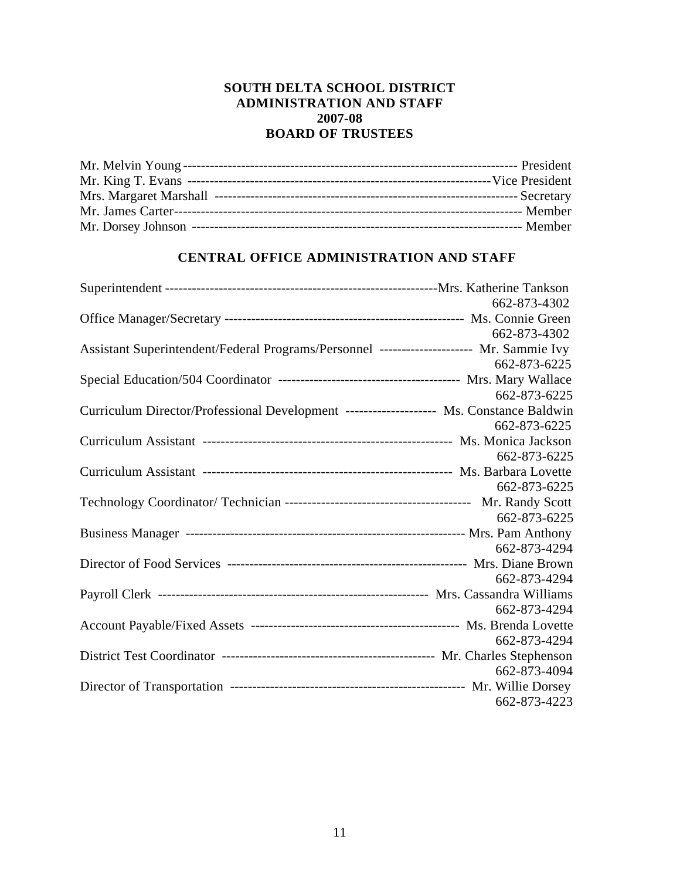# SOUTH DELTA SCHOOL DISTRICT
# ADMINISTRATION AND STAFF
# 2007-08
# BOARD OF TRUSTEES

Mr. Melvin Young ---------------------------------------------------------------------- President
Mr. King T. Evans ------------------------------------------------------------------Vice President
Mrs. Margaret Marshall ---------------------------------------------------------------- Secretary
Mr. James Carter------------------------------------------------------------------------- Member
Mr. Dorsey Johnson -------------------------------------------------------------------- Member

## CENTRAL OFFICE ADMINISTRATION AND STAFF

Superintendent -----------------------------------------------------------Mrs. Katherine Tankson
662-873-4302

Office Manager/Secretary ---------------------------------------------------- Ms. Connie Green
662-873-4302

Assistant Superintendent/Federal Programs/Personnel -------------------- Mr. Sammie Ivy
662-873-6225

Special Education/504 Coordinator --------------------------------------- Mrs. Mary Wallace
662-873-6225

Curriculum Director/Professional Development ------------------- Ms. Constance Baldwin
662-873-6225

Curriculum Assistant ----------------------------------------------------- Ms. Monica Jackson
662-873-6225

Curriculum Assistant ----------------------------------------------------- Ms. Barbara Lovette
662-873-6225

Technology Coordinator/ Technician ---------------------------------------- Mr. Randy Scott
662-873-6225

Business Manager ------------------------------------------------------------- Mrs. Pam Anthony
662-873-4294

Director of Food Services ---------------------------------------------------- Mrs. Diane Brown
662-873-4294

Payroll Clerk ---------------------------------------------------------- Mrs. Cassandra Williams
662-873-4294

Account Payable/Fixed Assets -------------------------------------------- Ms. Brenda Lovette
662-873-4294

District Test Coordinator -------------------------------------------- Mr. Charles Stephenson
662-873-4094

Director of Transportation ---------------------------------------------------- Mr. Willie Dorsey
662-873-4223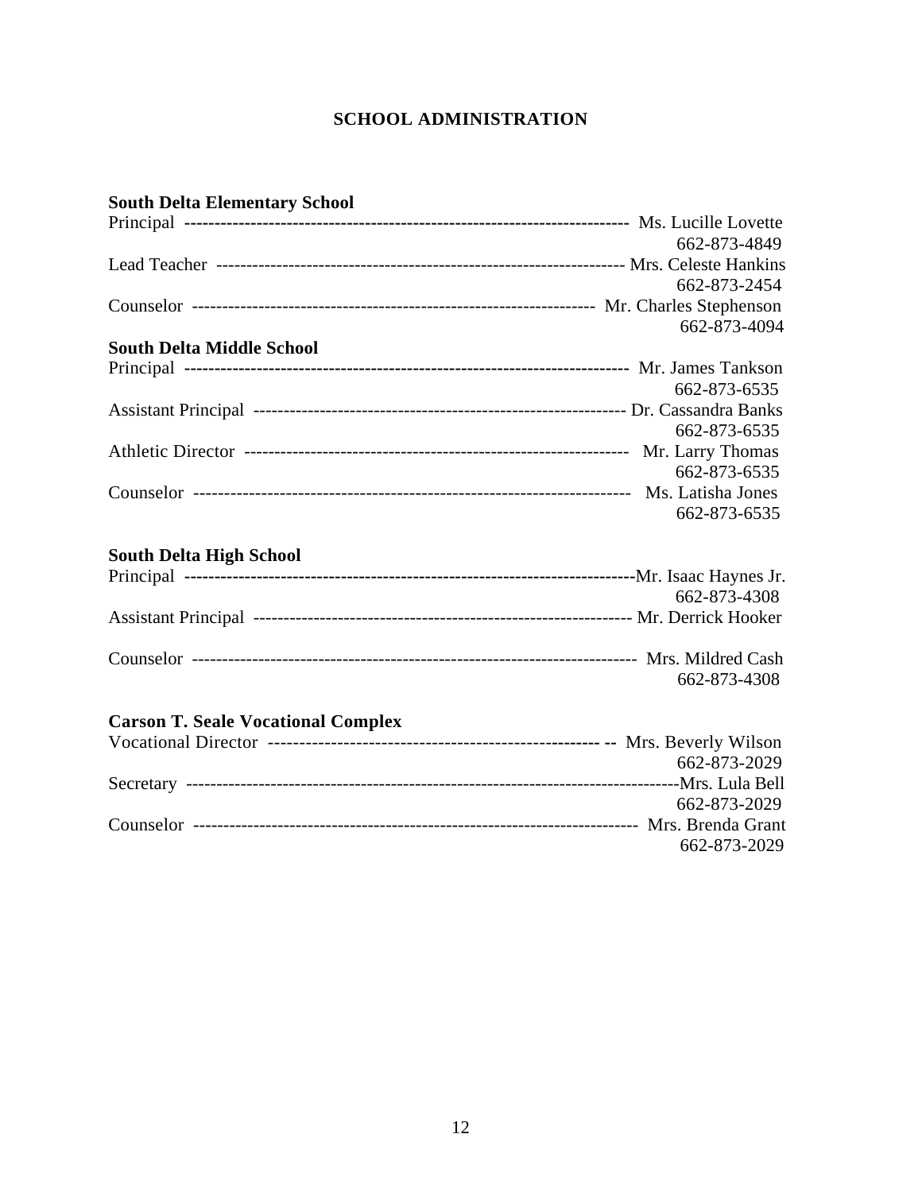## SCHOOL ADMINISTRATION

**South Delta Elementary School**

Principal ------------------------------------------------------------------------- Ms. Lucille Lovette
662-873-4849

Lead Teacher -------------------------------------------------------------------- Mrs. Celeste Hankins
662-873-2454

Counselor ----------------------------------------------------------------- Mr. Charles Stephenson
662-873-4094

**South Delta Middle School**

Principal ------------------------------------------------------------------------- Mr. James Tankson
662-873-6535

Assistant Principal ------------------------------------------------------------ Dr. Cassandra Banks
662-873-6535

Athletic Director -------------------------------------------------------------- Mr. Larry Thomas
662-873-6535

Counselor --------------------------------------------------------------------- Ms. Latisha Jones
662-873-6535

**South Delta High School**

Principal ---------------------------------------------------------------------------Mr. Isaac Haynes Jr.
662-873-4308

Assistant Principal ------------------------------------------------------------- Mr. Derrick Hooker

Counselor ---------------------------------------------------------------------- Mrs. Mildred Cash
662-873-4308

**Carson T. Seale Vocational Complex**

Vocational Director ----------------------------------------------------- -- Mrs. Beverly Wilson
662-873-2029

Secretary -------------------------------------------------------------------------------Mrs. Lula Bell
662-873-2029

Counselor ---------------------------------------------------------------------- Mrs. Brenda Grant
662-873-2029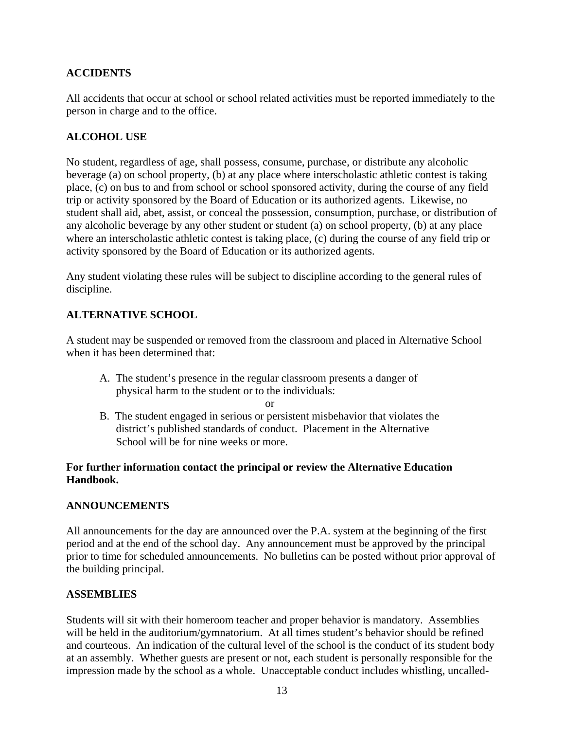## ACCIDENTS

All accidents that occur at school or school related activities must be reported immediately to the person in charge and to the office.

## ALCOHOL USE

No student, regardless of age, shall possess, consume, purchase, or distribute any alcoholic beverage (a) on school property, (b) at any place where interscholastic athletic contest is taking place, (c) on bus to and from school or school sponsored activity, during the course of any field trip or activity sponsored by the Board of Education or its authorized agents. Likewise, no student shall aid, abet, assist, or conceal the possession, consumption, purchase, or distribution of any alcoholic beverage by any other student or student (a) on school property, (b) at any place where an interscholastic athletic contest is taking place, (c) during the course of any field trip or activity sponsored by the Board of Education or its authorized agents.

Any student violating these rules will be subject to discipline according to the general rules of discipline.

## ALTERNATIVE SCHOOL

A student may be suspended or removed from the classroom and placed in Alternative School when it has been determined that:

A. The student's presence in the regular classroom presents a danger of physical harm to the student or to the individuals:

or

B. The student engaged in serious or persistent misbehavior that violates the district's published standards of conduct. Placement in the Alternative School will be for nine weeks or more.

**For further information contact the principal or review the Alternative Education Handbook.**

## ANNOUNCEMENTS

All announcements for the day are announced over the P.A. system at the beginning of the first period and at the end of the school day. Any announcement must be approved by the principal prior to time for scheduled announcements. No bulletins can be posted without prior approval of the building principal.

## ASSEMBLIES

Students will sit with their homeroom teacher and proper behavior is mandatory. Assemblies will be held in the auditorium/gymnatorium. At all times student's behavior should be refined and courteous. An indication of the cultural level of the school is the conduct of its student body at an assembly. Whether guests are present or not, each student is personally responsible for the impression made by the school as a whole. Unacceptable conduct includes whistling, uncalled-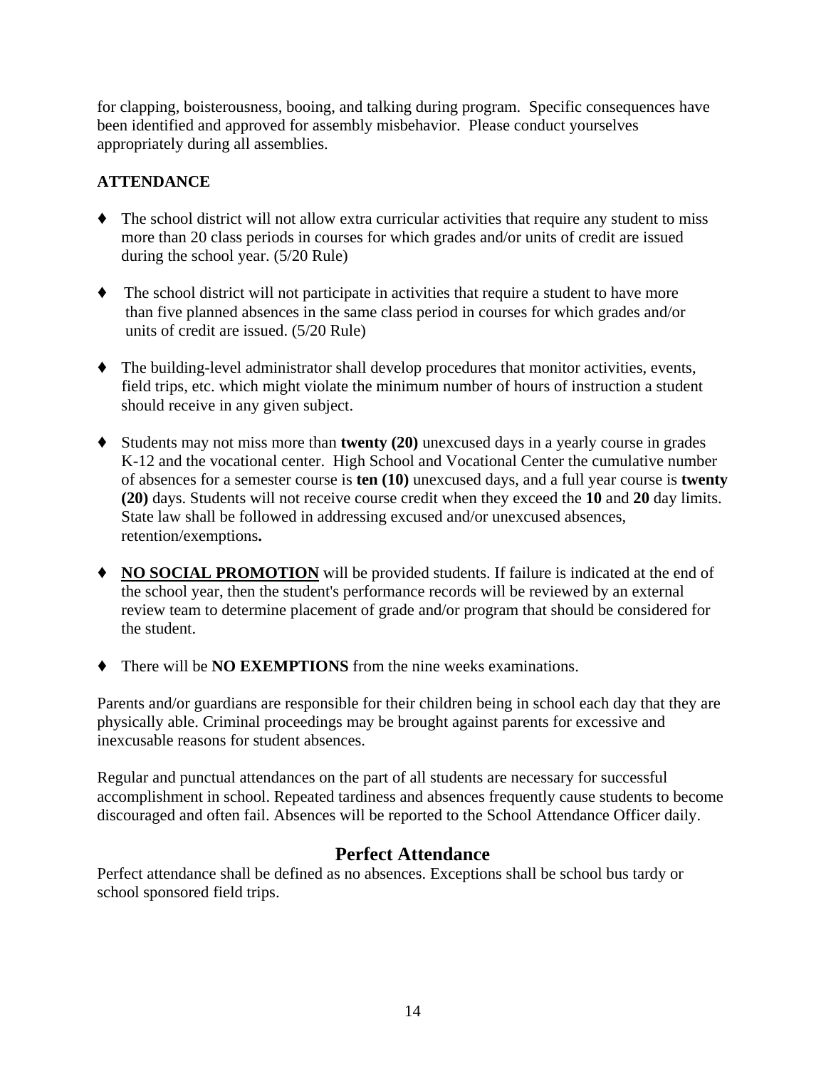for clapping, boisterousness, booing, and talking during program. Specific consequences have been identified and approved for assembly misbehavior. Please conduct yourselves appropriately during all assemblies.

**ATTENDANCE**

- The school district will not allow extra curricular activities that require any student to miss more than 20 class periods in courses for which grades and/or units of credit are issued during the school year. (5/20 Rule)

- The school district will not participate in activities that require a student to have more than five planned absences in the same class period in courses for which grades and/or units of credit are issued. (5/20 Rule)

- The building-level administrator shall develop procedures that monitor activities, events, field trips, etc. which might violate the minimum number of hours of instruction a student should receive in any given subject.

- Students may not miss more than **twenty (20)** unexcused days in a yearly course in grades K-12 and the vocational center. High School and Vocational Center the cumulative number of absences for a semester course is **ten (10)** unexcused days, and a full year course is **twenty (20)** days. Students will not receive course credit when they exceed the **10** and **20** day limits. State law shall be followed in addressing excused and/or unexcused absences, retention/exemptions**.**

- **<u>NO SOCIAL PROMOTION</u>** will be provided students. If failure is indicated at the end of the school year, then the student's performance records will be reviewed by an external review team to determine placement of grade and/or program that should be considered for the student.

- There will be **NO EXEMPTIONS** from the nine weeks examinations.

Parents and/or guardians are responsible for their children being in school each day that they are physically able. Criminal proceedings may be brought against parents for excessive and inexcusable reasons for student absences.

Regular and punctual attendances on the part of all students are necessary for successful accomplishment in school. Repeated tardiness and absences frequently cause students to become discouraged and often fail. Absences will be reported to the School Attendance Officer daily.

## Perfect Attendance

Perfect attendance shall be defined as no absences. Exceptions shall be school bus tardy or school sponsored field trips.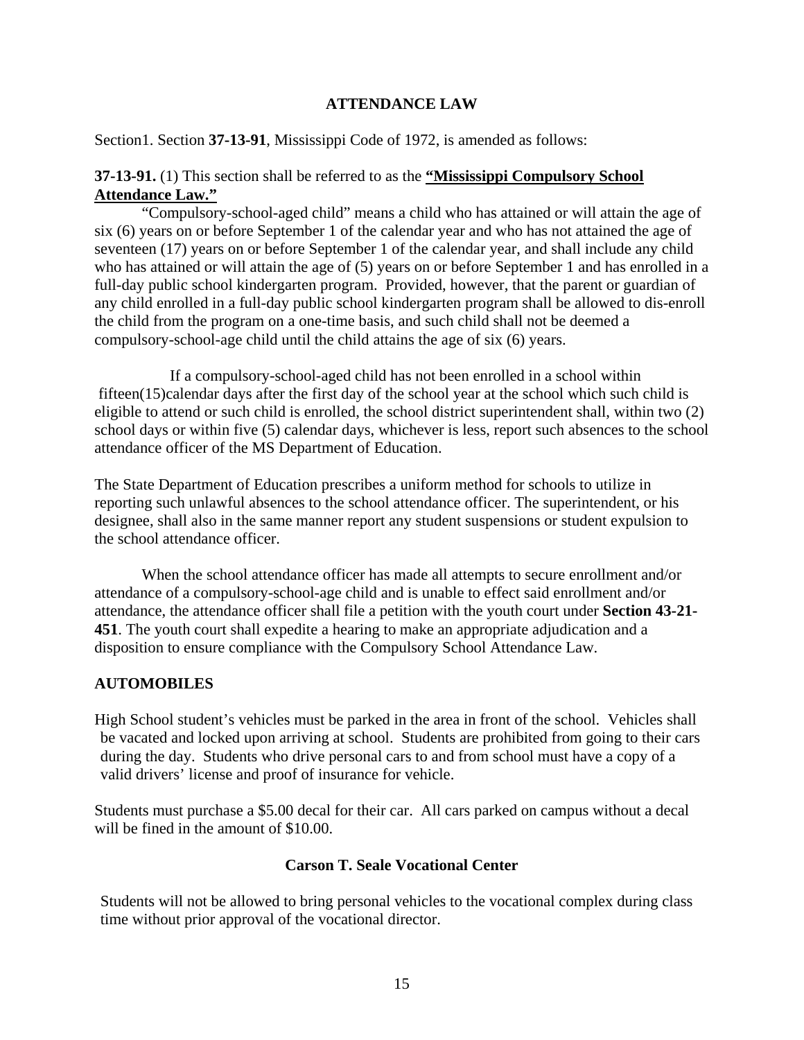## ATTENDANCE LAW

Section1. Section **37-13-91**, Mississippi Code of 1972, is amended as follows:

**37-13-91.** (1) This section shall be referred to as the **<u>"Mississippi Compulsory School Attendance Law."</u>**

"Compulsory-school-aged child" means a child who has attained or will attain the age of six (6) years on or before September 1 of the calendar year and who has not attained the age of seventeen (17) years on or before September 1 of the calendar year, and shall include any child who has attained or will attain the age of (5) years on or before September 1 and has enrolled in a full-day public school kindergarten program. Provided, however, that the parent or guardian of any child enrolled in a full-day public school kindergarten program shall be allowed to dis-enroll the child from the program on a one-time basis, and such child shall not be deemed a compulsory-school-age child until the child attains the age of six (6) years.

If a compulsory-school-aged child has not been enrolled in a school within fifteen(15)calendar days after the first day of the school year at the school which such child is eligible to attend or such child is enrolled, the school district superintendent shall, within two (2) school days or within five (5) calendar days, whichever is less, report such absences to the school attendance officer of the MS Department of Education.

The State Department of Education prescribes a uniform method for schools to utilize in reporting such unlawful absences to the school attendance officer. The superintendent, or his designee, shall also in the same manner report any student suspensions or student expulsion to the school attendance officer.

When the school attendance officer has made all attempts to secure enrollment and/or attendance of a compulsory-school-age child and is unable to effect said enrollment and/or attendance, the attendance officer shall file a petition with the youth court under **Section 43-21-451**. The youth court shall expedite a hearing to make an appropriate adjudication and a disposition to ensure compliance with the Compulsory School Attendance Law.

## AUTOMOBILES

High School student's vehicles must be parked in the area in front of the school. Vehicles shall be vacated and locked upon arriving at school. Students are prohibited from going to their cars during the day. Students who drive personal cars to and from school must have a copy of a valid drivers' license and proof of insurance for vehicle.

Students must purchase a $5.00 decal for their car. All cars parked on campus without a decal will be fined in the amount of $10.00.

### Carson T. Seale Vocational Center

Students will not be allowed to bring personal vehicles to the vocational complex during class time without prior approval of the vocational director.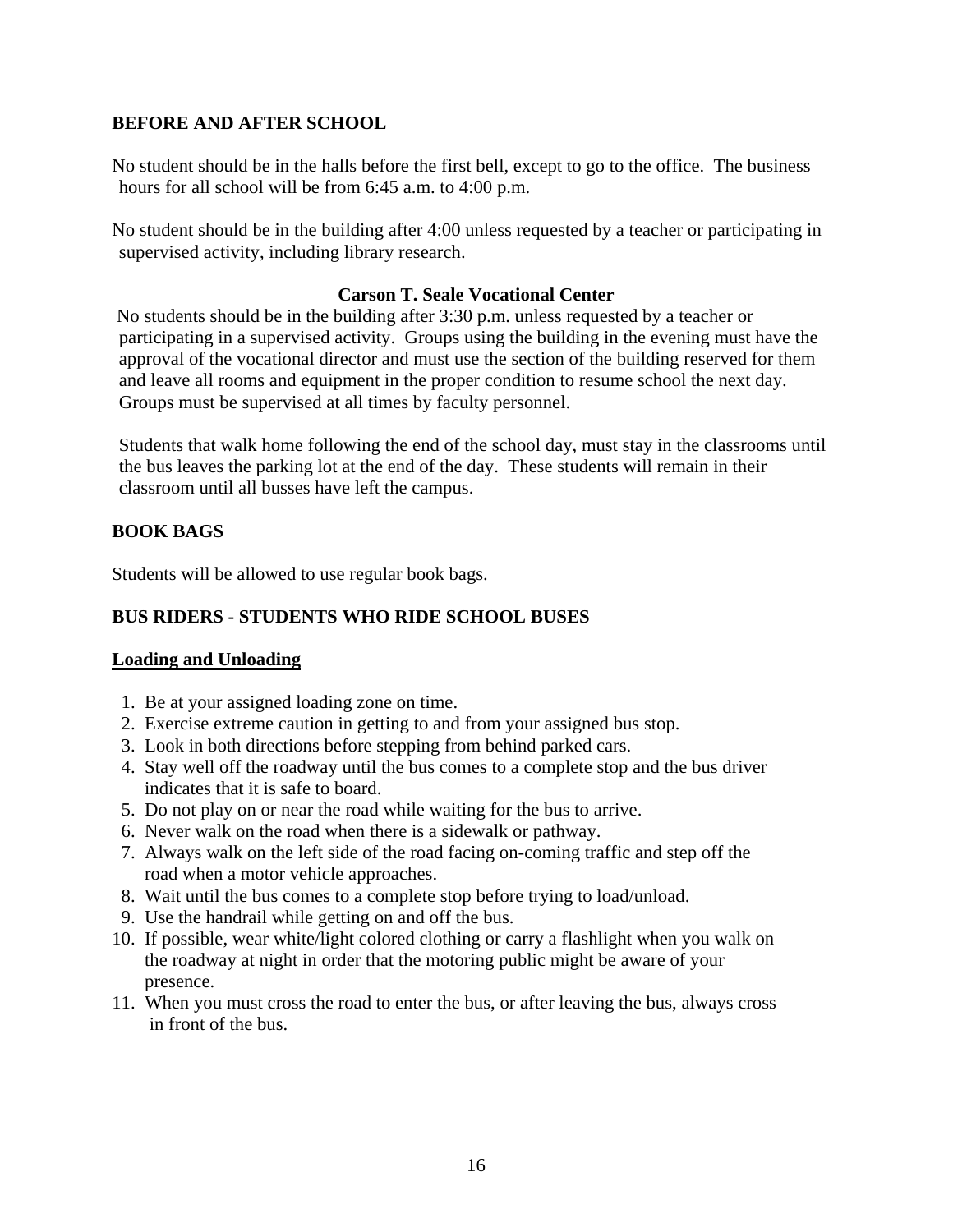## BEFORE AND AFTER SCHOOL

No student should be in the halls before the first bell, except to go to the office. The business hours for all school will be from 6:45 a.m. to 4:00 p.m.

No student should be in the building after 4:00 unless requested by a teacher or participating in supervised activity, including library research.

### Carson T. Seale Vocational Center

No students should be in the building after 3:30 p.m. unless requested by a teacher or participating in a supervised activity. Groups using the building in the evening must have the approval of the vocational director and must use the section of the building reserved for them and leave all rooms and equipment in the proper condition to resume school the next day. Groups must be supervised at all times by faculty personnel.

Students that walk home following the end of the school day, must stay in the classrooms until the bus leaves the parking lot at the end of the day. These students will remain in their classroom until all busses have left the campus.

## BOOK BAGS

Students will be allowed to use regular book bags.

## BUS RIDERS - STUDENTS WHO RIDE SCHOOL BUSES

**Loading and Unloading**

1. Be at your assigned loading zone on time.
2. Exercise extreme caution in getting to and from your assigned bus stop.
3. Look in both directions before stepping from behind parked cars.
4. Stay well off the roadway until the bus comes to a complete stop and the bus driver indicates that it is safe to board.
5. Do not play on or near the road while waiting for the bus to arrive.
6. Never walk on the road when there is a sidewalk or pathway.
7. Always walk on the left side of the road facing on-coming traffic and step off the road when a motor vehicle approaches.
8. Wait until the bus comes to a complete stop before trying to load/unload.
9. Use the handrail while getting on and off the bus.
10. If possible, wear white/light colored clothing or carry a flashlight when you walk on the roadway at night in order that the motoring public might be aware of your presence.
11. When you must cross the road to enter the bus, or after leaving the bus, always cross in front of the bus.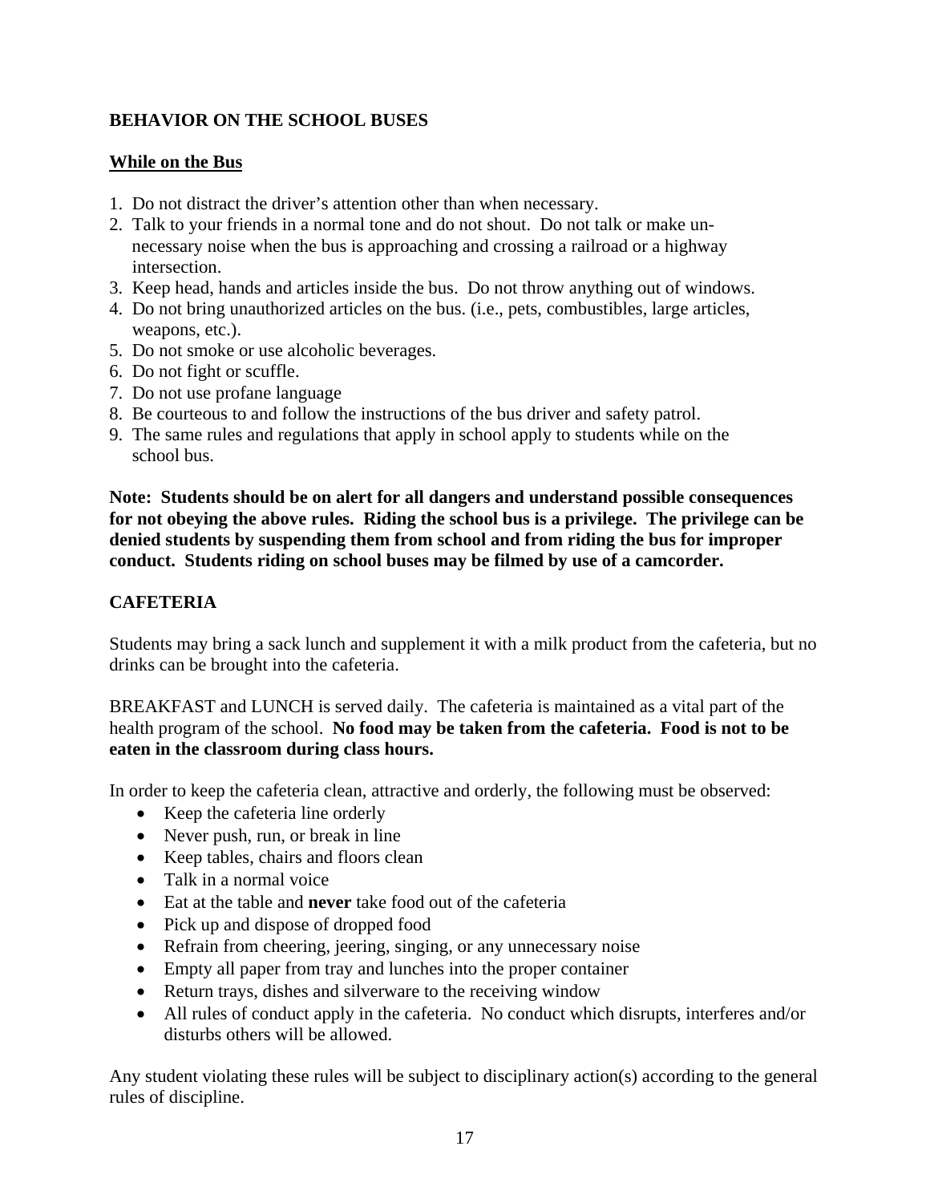## BEHAVIOR ON THE SCHOOL BUSES

### While on the Bus

1. Do not distract the driver's attention other than when necessary.
2. Talk to your friends in a normal tone and do not shout. Do not talk or make un-necessary noise when the bus is approaching and crossing a railroad or a highway intersection.
3. Keep head, hands and articles inside the bus. Do not throw anything out of windows.
4. Do not bring unauthorized articles on the bus. (i.e., pets, combustibles, large articles, weapons, etc.).
5. Do not smoke or use alcoholic beverages.
6. Do not fight or scuffle.
7. Do not use profane language
8. Be courteous to and follow the instructions of the bus driver and safety patrol.
9. The same rules and regulations that apply in school apply to students while on the school bus.

**Note: Students should be on alert for all dangers and understand possible consequences for not obeying the above rules. Riding the school bus is a privilege. The privilege can be denied students by suspending them from school and from riding the bus for improper conduct. Students riding on school buses may be filmed by use of a camcorder.**

## CAFETERIA

Students may bring a sack lunch and supplement it with a milk product from the cafeteria, but no drinks can be brought into the cafeteria.

BREAKFAST and LUNCH is served daily. The cafeteria is maintained as a vital part of the health program of the school. **No food may be taken from the cafeteria. Food is not to be eaten in the classroom during class hours.**

In order to keep the cafeteria clean, attractive and orderly, the following must be observed:

- Keep the cafeteria line orderly
- Never push, run, or break in line
- Keep tables, chairs and floors clean
- Talk in a normal voice
- Eat at the table and **never** take food out of the cafeteria
- Pick up and dispose of dropped food
- Refrain from cheering, jeering, singing, or any unnecessary noise
- Empty all paper from tray and lunches into the proper container
- Return trays, dishes and silverware to the receiving window
- All rules of conduct apply in the cafeteria. No conduct which disrupts, interferes and/or disturbs others will be allowed.

Any student violating these rules will be subject to disciplinary action(s) according to the general rules of discipline.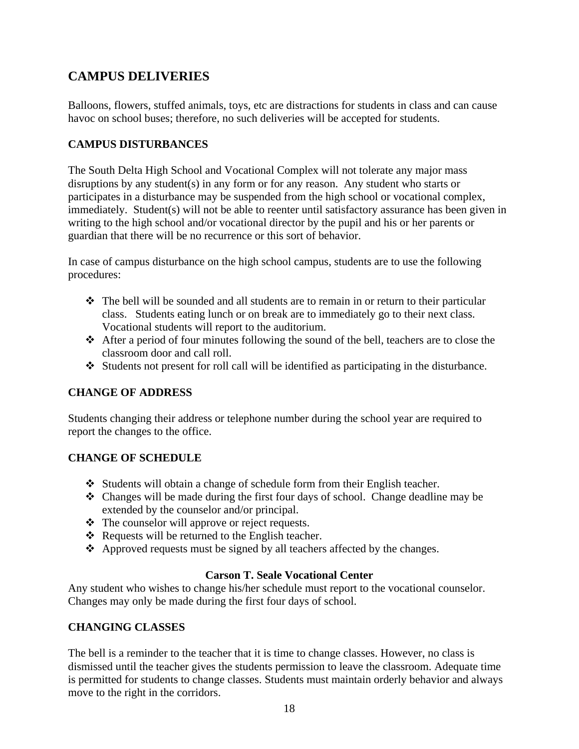## CAMPUS DELIVERIES

Balloons, flowers, stuffed animals, toys, etc are distractions for students in class and can cause havoc on school buses; therefore, no such deliveries will be accepted for students.

### CAMPUS DISTURBANCES

The South Delta High School and Vocational Complex will not tolerate any major mass disruptions by any student(s) in any form or for any reason. Any student who starts or participates in a disturbance may be suspended from the high school or vocational complex, immediately. Student(s) will not be able to reenter until satisfactory assurance has been given in writing to the high school and/or vocational director by the pupil and his or her parents or guardian that there will be no recurrence or this sort of behavior.

In case of campus disturbance on the high school campus, students are to use the following procedures:

- The bell will be sounded and all students are to remain in or return to their particular class. Students eating lunch or on break are to immediately go to their next class. Vocational students will report to the auditorium.
- After a period of four minutes following the sound of the bell, teachers are to close the classroom door and call roll.
- Students not present for roll call will be identified as participating in the disturbance.

### CHANGE OF ADDRESS

Students changing their address or telephone number during the school year are required to report the changes to the office.

### CHANGE OF SCHEDULE

- Students will obtain a change of schedule form from their English teacher.
- Changes will be made during the first four days of school. Change deadline may be extended by the counselor and/or principal.
- The counselor will approve or reject requests.
- Requests will be returned to the English teacher.
- Approved requests must be signed by all teachers affected by the changes.

**Carson T. Seale Vocational Center**

Any student who wishes to change his/her schedule must report to the vocational counselor. Changes may only be made during the first four days of school.

### CHANGING CLASSES

The bell is a reminder to the teacher that it is time to change classes. However, no class is dismissed until the teacher gives the students permission to leave the classroom. Adequate time is permitted for students to change classes. Students must maintain orderly behavior and always move to the right in the corridors.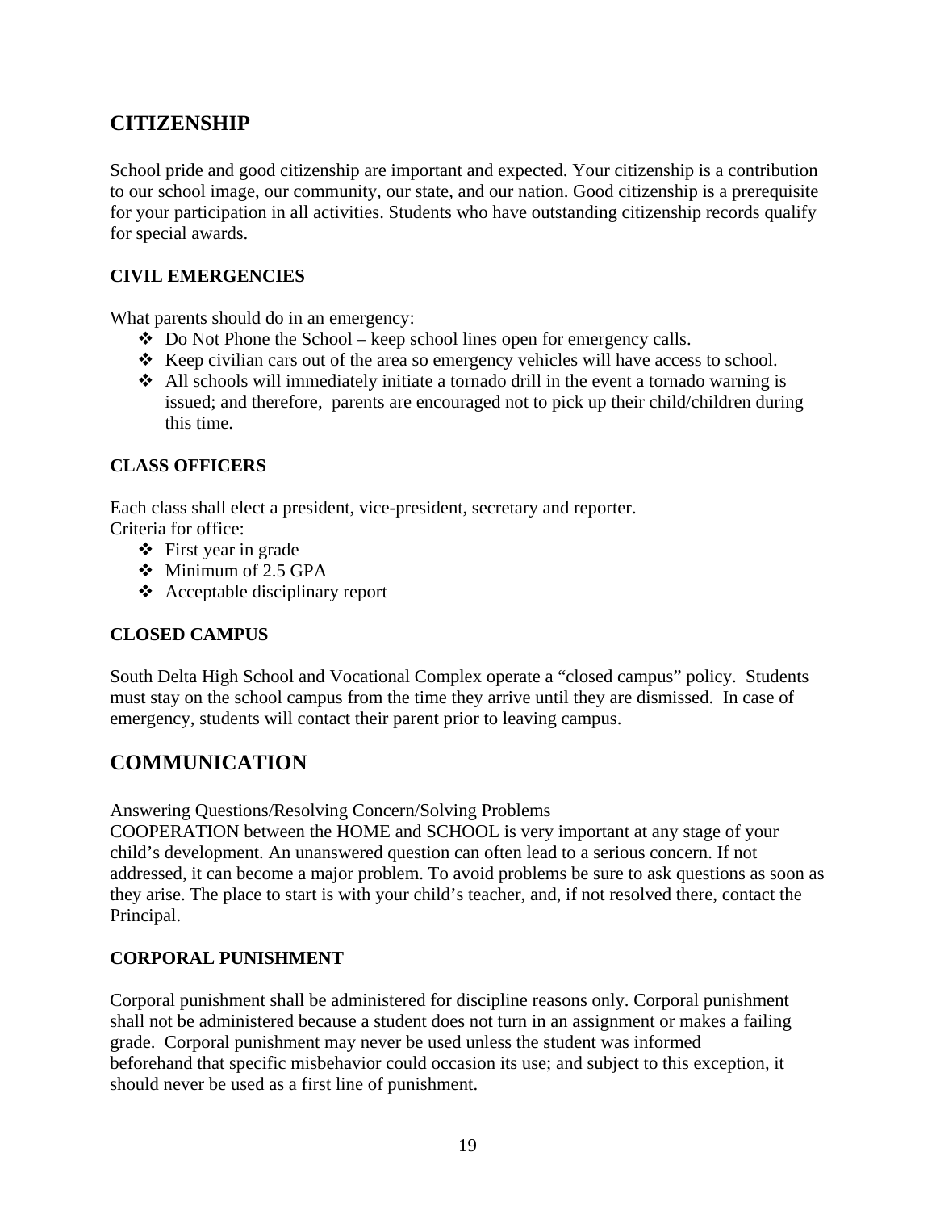## CITIZENSHIP

School pride and good citizenship are important and expected. Your citizenship is a contribution to our school image, our community, our state, and our nation. Good citizenship is a prerequisite for your participation in all activities. Students who have outstanding citizenship records qualify for special awards.

### CIVIL EMERGENCIES

What parents should do in an emergency:

- Do Not Phone the School – keep school lines open for emergency calls.
- Keep civilian cars out of the area so emergency vehicles will have access to school.
- All schools will immediately initiate a tornado drill in the event a tornado warning is issued; and therefore, parents are encouraged not to pick up their child/children during this time.

### CLASS OFFICERS

Each class shall elect a president, vice-president, secretary and reporter.
Criteria for office:

- First year in grade
- Minimum of 2.5 GPA
- Acceptable disciplinary report

### CLOSED CAMPUS

South Delta High School and Vocational Complex operate a "closed campus" policy. Students must stay on the school campus from the time they arrive until they are dismissed. In case of emergency, students will contact their parent prior to leaving campus.

## COMMUNICATION

Answering Questions/Resolving Concern/Solving Problems
COOPERATION between the HOME and SCHOOL is very important at any stage of your child's development. An unanswered question can often lead to a serious concern. If not addressed, it can become a major problem. To avoid problems be sure to ask questions as soon as they arise. The place to start is with your child's teacher, and, if not resolved there, contact the Principal.

### CORPORAL PUNISHMENT

Corporal punishment shall be administered for discipline reasons only. Corporal punishment shall not be administered because a student does not turn in an assignment or makes a failing grade. Corporal punishment may never be used unless the student was informed beforehand that specific misbehavior could occasion its use; and subject to this exception, it should never be used as a first line of punishment.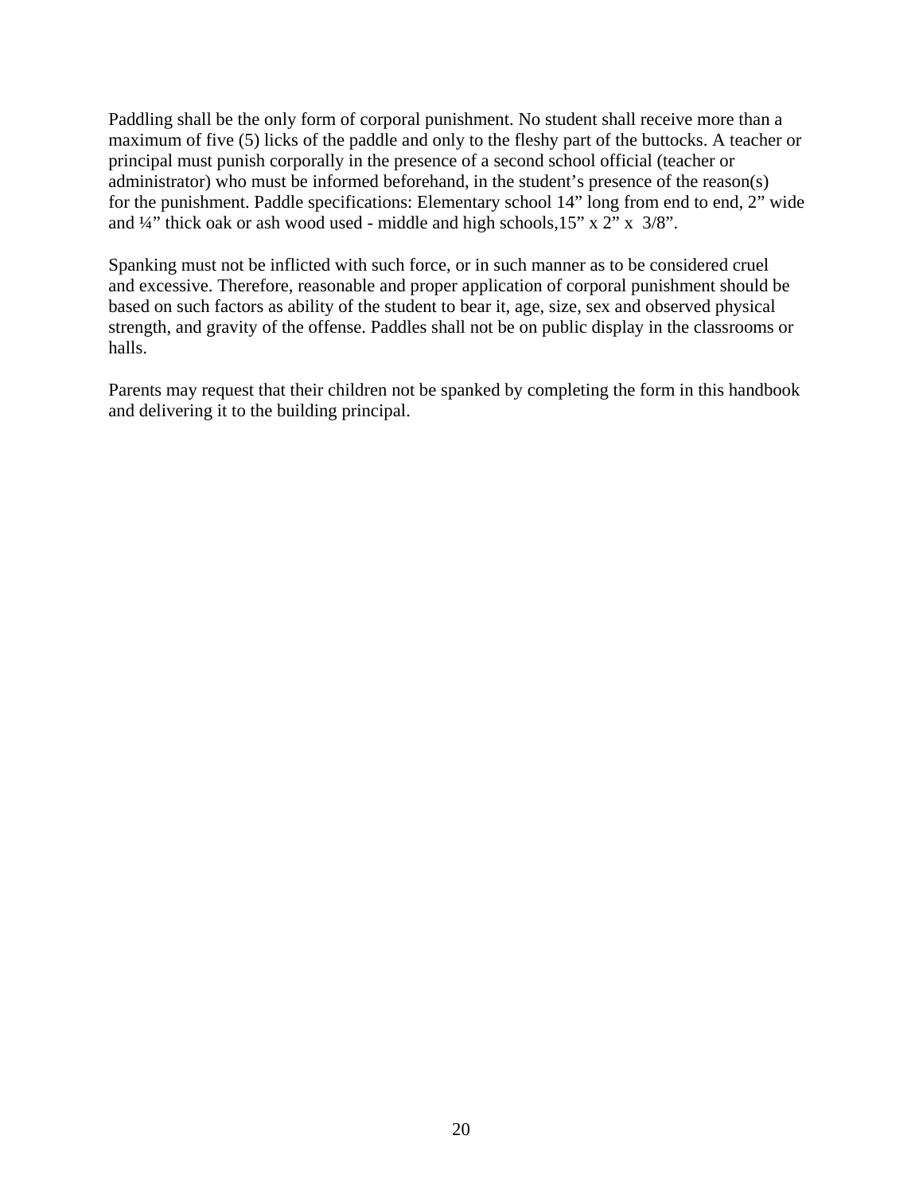Paddling shall be the only form of corporal punishment. No student shall receive more than a maximum of five (5) licks of the paddle and only to the fleshy part of the buttocks. A teacher or principal must punish corporally in the presence of a second school official (teacher or administrator) who must be informed beforehand, in the student's presence of the reason(s) for the punishment. Paddle specifications: Elementary school 14" long from end to end, 2" wide and ¼" thick oak or ash wood used - middle and high schools,15" x 2" x 3/8".

Spanking must not be inflicted with such force, or in such manner as to be considered cruel and excessive. Therefore, reasonable and proper application of corporal punishment should be based on such factors as ability of the student to bear it, age, size, sex and observed physical strength, and gravity of the offense. Paddles shall not be on public display in the classrooms or halls.

Parents may request that their children not be spanked by completing the form in this handbook and delivering it to the building principal.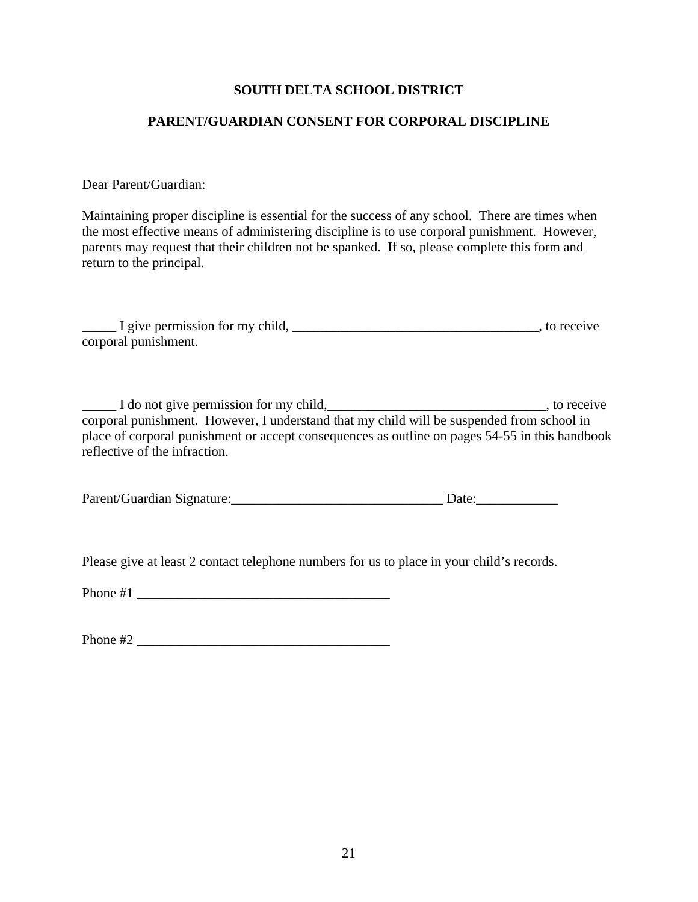**SOUTH DELTA SCHOOL DISTRICT**

**PARENT/GUARDIAN CONSENT FOR CORPORAL DISCIPLINE**

Dear Parent/Guardian:

Maintaining proper discipline is essential for the success of any school. There are times when the most effective means of administering discipline is to use corporal punishment. However, parents may request that their children not be spanked. If so, please complete this form and return to the principal.

_____ I give permission for my child, ____________________________________, to receive corporal punishment.

_____ I do not give permission for my child,________________________________, to receive corporal punishment. However, I understand that my child will be suspended from school in place of corporal punishment or accept consequences as outline on pages 54-55 in this handbook reflective of the infraction.

Parent/Guardian Signature:_______________________________ Date:____________

Please give at least 2 contact telephone numbers for us to place in your child's records.

Phone #1 _____________________________________

Phone #2 _____________________________________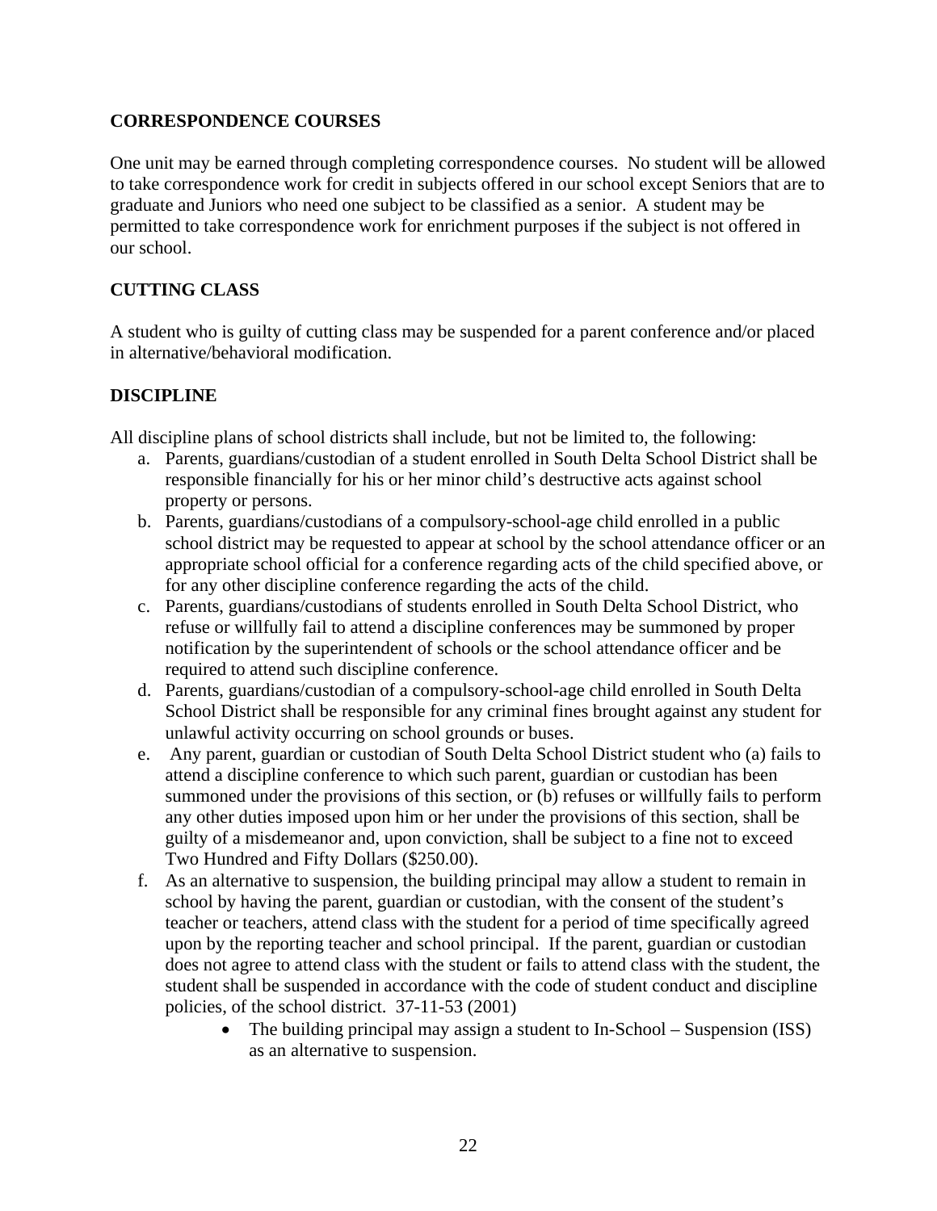**CORRESPONDENCE COURSES**

One unit may be earned through completing correspondence courses. No student will be allowed to take correspondence work for credit in subjects offered in our school except Seniors that are to graduate and Juniors who need one subject to be classified as a senior. A student may be permitted to take correspondence work for enrichment purposes if the subject is not offered in our school.

**CUTTING CLASS**

A student who is guilty of cutting class may be suspended for a parent conference and/or placed in alternative/behavioral modification.

**DISCIPLINE**

All discipline plans of school districts shall include, but not be limited to, the following:

a. Parents, guardians/custodian of a student enrolled in South Delta School District shall be responsible financially for his or her minor child's destructive acts against school property or persons.
b. Parents, guardians/custodians of a compulsory-school-age child enrolled in a public school district may be requested to appear at school by the school attendance officer or an appropriate school official for a conference regarding acts of the child specified above, or for any other discipline conference regarding the acts of the child.
c. Parents, guardians/custodians of students enrolled in South Delta School District, who refuse or willfully fail to attend a discipline conferences may be summoned by proper notification by the superintendent of schools or the school attendance officer and be required to attend such discipline conference.
d. Parents, guardians/custodian of a compulsory-school-age child enrolled in South Delta School District shall be responsible for any criminal fines brought against any student for unlawful activity occurring on school grounds or buses.
e. Any parent, guardian or custodian of South Delta School District student who (a) fails to attend a discipline conference to which such parent, guardian or custodian has been summoned under the provisions of this section, or (b) refuses or willfully fails to perform any other duties imposed upon him or her under the provisions of this section, shall be guilty of a misdemeanor and, upon conviction, shall be subject to a fine not to exceed Two Hundred and Fifty Dollars ($250.00).
f. As an alternative to suspension, the building principal may allow a student to remain in school by having the parent, guardian or custodian, with the consent of the student's teacher or teachers, attend class with the student for a period of time specifically agreed upon by the reporting teacher and school principal. If the parent, guardian or custodian does not agree to attend class with the student or fails to attend class with the student, the student shall be suspended in accordance with the code of student conduct and discipline policies, of the school district. 37-11-53 (2001)
    - The building principal may assign a student to In-School – Suspension (ISS) as an alternative to suspension.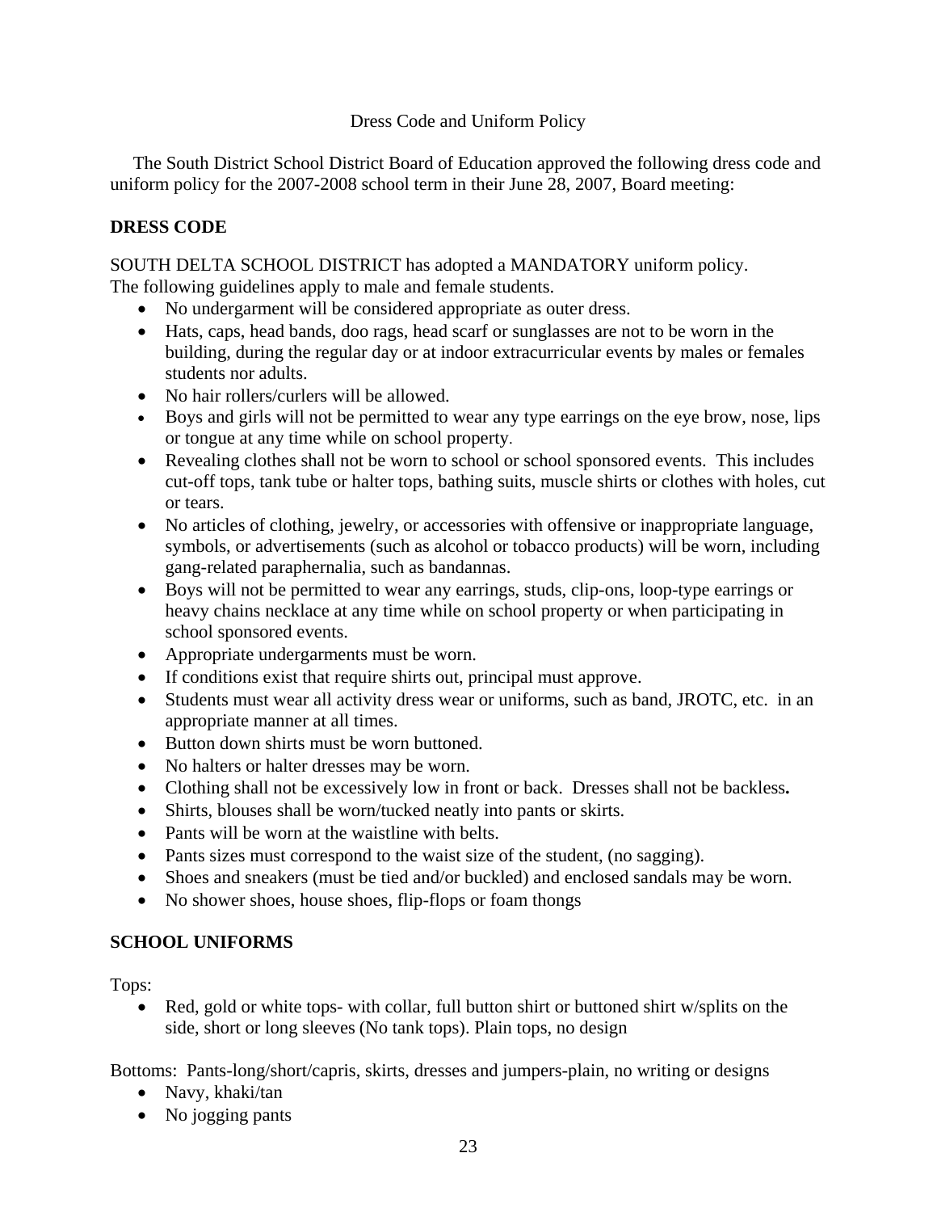Dress Code and Uniform Policy

The South District School District Board of Education approved the following dress code and uniform policy for the 2007-2008 school term in their June 28, 2007, Board meeting:

## DRESS CODE

SOUTH DELTA SCHOOL DISTRICT has adopted a MANDATORY uniform policy.
The following guidelines apply to male and female students.

- No undergarment will be considered appropriate as outer dress.
- Hats, caps, head bands, doo rags, head scarf or sunglasses are not to be worn in the building, during the regular day or at indoor extracurricular events by males or females students nor adults.
- No hair rollers/curlers will be allowed.
- Boys and girls will not be permitted to wear any type earrings on the eye brow, nose, lips or tongue at any time while on school property.
- Revealing clothes shall not be worn to school or school sponsored events. This includes cut-off tops, tank tube or halter tops, bathing suits, muscle shirts or clothes with holes, cut or tears.
- No articles of clothing, jewelry, or accessories with offensive or inappropriate language, symbols, or advertisements (such as alcohol or tobacco products) will be worn, including gang-related paraphernalia, such as bandannas.
- Boys will not be permitted to wear any earrings, studs, clip-ons, loop-type earrings or heavy chains necklace at any time while on school property or when participating in school sponsored events.
- Appropriate undergarments must be worn.
- If conditions exist that require shirts out, principal must approve.
- Students must wear all activity dress wear or uniforms, such as band, JROTC, etc. in an appropriate manner at all times.
- Button down shirts must be worn buttoned.
- No halters or halter dresses may be worn.
- Clothing shall not be excessively low in front or back. Dresses shall not be backless**.**
- Shirts, blouses shall be worn/tucked neatly into pants or skirts.
- Pants will be worn at the waistline with belts.
- Pants sizes must correspond to the waist size of the student, (no sagging).
- Shoes and sneakers (must be tied and/or buckled) and enclosed sandals may be worn.
- No shower shoes, house shoes, flip-flops or foam thongs

## SCHOOL UNIFORMS

Tops:

- Red, gold or white tops- with collar, full button shirt or buttoned shirt w/splits on the side, short or long sleeves (No tank tops). Plain tops, no design

Bottoms: Pants-long/short/capris, skirts, dresses and jumpers-plain, no writing or designs

- Navy, khaki/tan
- No jogging pants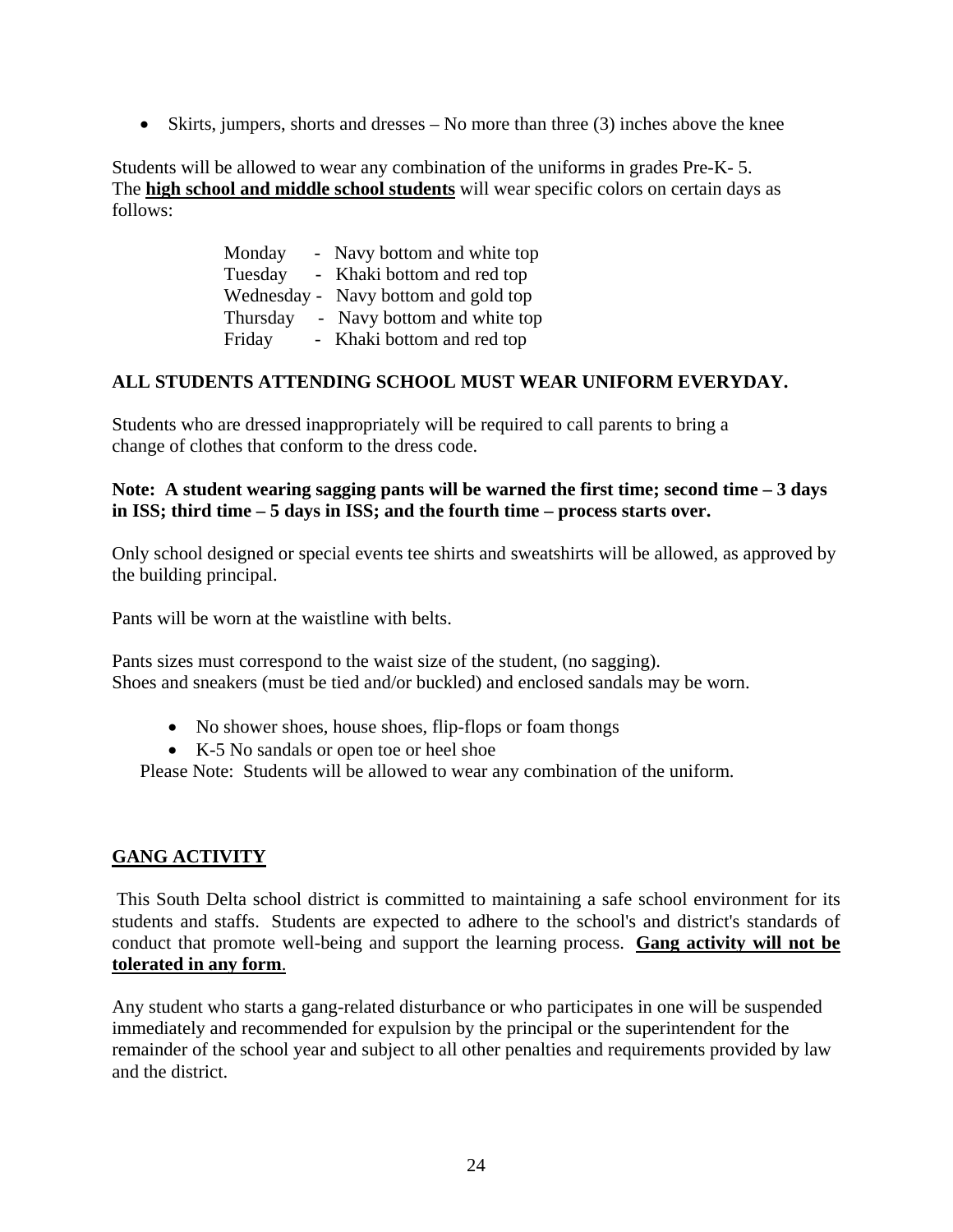- Skirts, jumpers, shorts and dresses – No more than three (3) inches above the knee

Students will be allowed to wear any combination of the uniforms in grades Pre-K- 5.
The **high school and middle school students** will wear specific colors on certain days as follows:

Monday - Navy bottom and white top
Tuesday - Khaki bottom and red top
Wednesday - Navy bottom and gold top
Thursday - Navy bottom and white top
Friday - Khaki bottom and red top

**ALL STUDENTS ATTENDING SCHOOL MUST WEAR UNIFORM EVERYDAY.**

Students who are dressed inappropriately will be required to call parents to bring a change of clothes that conform to the dress code.

**Note: A student wearing sagging pants will be warned the first time; second time – 3 days in ISS; third time – 5 days in ISS; and the fourth time – process starts over.**

Only school designed or special events tee shirts and sweatshirts will be allowed, as approved by the building principal.

Pants will be worn at the waistline with belts.

Pants sizes must correspond to the waist size of the student, (no sagging).
Shoes and sneakers (must be tied and/or buckled) and enclosed sandals may be worn.

- No shower shoes, house shoes, flip-flops or foam thongs
- K-5 No sandals or open toe or heel shoe

Please Note: Students will be allowed to wear any combination of the uniform.

## GANG ACTIVITY

This South Delta school district is committed to maintaining a safe school environment for its students and staffs. Students are expected to adhere to the school's and district's standards of conduct that promote well-being and support the learning process. **Gang activity will not be tolerated in any form**.

Any student who starts a gang-related disturbance or who participates in one will be suspended immediately and recommended for expulsion by the principal or the superintendent for the remainder of the school year and subject to all other penalties and requirements provided by law and the district.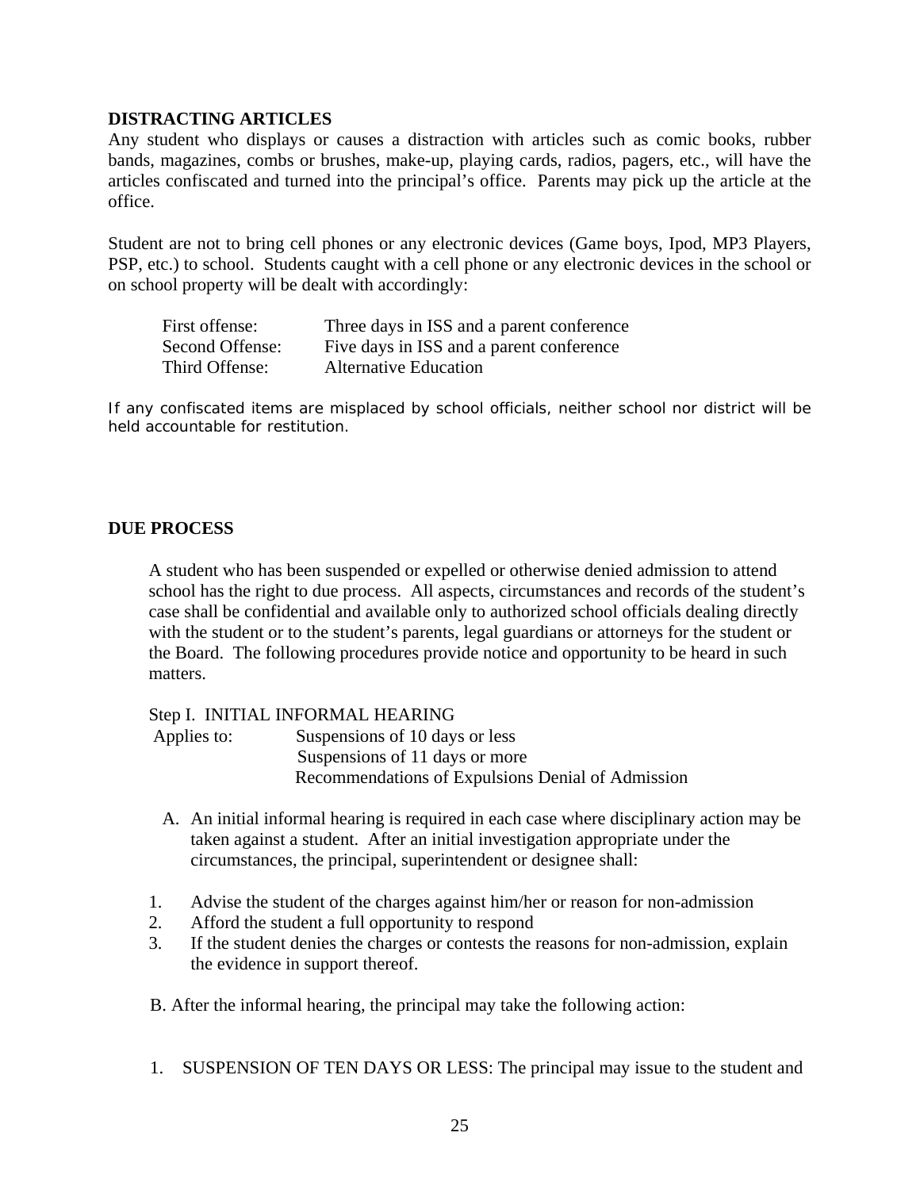**DISTRACTING ARTICLES**

Any student who displays or causes a distraction with articles such as comic books, rubber bands, magazines, combs or brushes, make-up, playing cards, radios, pagers, etc., will have the articles confiscated and turned into the principal's office. Parents may pick up the article at the office.

Student are not to bring cell phones or any electronic devices (Game boys, Ipod, MP3 Players, PSP, etc.) to school. Students caught with a cell phone or any electronic devices in the school or on school property will be dealt with accordingly:

| | |
|---|---|
| First offense: | Three days in ISS and a parent conference |
| Second Offense: | Five days in ISS and a parent conference |
| Third Offense: | Alternative Education |

If any confiscated items are misplaced by school officials, neither school nor district will be held accountable for restitution.

**DUE PROCESS**

A student who has been suspended or expelled or otherwise denied admission to attend school has the right to due process. All aspects, circumstances and records of the student's case shall be confidential and available only to authorized school officials dealing directly with the student or to the student's parents, legal guardians or attorneys for the student or the Board. The following procedures provide notice and opportunity to be heard in such matters.

Step I. INITIAL INFORMAL HEARING

Applies to: Suspensions of 10 days or less
Suspensions of 11 days or more
Recommendations of Expulsions Denial of Admission

A. An initial informal hearing is required in each case where disciplinary action may be taken against a student. After an initial investigation appropriate under the circumstances, the principal, superintendent or designee shall:

1. Advise the student of the charges against him/her or reason for non-admission
2. Afford the student a full opportunity to respond
3. If the student denies the charges or contests the reasons for non-admission, explain the evidence in support thereof.

B. After the informal hearing, the principal may take the following action:

1. SUSPENSION OF TEN DAYS OR LESS: The principal may issue to the student and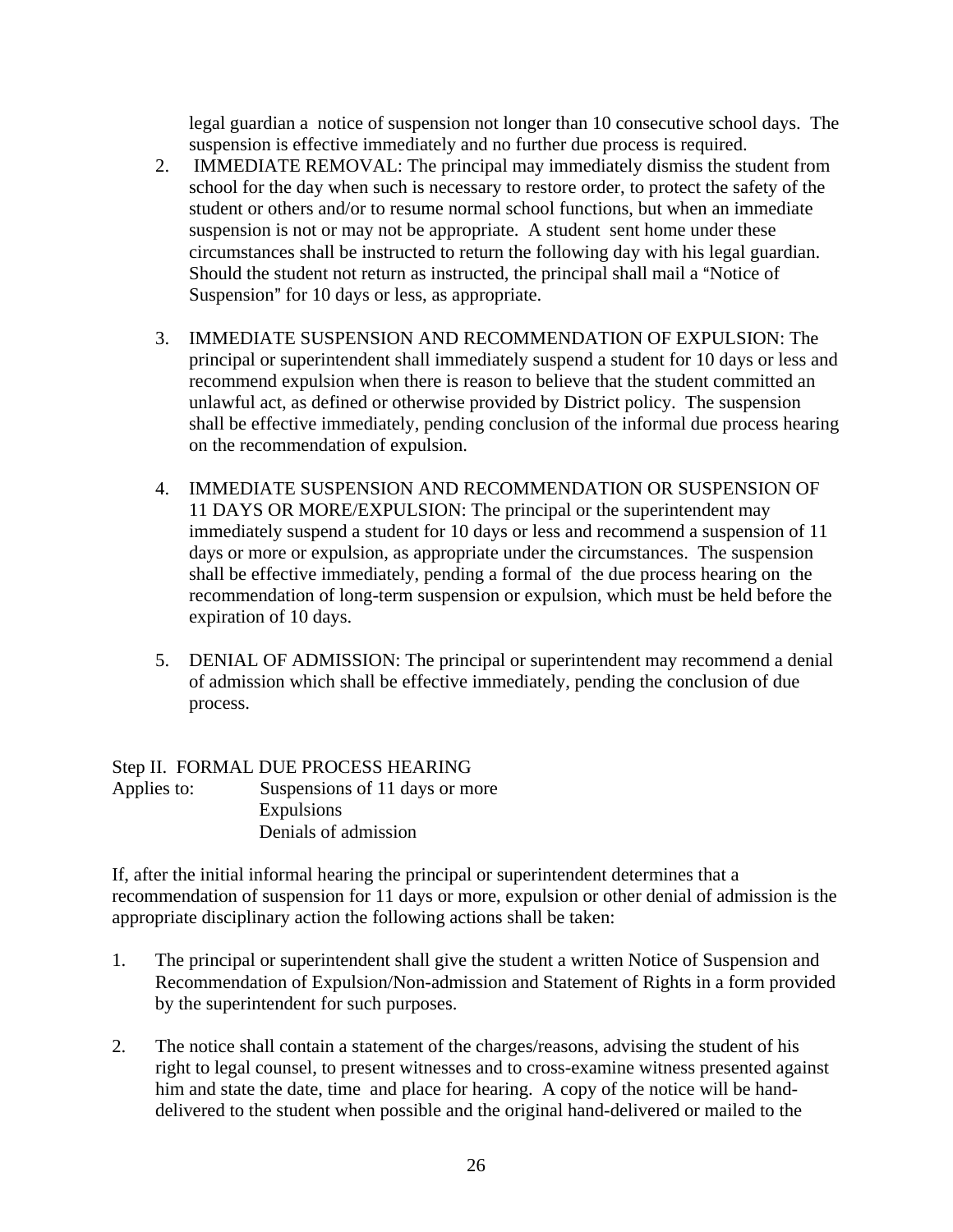legal guardian a notice of suspension not longer than 10 consecutive school days. The suspension is effective immediately and no further due process is required.

2. IMMEDIATE REMOVAL: The principal may immediately dismiss the student from school for the day when such is necessary to restore order, to protect the safety of the student or others and/or to resume normal school functions, but when an immediate suspension is not or may not be appropriate. A student sent home under these circumstances shall be instructed to return the following day with his legal guardian. Should the student not return as instructed, the principal shall mail a "Notice of Suspension" for 10 days or less, as appropriate.

3. IMMEDIATE SUSPENSION AND RECOMMENDATION OF EXPULSION: The principal or superintendent shall immediately suspend a student for 10 days or less and recommend expulsion when there is reason to believe that the student committed an unlawful act, as defined or otherwise provided by District policy. The suspension shall be effective immediately, pending conclusion of the informal due process hearing on the recommendation of expulsion.

4. IMMEDIATE SUSPENSION AND RECOMMENDATION OR SUSPENSION OF 11 DAYS OR MORE/EXPULSION: The principal or the superintendent may immediately suspend a student for 10 days or less and recommend a suspension of 11 days or more or expulsion, as appropriate under the circumstances. The suspension shall be effective immediately, pending a formal of the due process hearing on the recommendation of long-term suspension or expulsion, which must be held before the expiration of 10 days.

5. DENIAL OF ADMISSION: The principal or superintendent may recommend a denial of admission which shall be effective immediately, pending the conclusion of due process.

Step II. FORMAL DUE PROCESS HEARING

Applies to: Suspensions of 11 days or more
Expulsions
Denials of admission

If, after the initial informal hearing the principal or superintendent determines that a recommendation of suspension for 11 days or more, expulsion or other denial of admission is the appropriate disciplinary action the following actions shall be taken:

1. The principal or superintendent shall give the student a written Notice of Suspension and Recommendation of Expulsion/Non-admission and Statement of Rights in a form provided by the superintendent for such purposes.

2. The notice shall contain a statement of the charges/reasons, advising the student of his right to legal counsel, to present witnesses and to cross-examine witness presented against him and state the date, time and place for hearing. A copy of the notice will be hand-delivered to the student when possible and the original hand-delivered or mailed to the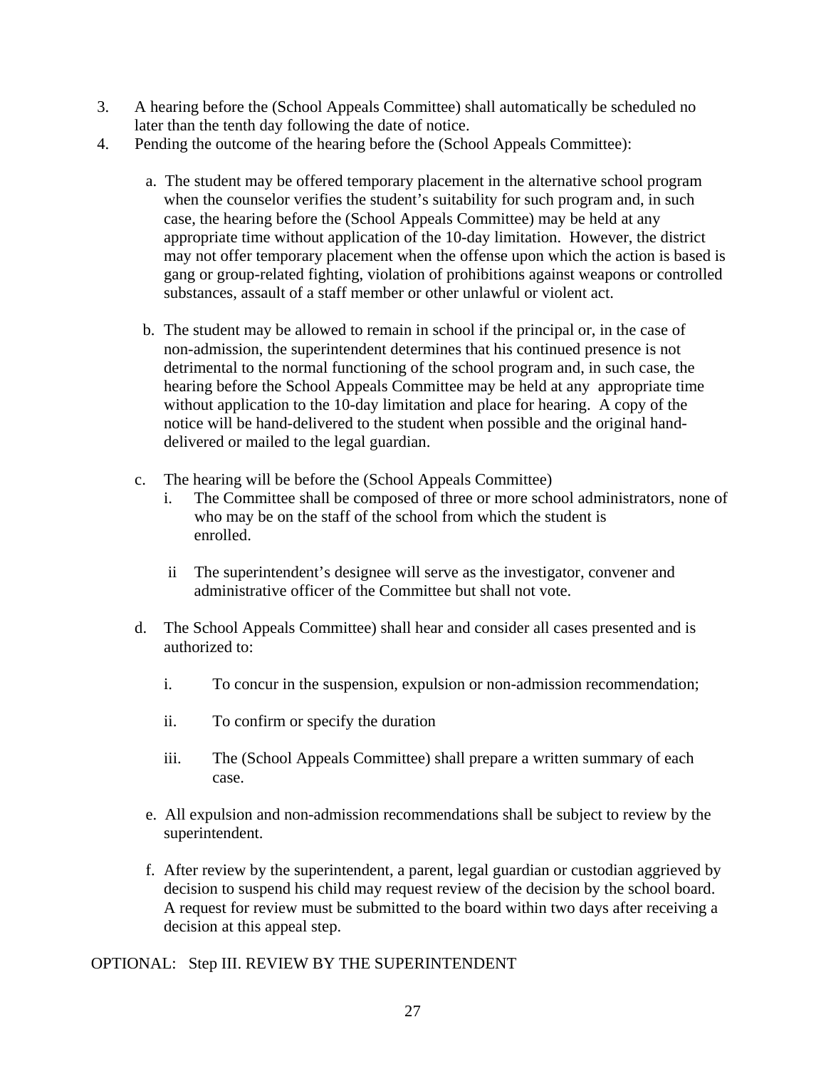3. A hearing before the (School Appeals Committee) shall automatically be scheduled no later than the tenth day following the date of notice.
4. Pending the outcome of the hearing before the (School Appeals Committee):

   a. The student may be offered temporary placement in the alternative school program when the counselor verifies the student's suitability for such program and, in such case, the hearing before the (School Appeals Committee) may be held at any appropriate time without application of the 10-day limitation. However, the district may not offer temporary placement when the offense upon which the action is based is gang or group-related fighting, violation of prohibitions against weapons or controlled substances, assault of a staff member or other unlawful or violent act.

   b. The student may be allowed to remain in school if the principal or, in the case of non-admission, the superintendent determines that his continued presence is not detrimental to the normal functioning of the school program and, in such case, the hearing before the School Appeals Committee may be held at any appropriate time without application to the 10-day limitation and place for hearing. A copy of the notice will be hand-delivered to the student when possible and the original hand-delivered or mailed to the legal guardian.

   c. The hearing will be before the (School Appeals Committee)
      i. The Committee shall be composed of three or more school administrators, none of who may be on the staff of the school from which the student is enrolled.

      ii The superintendent's designee will serve as the investigator, convener and administrative officer of the Committee but shall not vote.

   d. The School Appeals Committee) shall hear and consider all cases presented and is authorized to:

      i. To concur in the suspension, expulsion or non-admission recommendation;

      ii. To confirm or specify the duration

      iii. The (School Appeals Committee) shall prepare a written summary of each case.

   e. All expulsion and non-admission recommendations shall be subject to review by the superintendent.

   f. After review by the superintendent, a parent, legal guardian or custodian aggrieved by decision to suspend his child may request review of the decision by the school board. A request for review must be submitted to the board within two days after receiving a decision at this appeal step.

OPTIONAL: Step III. REVIEW BY THE SUPERINTENDENT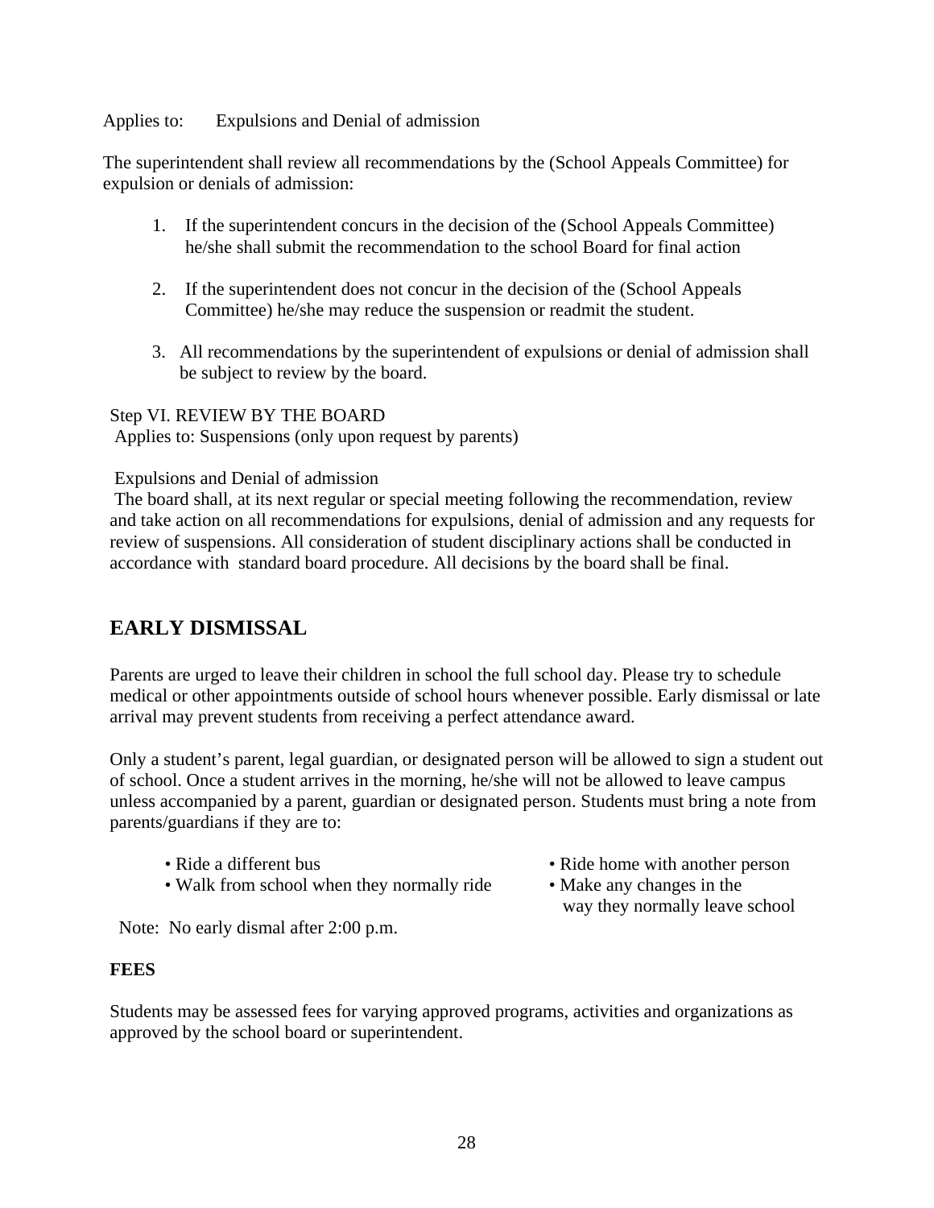Applies to: Expulsions and Denial of admission

The superintendent shall review all recommendations by the (School Appeals Committee) for expulsion or denials of admission:

1. If the superintendent concurs in the decision of the (School Appeals Committee) he/she shall submit the recommendation to the school Board for final action

2. If the superintendent does not concur in the decision of the (School Appeals Committee) he/she may reduce the suspension or readmit the student.

3. All recommendations by the superintendent of expulsions or denial of admission shall be subject to review by the board.

Step VI. REVIEW BY THE BOARD
Applies to: Suspensions (only upon request by parents)

Expulsions and Denial of admission
The board shall, at its next regular or special meeting following the recommendation, review and take action on all recommendations for expulsions, denial of admission and any requests for review of suspensions. All consideration of student disciplinary actions shall be conducted in accordance with standard board procedure. All decisions by the board shall be final.

## EARLY DISMISSAL

Parents are urged to leave their children in school the full school day. Please try to schedule medical or other appointments outside of school hours whenever possible. Early dismissal or late arrival may prevent students from receiving a perfect attendance award.

Only a student's parent, legal guardian, or designated person will be allowed to sign a student out of school. Once a student arrives in the morning, he/she will not be allowed to leave campus unless accompanied by a parent, guardian or designated person. Students must bring a note from parents/guardians if they are to:

- Ride a different bus
- Walk from school when they normally ride
- Ride home with another person
- Make any changes in the way they normally leave school

Note: No early dismal after 2:00 p.m.

**FEES**

Students may be assessed fees for varying approved programs, activities and organizations as approved by the school board or superintendent.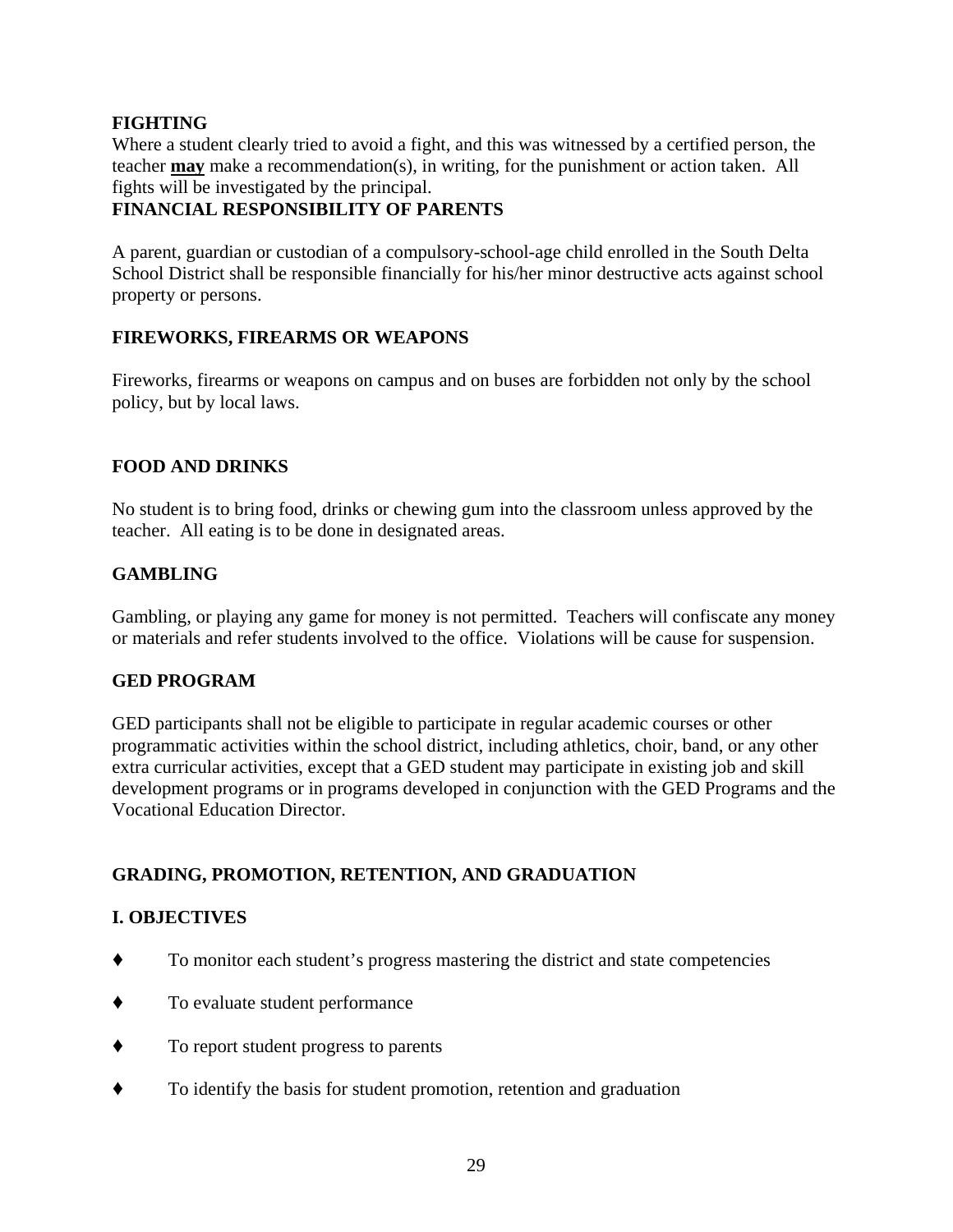## FIGHTING

Where a student clearly tried to avoid a fight, and this was witnessed by a certified person, the teacher **<u>may</u>** make a recommendation(s), in writing, for the punishment or action taken. All fights will be investigated by the principal.

## FINANCIAL RESPONSIBILITY OF PARENTS

A parent, guardian or custodian of a compulsory-school-age child enrolled in the South Delta School District shall be responsible financially for his/her minor destructive acts against school property or persons.

## FIREWORKS, FIREARMS OR WEAPONS

Fireworks, firearms or weapons on campus and on buses are forbidden not only by the school policy, but by local laws.

## FOOD AND DRINKS

No student is to bring food, drinks or chewing gum into the classroom unless approved by the teacher. All eating is to be done in designated areas.

## GAMBLING

Gambling, or playing any game for money is not permitted. Teachers will confiscate any money or materials and refer students involved to the office. Violations will be cause for suspension.

## GED PROGRAM

GED participants shall not be eligible to participate in regular academic courses or other programmatic activities within the school district, including athletics, choir, band, or any other extra curricular activities, except that a GED student may participate in existing job and skill development programs or in programs developed in conjunction with the GED Programs and the Vocational Education Director.

## GRADING, PROMOTION, RETENTION, AND GRADUATION

### I. OBJECTIVES

- To monitor each student's progress mastering the district and state competencies
- To evaluate student performance
- To report student progress to parents
- To identify the basis for student promotion, retention and graduation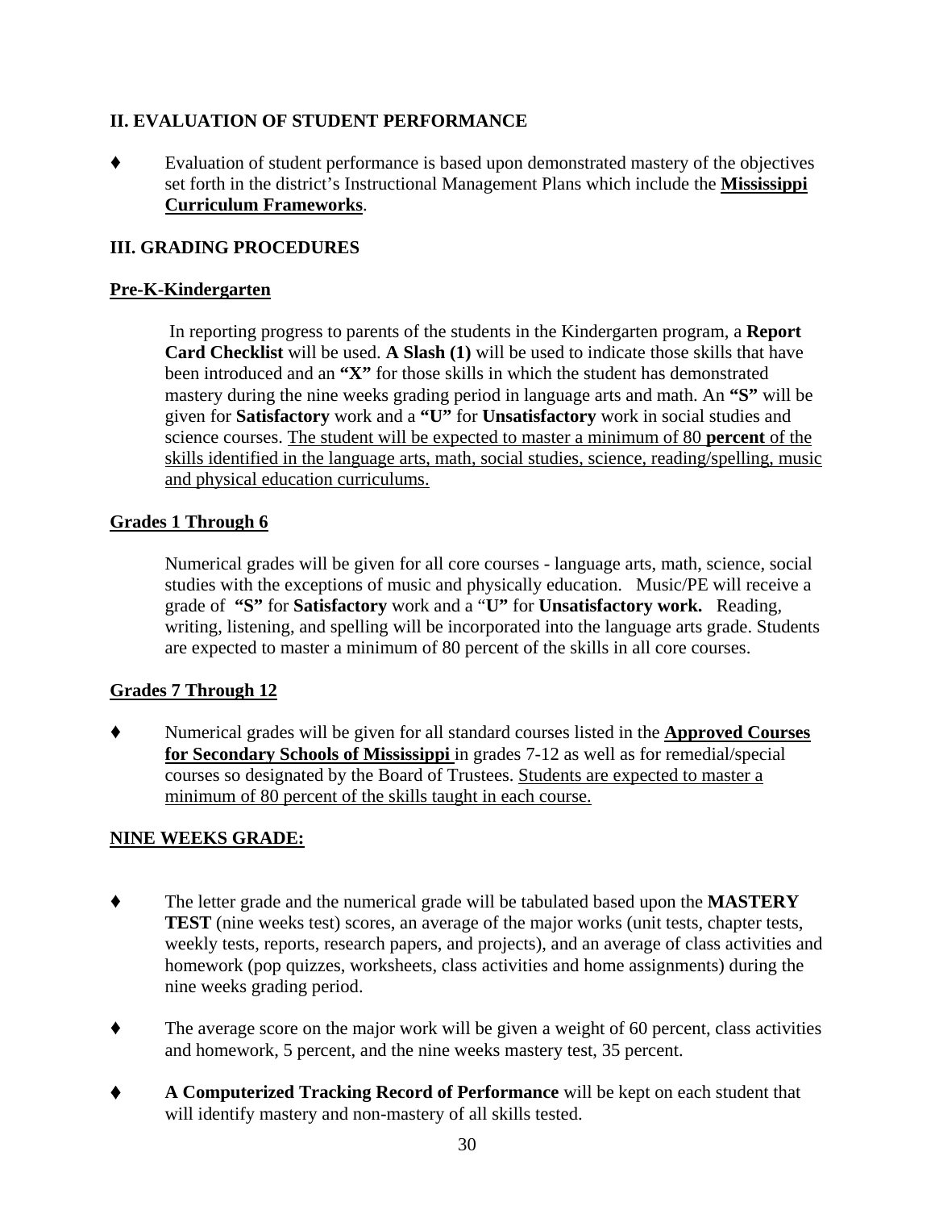## II. EVALUATION OF STUDENT PERFORMANCE

- Evaluation of student performance is based upon demonstrated mastery of the objectives set forth in the district's Instructional Management Plans which include the <u>**Mississippi Curriculum Frameworks**</u>.

## III. GRADING PROCEDURES

### <u>Pre-K-Kindergarten</u>

In reporting progress to parents of the students in the Kindergarten program, a **Report Card Checklist** will be used. **A Slash (1)** will be used to indicate those skills that have been introduced and an **"X"** for those skills in which the student has demonstrated mastery during the nine weeks grading period in language arts and math. An **"S"** will be given for **Satisfactory** work and a **"U"** for **Unsatisfactory** work in social studies and science courses. <u>The student will be expected to master a minimum of 80 **percent** of the skills identified in the language arts, math, social studies, science, reading/spelling, music and physical education curriculums.</u>

### <u>Grades 1 Through 6</u>

Numerical grades will be given for all core courses - language arts, math, science, social studies with the exceptions of music and physically education. Music/PE will receive a grade of **"S"** for **Satisfactory** work and a "**U"** for **Unsatisfactory work.** Reading, writing, listening, and spelling will be incorporated into the language arts grade. Students are expected to master a minimum of 80 percent of the skills in all core courses.

### <u>Grades 7 Through 12</u>

- Numerical grades will be given for all standard courses listed in the <u>**Approved Courses for Secondary Schools of Mississippi**</u> in grades 7-12 as well as for remedial/special courses so designated by the Board of Trustees. <u>Students are expected to master a minimum of 80 percent of the skills taught in each course.</u>

### <u>NINE WEEKS GRADE:</u>

- The letter grade and the numerical grade will be tabulated based upon the **MASTERY TEST** (nine weeks test) scores, an average of the major works (unit tests, chapter tests, weekly tests, reports, research papers, and projects), and an average of class activities and homework (pop quizzes, worksheets, class activities and home assignments) during the nine weeks grading period.

- The average score on the major work will be given a weight of 60 percent, class activities and homework, 5 percent, and the nine weeks mastery test, 35 percent.

- **A Computerized Tracking Record of Performance** will be kept on each student that will identify mastery and non-mastery of all skills tested.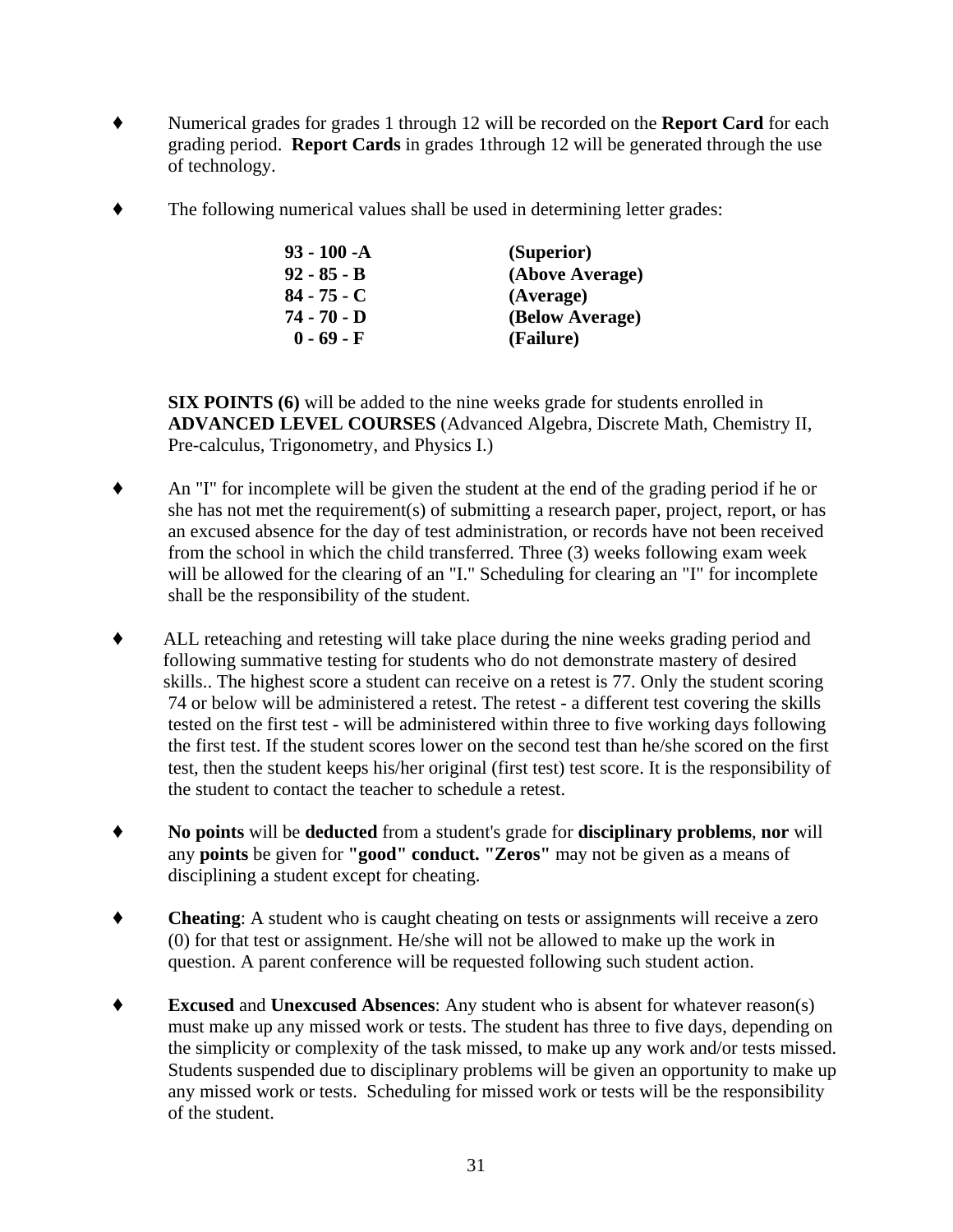- Numerical grades for grades 1 through 12 will be recorded on the **Report Card** for each grading period. **Report Cards** in grades 1through 12 will be generated through the use of technology.

- The following numerical values shall be used in determining letter grades:

| | |
|---|---|
| **93 - 100 -A** | **(Superior)** |
| **92 - 85 - B** | **(Above Average)** |
| **84 - 75 - C** | **(Average)** |
| **74 - 70 - D** | **(Below Average)** |
| **0 - 69 - F** | **(Failure)** |

  **SIX POINTS (6)** will be added to the nine weeks grade for students enrolled in **ADVANCED LEVEL COURSES** (Advanced Algebra, Discrete Math, Chemistry II, Pre-calculus, Trigonometry, and Physics I.)

- An "I" for incomplete will be given the student at the end of the grading period if he or she has not met the requirement(s) of submitting a research paper, project, report, or has an excused absence for the day of test administration, or records have not been received from the school in which the child transferred. Three (3) weeks following exam week will be allowed for the clearing of an "I." Scheduling for clearing an "I" for incomplete shall be the responsibility of the student.

- ALL reteaching and retesting will take place during the nine weeks grading period and following summative testing for students who do not demonstrate mastery of desired skills.. The highest score a student can receive on a retest is 77. Only the student scoring 74 or below will be administered a retest. The retest - a different test covering the skills tested on the first test - will be administered within three to five working days following the first test. If the student scores lower on the second test than he/she scored on the first test, then the student keeps his/her original (first test) test score. It is the responsibility of the student to contact the teacher to schedule a retest.

- **No points** will be **deducted** from a student's grade for **disciplinary problems**, **nor** will any **points** be given for **"good" conduct. "Zeros"** may not be given as a means of disciplining a student except for cheating.

- **Cheating**: A student who is caught cheating on tests or assignments will receive a zero (0) for that test or assignment. He/she will not be allowed to make up the work in question. A parent conference will be requested following such student action.

- **Excused** and **Unexcused Absences**: Any student who is absent for whatever reason(s) must make up any missed work or tests. The student has three to five days, depending on the simplicity or complexity of the task missed, to make up any work and/or tests missed. Students suspended due to disciplinary problems will be given an opportunity to make up any missed work or tests. Scheduling for missed work or tests will be the responsibility of the student.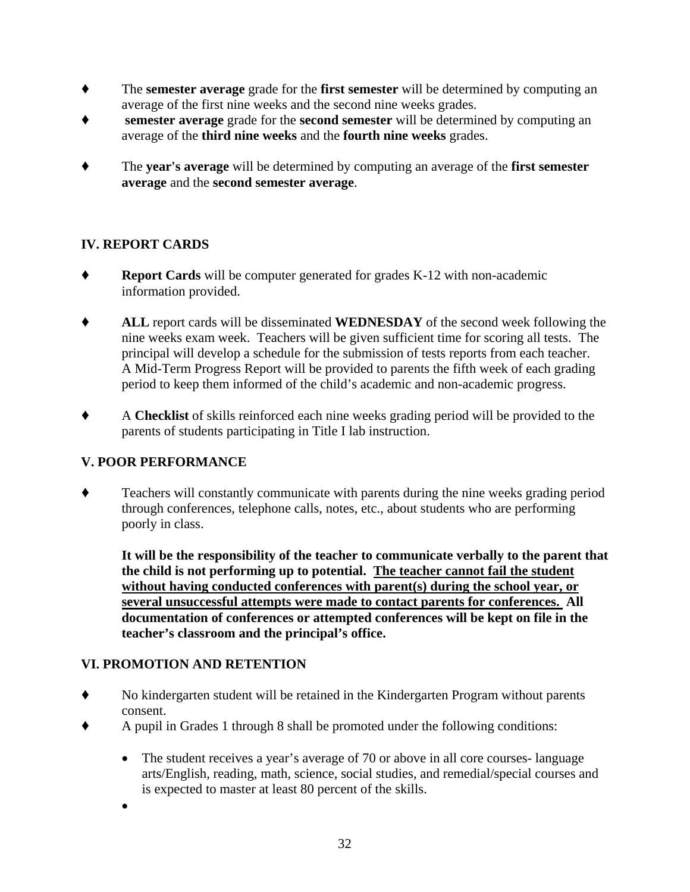- The **semester average** grade for the **first semester** will be determined by computing an average of the first nine weeks and the second nine weeks grades.
- **semester average** grade for the **second semester** will be determined by computing an average of the **third nine weeks** and the **fourth nine weeks** grades.
- The **year's average** will be determined by computing an average of the **first semester average** and the **second semester average**.

## IV. REPORT CARDS

- **Report Cards** will be computer generated for grades K-12 with non-academic information provided.
- **ALL** report cards will be disseminated **WEDNESDAY** of the second week following the nine weeks exam week. Teachers will be given sufficient time for scoring all tests. The principal will develop a schedule for the submission of tests reports from each teacher. A Mid-Term Progress Report will be provided to parents the fifth week of each grading period to keep them informed of the child's academic and non-academic progress.
- A **Checklist** of skills reinforced each nine weeks grading period will be provided to the parents of students participating in Title I lab instruction.

## V. POOR PERFORMANCE

- Teachers will constantly communicate with parents during the nine weeks grading period through conferences, telephone calls, notes, etc., about students who are performing poorly in class.

  **It will be the responsibility of the teacher to communicate verbally to the parent that the child is not performing up to potential. <u>The teacher cannot fail the student without having conducted conferences with parent(s) during the school year, or several unsuccessful attempts were made to contact parents for conferences.</u> All documentation of conferences or attempted conferences will be kept on file in the teacher's classroom and the principal's office.**

## VI. PROMOTION AND RETENTION

- No kindergarten student will be retained in the Kindergarten Program without parents consent.
- A pupil in Grades 1 through 8 shall be promoted under the following conditions:
  - The student receives a year's average of 70 or above in all core courses- language arts/English, reading, math, science, social studies, and remedial/special courses and is expected to master at least 80 percent of the skills.
  -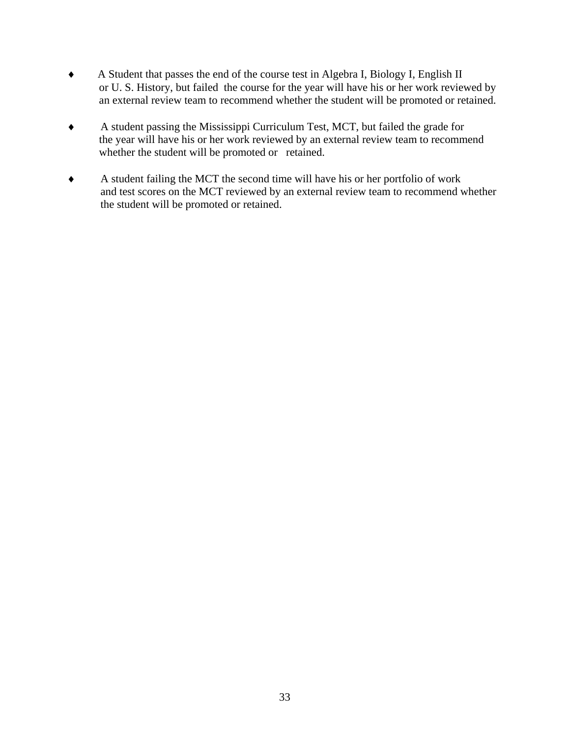- A Student that passes the end of the course test in Algebra I, Biology I, English II or U. S. History, but failed the course for the year will have his or her work reviewed by an external review team to recommend whether the student will be promoted or retained.

- A student passing the Mississippi Curriculum Test, MCT, but failed the grade for the year will have his or her work reviewed by an external review team to recommend whether the student will be promoted or retained.

- A student failing the MCT the second time will have his or her portfolio of work and test scores on the MCT reviewed by an external review team to recommend whether the student will be promoted or retained.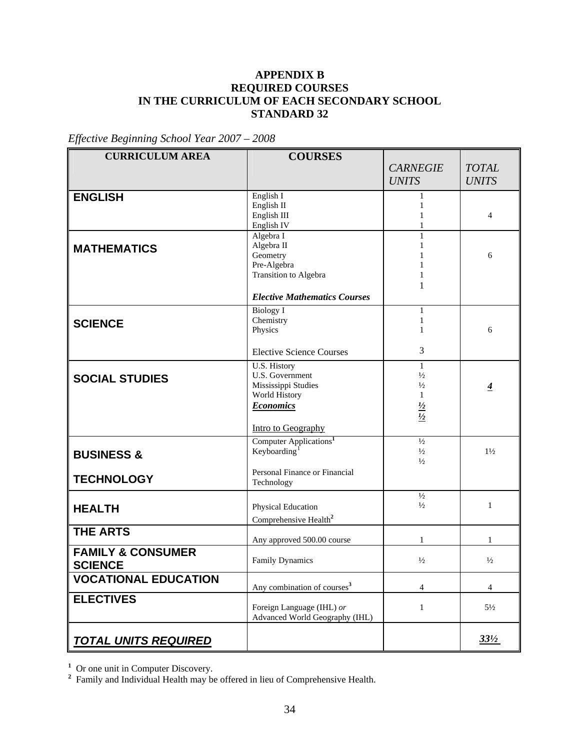**APPENDIX B**
**REQUIRED COURSES**
**IN THE CURRICULUM OF EACH SECONDARY SCHOOL**
**STANDARD 32**

*Effective Beginning School Year 2007 – 2008*

| CURRICULUM AREA | COURSES | *CARNEGIE UNITS* | *TOTAL UNITS* |
|---|---|---|---|
| **ENGLISH** | English I<br>English II<br>English III<br>English IV | 1<br>1<br>1<br>1 | 4 |
| **MATHEMATICS** | Algebra I<br>Algebra II<br>Geometry<br>Pre-Algebra<br>Transition to Algebra<br>***Elective Mathematics Courses*** | 1<br>1<br>1<br>1<br>1<br>1 | 6 |
| **SCIENCE** | Biology I<br>Chemistry<br>Physics<br>Elective Science Courses | 1<br>1<br>1<br>3 | 6 |
| **SOCIAL STUDIES** | U.S. History<br>U.S. Government<br>Mississippi Studies<br>World History<br>***Economics***<br>Intro to Geography | 1<br>½<br>½<br>1<br>½<br>½ | ***4*** |
| **BUSINESS & TECHNOLOGY** | Computer Applications[1]<br>Keyboarding[1]<br>Personal Finance or Financial Technology | ½<br>½<br>½ | 1½ |
| **HEALTH** | Physical Education<br>Comprehensive Health[2] | ½<br>½ | 1 |
| **THE ARTS** | Any approved 500.00 course | 1 | 1 |
| **FAMILY & CONSUMER SCIENCE** | Family Dynamics | ½ | ½ |
| **VOCATIONAL EDUCATION** | Any combination of courses[3] | 4 | 4 |
| **ELECTIVES** | Foreign Language (IHL) *or* Advanced World Geography (IHL) | 1 | 5½ |
| ***TOTAL UNITS REQUIRED*** | | | ***33½*** |

[1] Or one unit in Computer Discovery.

[2] Family and Individual Health may be offered in lieu of Comprehensive Health.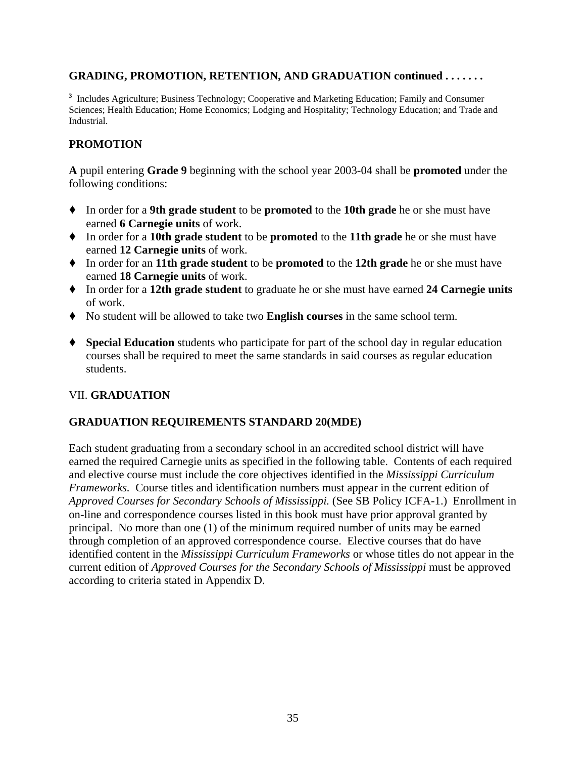**GRADING, PROMOTION, RETENTION, AND GRADUATION continued . . . . . . .**

[3] Includes Agriculture; Business Technology; Cooperative and Marketing Education; Family and Consumer Sciences; Health Education; Home Economics; Lodging and Hospitality; Technology Education; and Trade and Industrial.

## PROMOTION

**A** pupil entering **Grade 9** beginning with the school year 2003-04 shall be **promoted** under the following conditions:

- In order for a **9th grade student** to be **promoted** to the **10th grade** he or she must have earned **6 Carnegie units** of work.
- In order for a **10th grade student** to be **promoted** to the **11th grade** he or she must have earned **12 Carnegie units** of work.
- In order for an **11th grade student** to be **promoted** to the **12th grade** he or she must have earned **18 Carnegie units** of work.
- In order for a **12th grade student** to graduate he or she must have earned **24 Carnegie units** of work.
- No student will be allowed to take two **English courses** in the same school term.
- **Special Education** students who participate for part of the school day in regular education courses shall be required to meet the same standards in said courses as regular education students.

## VII. GRADUATION

### GRADUATION REQUIREMENTS STANDARD 20(MDE)

Each student graduating from a secondary school in an accredited school district will have earned the required Carnegie units as specified in the following table. Contents of each required and elective course must include the core objectives identified in the *Mississippi Curriculum Frameworks.* Course titles and identification numbers must appear in the current edition of *Approved Courses for Secondary Schools of Mississippi.* (See SB Policy ICFA-1.) Enrollment in on-line and correspondence courses listed in this book must have prior approval granted by principal. No more than one (1) of the minimum required number of units may be earned through completion of an approved correspondence course. Elective courses that do have identified content in the *Mississippi Curriculum Frameworks* or whose titles do not appear in the current edition of *Approved Courses for the Secondary Schools of Mississippi* must be approved according to criteria stated in Appendix D.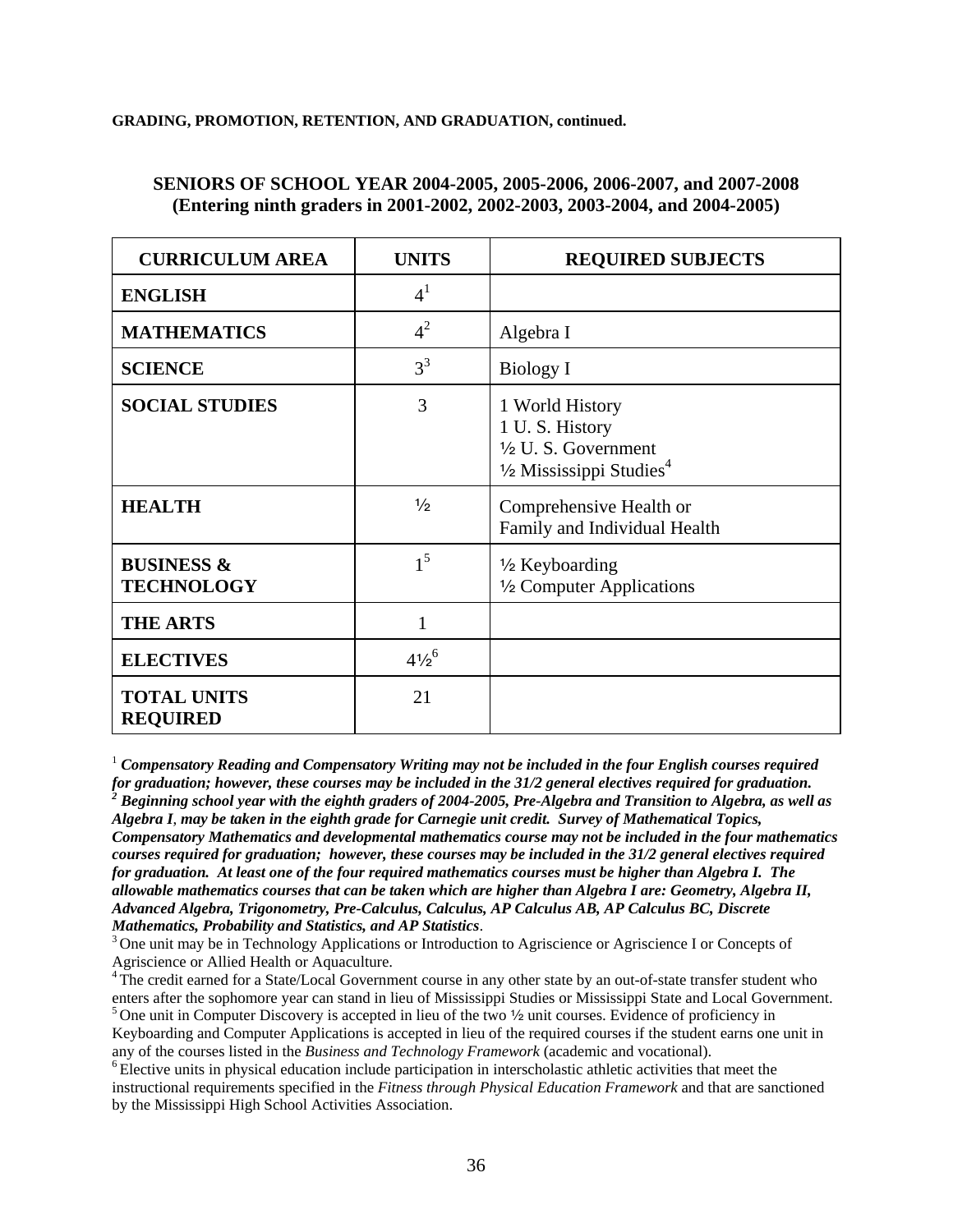**GRADING, PROMOTION, RETENTION, AND GRADUATION, continued.**

## SENIORS OF SCHOOL YEAR 2004-2005, 2005-2006, 2006-2007, and 2007-2008 (Entering ninth graders in 2001-2002, 2002-2003, 2003-2004, and 2004-2005)

| CURRICULUM AREA | UNITS | REQUIRED SUBJECTS |
|---|---|---|
| **ENGLISH** | 4[1] | |
| **MATHEMATICS** | 4[2] | Algebra I |
| **SCIENCE** | 3[3] | Biology I |
| **SOCIAL STUDIES** | 3 | 1 World History<br>1 U. S. History<br>½ U. S. Government<br>½ Mississippi Studies[4] |
| **HEALTH** | ½ | Comprehensive Health or<br>Family and Individual Health |
| **BUSINESS & TECHNOLOGY** | 1[5] | ½ Keyboarding<br>½ Computer Applications |
| **THE ARTS** | 1 | |
| **ELECTIVES** | 4½[6] | |
| **TOTAL UNITS REQUIRED** | 21 | |

[1] ***Compensatory Reading and Compensatory Writing may not be included in the four English courses required for graduation; however, these courses may be included in the 31/2 general electives required for graduation.***

[2] ***Beginning school year with the eighth graders of 2004-2005, Pre-Algebra and Transition to Algebra, as well as Algebra I, may be taken in the eighth grade for Carnegie unit credit. Survey of Mathematical Topics, Compensatory Mathematics and developmental mathematics course may not be included in the four mathematics courses required for graduation; however, these courses may be included in the 31/2 general electives required for graduation. At least one of the four required mathematics courses must be higher than Algebra I. The allowable mathematics courses that can be taken which are higher than Algebra I are: Geometry, Algebra II, Advanced Algebra, Trigonometry, Pre-Calculus, Calculus, AP Calculus AB, AP Calculus BC, Discrete Mathematics, Probability and Statistics, and AP Statistics***.

[3] One unit may be in Technology Applications or Introduction to Agriscience or Agriscience I or Concepts of Agriscience or Allied Health or Aquaculture.

[4] The credit earned for a State/Local Government course in any other state by an out-of-state transfer student who enters after the sophomore year can stand in lieu of Mississippi Studies or Mississippi State and Local Government.

[5] One unit in Computer Discovery is accepted in lieu of the two ½ unit courses. Evidence of proficiency in Keyboarding and Computer Applications is accepted in lieu of the required courses if the student earns one unit in any of the courses listed in the *Business and Technology Framework* (academic and vocational).

[6] Elective units in physical education include participation in interscholastic athletic activities that meet the instructional requirements specified in the *Fitness through Physical Education Framework* and that are sanctioned by the Mississippi High School Activities Association.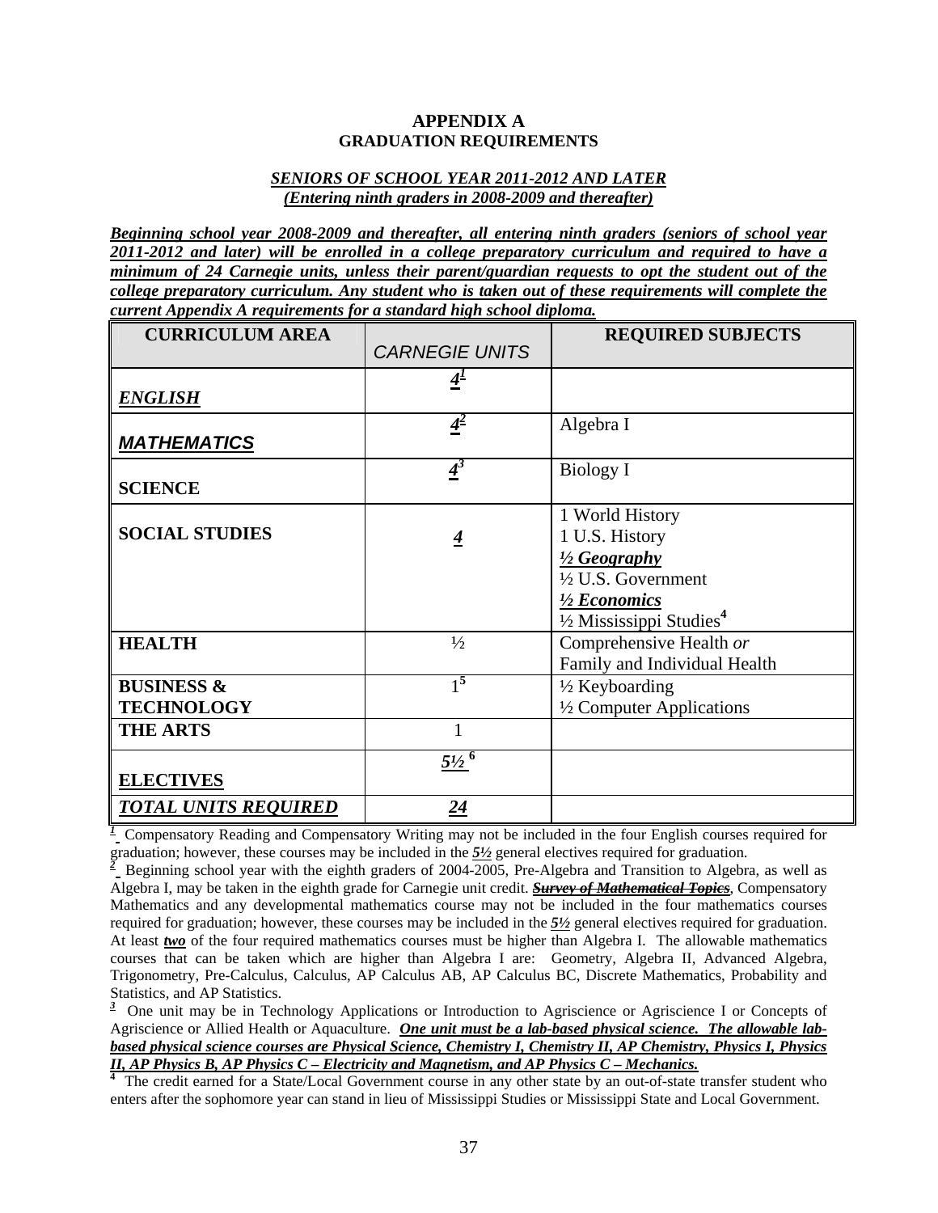## APPENDIX A
## GRADUATION REQUIREMENTS

***SENIORS OF SCHOOL YEAR 2011-2012 AND LATER***
***(Entering ninth graders in 2008-2009 and thereafter)***

***Beginning school year 2008-2009 and thereafter, all entering ninth graders (seniors of school year 2011-2012 and later) will be enrolled in a college preparatory curriculum and required to have a minimum of 24 Carnegie units, unless their parent/guardian requests to opt the student out of the college preparatory curriculum. Any student who is taken out of these requirements will complete the current Appendix A requirements for a standard high school diploma.***

| CURRICULUM AREA | CARNEGIE UNITS | REQUIRED SUBJECTS |
|---|---|---|
| ***ENGLISH*** | ***4***[1] | |
| ***MATHEMATICS*** | ***4***[2] | Algebra I |
| **SCIENCE** | ***4***[3] | Biology I |
| **SOCIAL STUDIES** | ***4*** | 1 World History<br>1 U.S. History<br>***½ Geography***<br>½ U.S. Government<br>***½ Economics***<br>½ Mississippi Studies[4] |
| **HEALTH** | ½ | Comprehensive Health *or* Family and Individual Health |
| **BUSINESS & TECHNOLOGY** | 1[5] | ½ Keyboarding<br>½ Computer Applications |
| **THE ARTS** | 1 | |
| ***ELECTIVES*** | ***5½***[6] | |
| ***TOTAL UNITS REQUIRED*** | ***24*** | |

[1] Compensatory Reading and Compensatory Writing may not be included in the four English courses required for graduation; however, these courses may be included in the ***5½*** general electives required for graduation.

[2] Beginning school year with the eighth graders of 2004-2005, Pre-Algebra and Transition to Algebra, as well as Algebra I, may be taken in the eighth grade for Carnegie unit credit. ~~***Survey of Mathematical Topics***~~, Compensatory Mathematics and any developmental mathematics course may not be included in the four mathematics courses required for graduation; however, these courses may be included in the ***5½*** general electives required for graduation. At least ***two*** of the four required mathematics courses must be higher than Algebra I. The allowable mathematics courses that can be taken which are higher than Algebra I are: Geometry, Algebra II, Advanced Algebra, Trigonometry, Pre-Calculus, Calculus, AP Calculus AB, AP Calculus BC, Discrete Mathematics, Probability and Statistics, and AP Statistics.

[3] One unit may be in Technology Applications or Introduction to Agriscience or Agriscience I or Concepts of Agriscience or Allied Health or Aquaculture. ***One unit must be a lab-based physical science. The allowable lab-based physical science courses are Physical Science, Chemistry I, Chemistry II, AP Chemistry, Physics I, Physics II, AP Physics B, AP Physics C – Electricity and Magnetism, and AP Physics C – Mechanics.***

[4] The credit earned for a State/Local Government course in any other state by an out-of-state transfer student who enters after the sophomore year can stand in lieu of Mississippi Studies or Mississippi State and Local Government.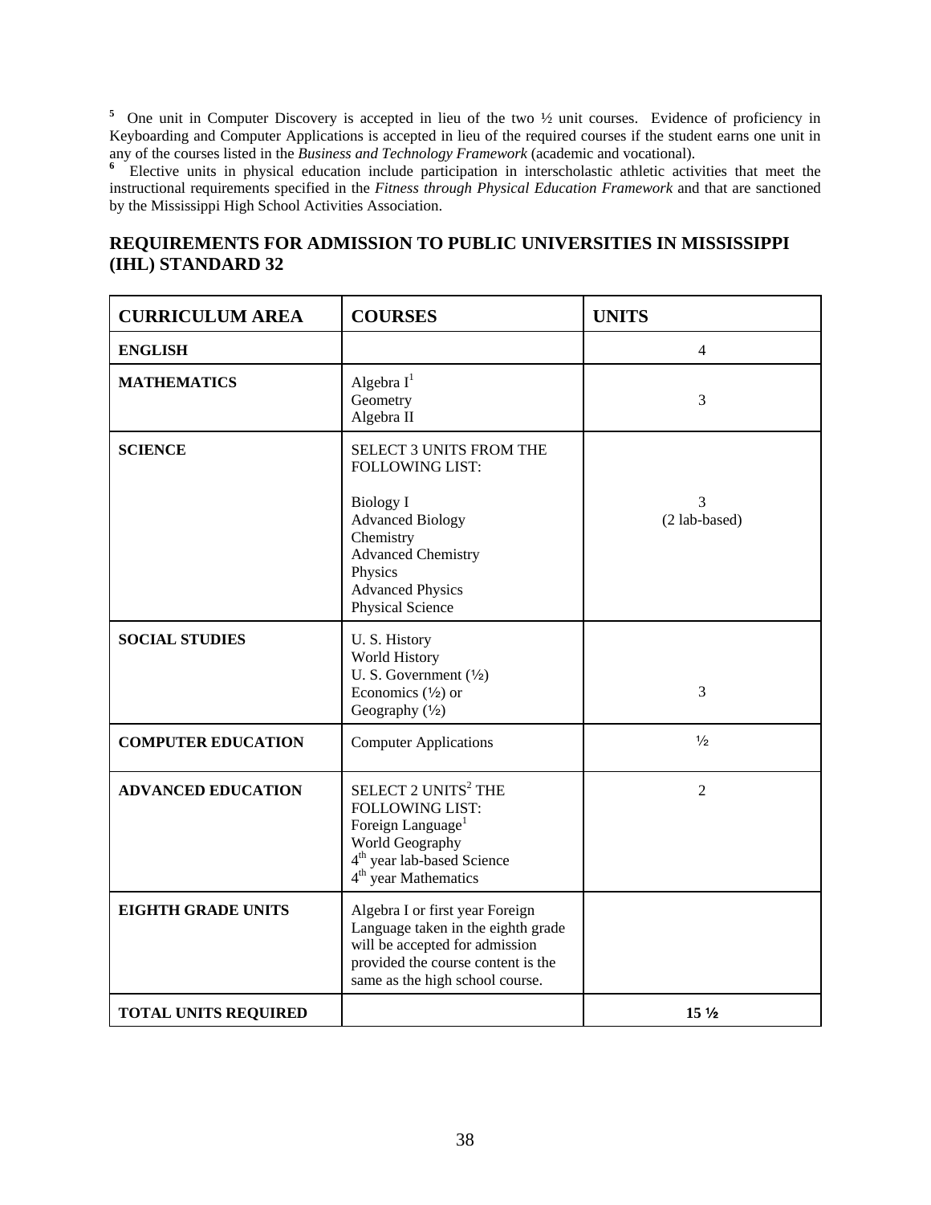[5] One unit in Computer Discovery is accepted in lieu of the two ½ unit courses. Evidence of proficiency in Keyboarding and Computer Applications is accepted in lieu of the required courses if the student earns one unit in any of the courses listed in the *Business and Technology Framework* (academic and vocational).

[6] Elective units in physical education include participation in interscholastic athletic activities that meet the instructional requirements specified in the *Fitness through Physical Education Framework* and that are sanctioned by the Mississippi High School Activities Association.

## REQUIREMENTS FOR ADMISSION TO PUBLIC UNIVERSITIES IN MISSISSIPPI (IHL) STANDARD 32

| CURRICULUM AREA | COURSES | UNITS |
|---|---|---|
| **ENGLISH** | | 4 |
| **MATHEMATICS** | Algebra I[1]<br>Geometry<br>Algebra II | 3 |
| **SCIENCE** | SELECT 3 UNITS FROM THE FOLLOWING LIST:<br><br>Biology I<br>Advanced Biology<br>Chemistry<br>Advanced Chemistry<br>Physics<br>Advanced Physics<br>Physical Science | 3<br>(2 lab-based) |
| **SOCIAL STUDIES** | U. S. History<br>World History<br>U. S. Government (½)<br>Economics (½) or<br>Geography (½) | 3 |
| **COMPUTER EDUCATION** | Computer Applications | ½ |
| **ADVANCED EDUCATION** | SELECT 2 UNITS[2] THE FOLLOWING LIST:<br>Foreign Language[1]<br>World Geography<br>4th year lab-based Science<br>4th year Mathematics | 2 |
| **EIGHTH GRADE UNITS** | Algebra I or first year Foreign Language taken in the eighth grade will be accepted for admission provided the course content is the same as the high school course. | |
| **TOTAL UNITS REQUIRED** | | **15 ½** |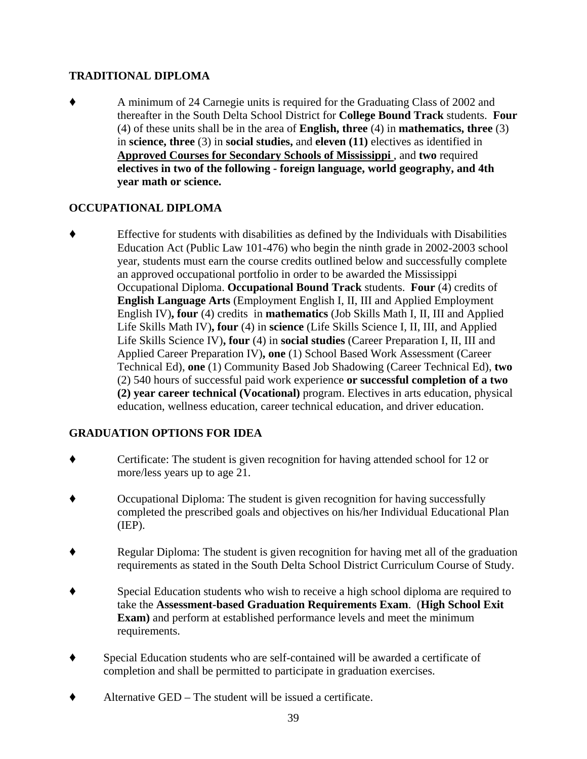## TRADITIONAL DIPLOMA

- A minimum of 24 Carnegie units is required for the Graduating Class of 2002 and thereafter in the South Delta School District for **College Bound Track** students. **Four** (4) of these units shall be in the area of **English, three** (4) in **mathematics, three** (3) in **science, three** (3) in **social studies,** and **eleven (11)** electives as identified in **Approved Courses for Secondary Schools of Mississippi** , and **two** required **electives in two of the following - foreign language, world geography, and 4th year math or science.**

## OCCUPATIONAL DIPLOMA

- Effective for students with disabilities as defined by the Individuals with Disabilities Education Act (Public Law 101-476) who begin the ninth grade in 2002-2003 school year, students must earn the course credits outlined below and successfully complete an approved occupational portfolio in order to be awarded the Mississippi Occupational Diploma. **Occupational Bound Track** students. **Four** (4) credits of **English Language Arts** (Employment English I, II, III and Applied Employment English IV)**, four** (4) credits in **mathematics** (Job Skills Math I, II, III and Applied Life Skills Math IV)**, four** (4) in **science** (Life Skills Science I, II, III, and Applied Life Skills Science IV)**, four** (4) in **social studies** (Career Preparation I, II, III and Applied Career Preparation IV)**, one** (1) School Based Work Assessment (Career Technical Ed), **one** (1) Community Based Job Shadowing (Career Technical Ed), **two** (2) 540 hours of successful paid work experience **or successful completion of a two (2) year career technical (Vocational)** program. Electives in arts education, physical education, wellness education, career technical education, and driver education.

## GRADUATION OPTIONS FOR IDEA

- Certificate: The student is given recognition for having attended school for 12 or more/less years up to age 21.
- Occupational Diploma: The student is given recognition for having successfully completed the prescribed goals and objectives on his/her Individual Educational Plan (IEP).
- Regular Diploma: The student is given recognition for having met all of the graduation requirements as stated in the South Delta School District Curriculum Course of Study.
- Special Education students who wish to receive a high school diploma are required to take the **Assessment-based Graduation Requirements Exam**. (**High School Exit Exam)** and perform at established performance levels and meet the minimum requirements.
- Special Education students who are self-contained will be awarded a certificate of completion and shall be permitted to participate in graduation exercises.
- Alternative GED – The student will be issued a certificate.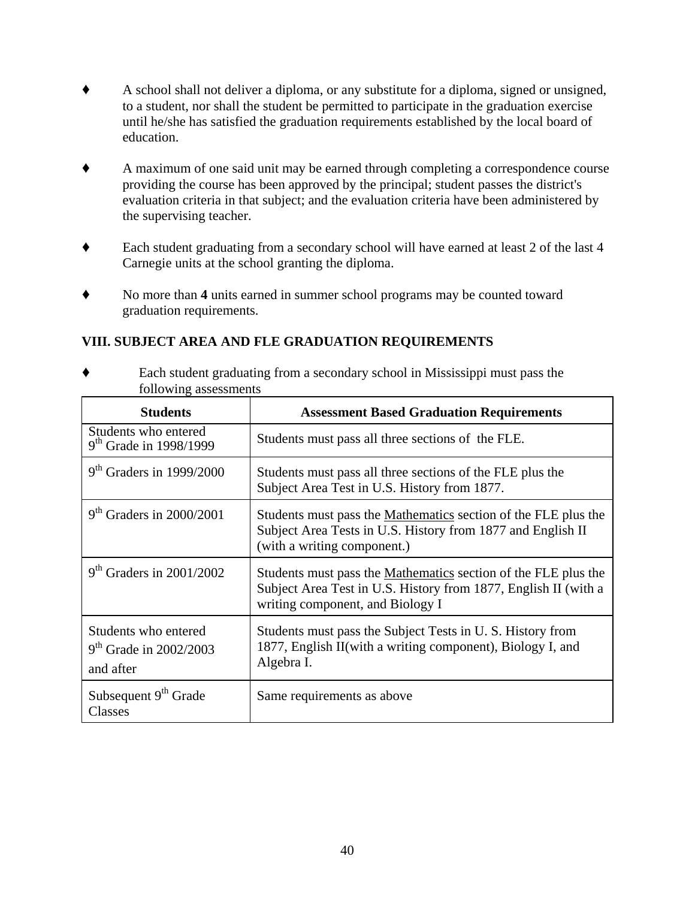- A school shall not deliver a diploma, or any substitute for a diploma, signed or unsigned, to a student, nor shall the student be permitted to participate in the graduation exercise until he/she has satisfied the graduation requirements established by the local board of education.

- A maximum of one said unit may be earned through completing a correspondence course providing the course has been approved by the principal; student passes the district's evaluation criteria in that subject; and the evaluation criteria have been administered by the supervising teacher.

- Each student graduating from a secondary school will have earned at least 2 of the last 4 Carnegie units at the school granting the diploma.

- No more than **4** units earned in summer school programs may be counted toward graduation requirements.

### VIII. SUBJECT AREA AND FLE GRADUATION REQUIREMENTS

- Each student graduating from a secondary school in Mississippi must pass the following assessments

| Students | Assessment Based Graduation Requirements |
|---|---|
| Students who entered 9th Grade in 1998/1999 | Students must pass all three sections of the FLE. |
| 9th Graders in 1999/2000 | Students must pass all three sections of the FLE plus the Subject Area Test in U.S. History from 1877. |
| 9th Graders in 2000/2001 | Students must pass the Mathematics section of the FLE plus the Subject Area Tests in U.S. History from 1877 and English II (with a writing component.) |
| 9th Graders in 2001/2002 | Students must pass the Mathematics section of the FLE plus the Subject Area Test in U.S. History from 1877, English II (with a writing component, and Biology I |
| Students who entered 9th Grade in 2002/2003 and after | Students must pass the Subject Tests in U. S. History from 1877, English II(with a writing component), Biology I, and Algebra I. |
| Subsequent 9th Grade Classes | Same requirements as above |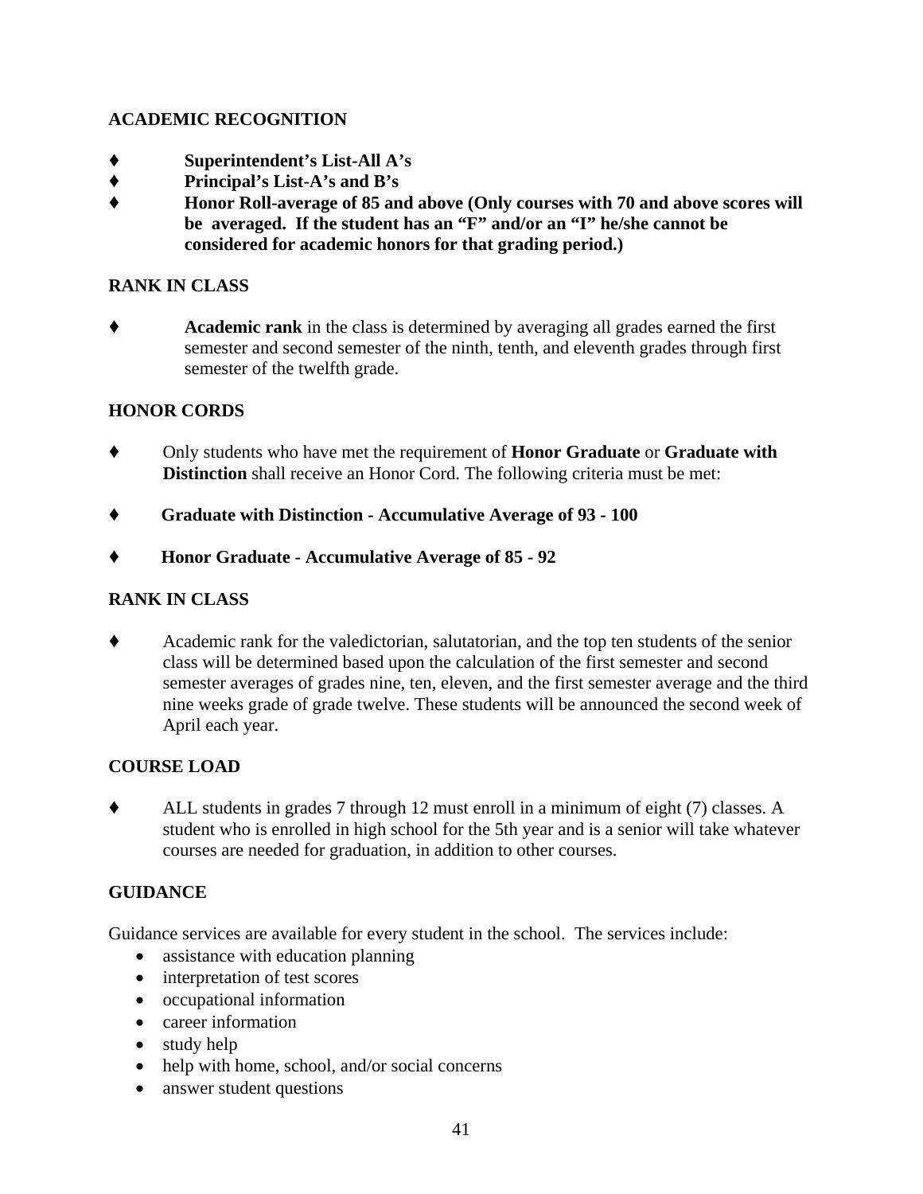## ACADEMIC RECOGNITION

- **Superintendent's List-All A's**
- **Principal's List-A's and B's**
- **Honor Roll-average of 85 and above (Only courses with 70 and above scores will be averaged. If the student has an "F" and/or an "I" he/she cannot be considered for academic honors for that grading period.)**

## RANK IN CLASS

- **Academic rank** in the class is determined by averaging all grades earned the first semester and second semester of the ninth, tenth, and eleventh grades through first semester of the twelfth grade.

## HONOR CORDS

- Only students who have met the requirement of **Honor Graduate** or **Graduate with Distinction** shall receive an Honor Cord. The following criteria must be met:
- **Graduate with Distinction - Accumulative Average of 93 - 100**
- **Honor Graduate - Accumulative Average of 85 - 92**

## RANK IN CLASS

- Academic rank for the valedictorian, salutatorian, and the top ten students of the senior class will be determined based upon the calculation of the first semester and second semester averages of grades nine, ten, eleven, and the first semester average and the third nine weeks grade of grade twelve. These students will be announced the second week of April each year.

## COURSE LOAD

- ALL students in grades 7 through 12 must enroll in a minimum of eight (7) classes. A student who is enrolled in high school for the 5th year and is a senior will take whatever courses are needed for graduation, in addition to other courses.

## GUIDANCE

Guidance services are available for every student in the school. The services include:

- assistance with education planning
- interpretation of test scores
- occupational information
- career information
- study help
- help with home, school, and/or social concerns
- answer student questions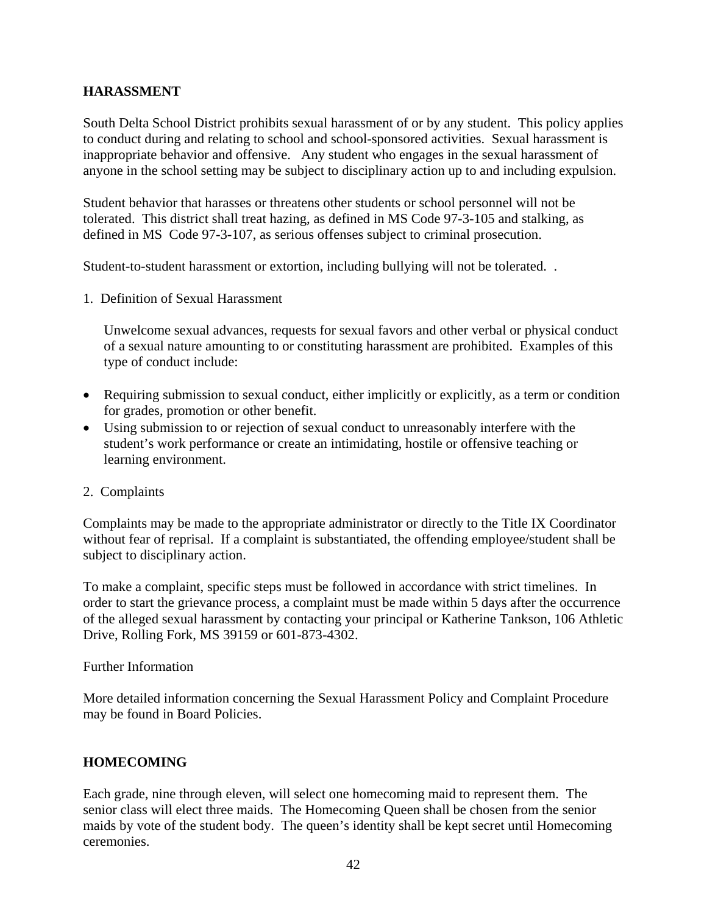## HARASSMENT

South Delta School District prohibits sexual harassment of or by any student. This policy applies to conduct during and relating to school and school-sponsored activities. Sexual harassment is inappropriate behavior and offensive. Any student who engages in the sexual harassment of anyone in the school setting may be subject to disciplinary action up to and including expulsion.

Student behavior that harasses or threatens other students or school personnel will not be tolerated. This district shall treat hazing, as defined in MS Code 97-3-105 and stalking, as defined in MS Code 97-3-107, as serious offenses subject to criminal prosecution.

Student-to-student harassment or extortion, including bullying will not be tolerated. .

1. Definition of Sexual Harassment

   Unwelcome sexual advances, requests for sexual favors and other verbal or physical conduct of a sexual nature amounting to or constituting harassment are prohibited. Examples of this type of conduct include:

- Requiring submission to sexual conduct, either implicitly or explicitly, as a term or condition for grades, promotion or other benefit.
- Using submission to or rejection of sexual conduct to unreasonably interfere with the student's work performance or create an intimidating, hostile or offensive teaching or learning environment.

2. Complaints

Complaints may be made to the appropriate administrator or directly to the Title IX Coordinator without fear of reprisal. If a complaint is substantiated, the offending employee/student shall be subject to disciplinary action.

To make a complaint, specific steps must be followed in accordance with strict timelines. In order to start the grievance process, a complaint must be made within 5 days after the occurrence of the alleged sexual harassment by contacting your principal or Katherine Tankson, 106 Athletic Drive, Rolling Fork, MS 39159 or 601-873-4302.

Further Information

More detailed information concerning the Sexual Harassment Policy and Complaint Procedure may be found in Board Policies.

## HOMECOMING

Each grade, nine through eleven, will select one homecoming maid to represent them. The senior class will elect three maids. The Homecoming Queen shall be chosen from the senior maids by vote of the student body. The queen's identity shall be kept secret until Homecoming ceremonies.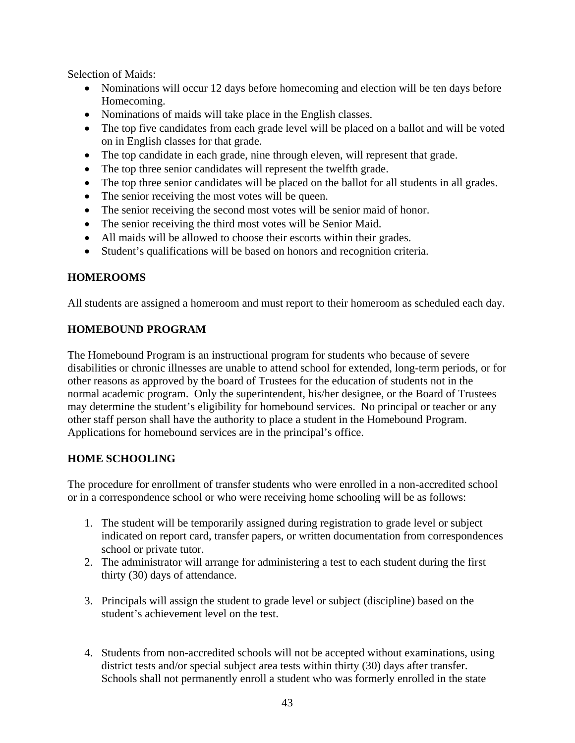Selection of Maids:

- Nominations will occur 12 days before homecoming and election will be ten days before Homecoming.
- Nominations of maids will take place in the English classes.
- The top five candidates from each grade level will be placed on a ballot and will be voted on in English classes for that grade.
- The top candidate in each grade, nine through eleven, will represent that grade.
- The top three senior candidates will represent the twelfth grade.
- The top three senior candidates will be placed on the ballot for all students in all grades.
- The senior receiving the most votes will be queen.
- The senior receiving the second most votes will be senior maid of honor.
- The senior receiving the third most votes will be Senior Maid.
- All maids will be allowed to choose their escorts within their grades.
- Student's qualifications will be based on honors and recognition criteria.

## HOMEROOMS

All students are assigned a homeroom and must report to their homeroom as scheduled each day.

## HOMEBOUND PROGRAM

The Homebound Program is an instructional program for students who because of severe disabilities or chronic illnesses are unable to attend school for extended, long-term periods, or for other reasons as approved by the board of Trustees for the education of students not in the normal academic program. Only the superintendent, his/her designee, or the Board of Trustees may determine the student's eligibility for homebound services. No principal or teacher or any other staff person shall have the authority to place a student in the Homebound Program. Applications for homebound services are in the principal's office.

## HOME SCHOOLING

The procedure for enrollment of transfer students who were enrolled in a non-accredited school or in a correspondence school or who were receiving home schooling will be as follows:

1. The student will be temporarily assigned during registration to grade level or subject indicated on report card, transfer papers, or written documentation from correspondences school or private tutor.
2. The administrator will arrange for administering a test to each student during the first thirty (30) days of attendance.
3. Principals will assign the student to grade level or subject (discipline) based on the student's achievement level on the test.
4. Students from non-accredited schools will not be accepted without examinations, using district tests and/or special subject area tests within thirty (30) days after transfer. Schools shall not permanently enroll a student who was formerly enrolled in the state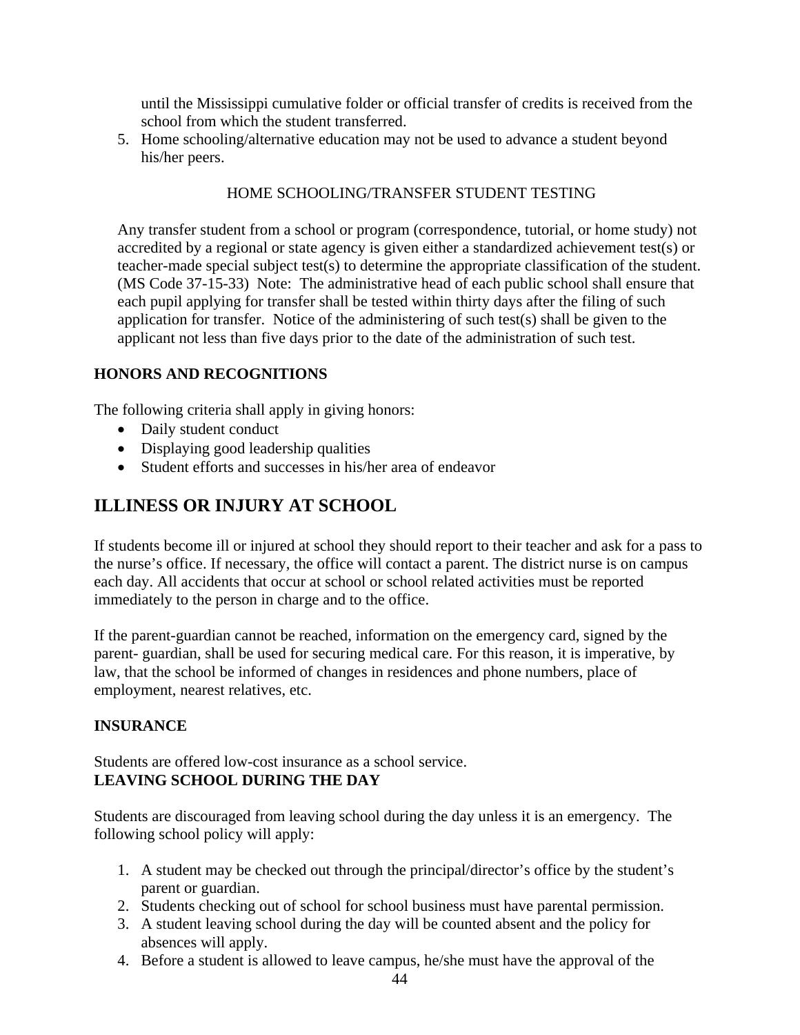until the Mississippi cumulative folder or official transfer of credits is received from the school from which the student transferred.

5. Home schooling/alternative education may not be used to advance a student beyond his/her peers.

HOME SCHOOLING/TRANSFER STUDENT TESTING

Any transfer student from a school or program (correspondence, tutorial, or home study) not accredited by a regional or state agency is given either a standardized achievement test(s) or teacher-made special subject test(s) to determine the appropriate classification of the student. (MS Code 37-15-33) Note: The administrative head of each public school shall ensure that each pupil applying for transfer shall be tested within thirty days after the filing of such application for transfer. Notice of the administering of such test(s) shall be given to the applicant not less than five days prior to the date of the administration of such test.

**HONORS AND RECOGNITIONS**

The following criteria shall apply in giving honors:

- Daily student conduct
- Displaying good leadership qualities
- Student efforts and successes in his/her area of endeavor

## ILLINESS OR INJURY AT SCHOOL

If students become ill or injured at school they should report to their teacher and ask for a pass to the nurse's office. If necessary, the office will contact a parent. The district nurse is on campus each day. All accidents that occur at school or school related activities must be reported immediately to the person in charge and to the office.

If the parent-guardian cannot be reached, information on the emergency card, signed by the parent- guardian, shall be used for securing medical care. For this reason, it is imperative, by law, that the school be informed of changes in residences and phone numbers, place of employment, nearest relatives, etc.

**INSURANCE**

Students are offered low-cost insurance as a school service.

**LEAVING SCHOOL DURING THE DAY**

Students are discouraged from leaving school during the day unless it is an emergency. The following school policy will apply:

1. A student may be checked out through the principal/director's office by the student's parent or guardian.
2. Students checking out of school for school business must have parental permission.
3. A student leaving school during the day will be counted absent and the policy for absences will apply.
4. Before a student is allowed to leave campus, he/she must have the approval of the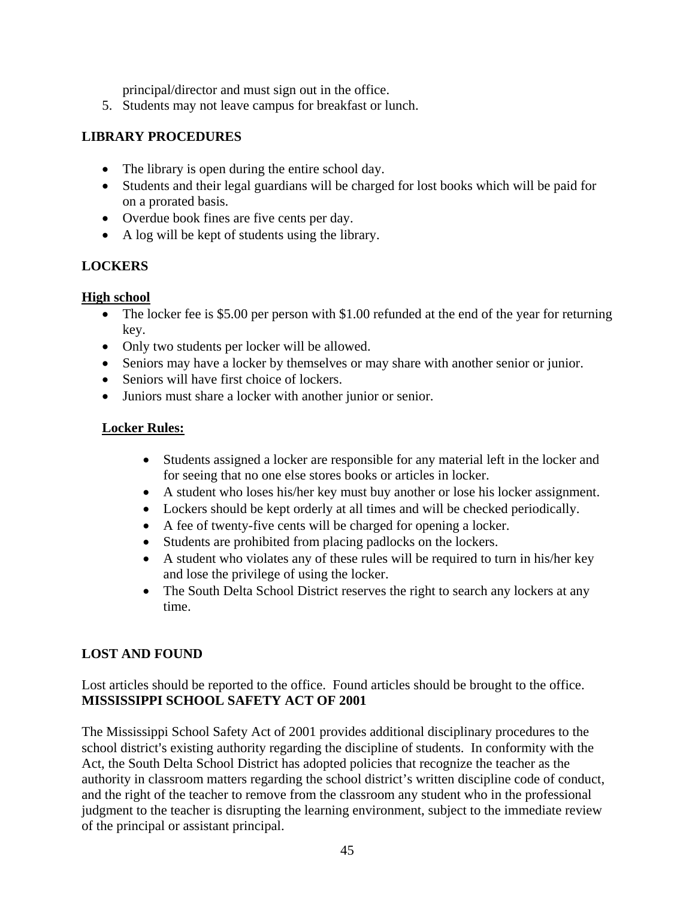principal/director and must sign out in the office.

5. Students may not leave campus for breakfast or lunch.

## LIBRARY PROCEDURES

- The library is open during the entire school day.
- Students and their legal guardians will be charged for lost books which will be paid for on a prorated basis.
- Overdue book fines are five cents per day.
- A log will be kept of students using the library.

## LOCKERS

**High school**

- The locker fee is $5.00 per person with $1.00 refunded at the end of the year for returning key.
- Only two students per locker will be allowed.
- Seniors may have a locker by themselves or may share with another senior or junior.
- Seniors will have first choice of lockers.
- Juniors must share a locker with another junior or senior.

**Locker Rules:**

- Students assigned a locker are responsible for any material left in the locker and for seeing that no one else stores books or articles in locker.
- A student who loses his/her key must buy another or lose his locker assignment.
- Lockers should be kept orderly at all times and will be checked periodically.
- A fee of twenty-five cents will be charged for opening a locker.
- Students are prohibited from placing padlocks on the lockers.
- A student who violates any of these rules will be required to turn in his/her key and lose the privilege of using the locker.
- The South Delta School District reserves the right to search any lockers at any time.

## LOST AND FOUND

Lost articles should be reported to the office. Found articles should be brought to the office.

## MISSISSIPPI SCHOOL SAFETY ACT OF 2001

The Mississippi School Safety Act of 2001 provides additional disciplinary procedures to the school district's existing authority regarding the discipline of students. In conformity with the Act, the South Delta School District has adopted policies that recognize the teacher as the authority in classroom matters regarding the school district's written discipline code of conduct, and the right of the teacher to remove from the classroom any student who in the professional judgment to the teacher is disrupting the learning environment, subject to the immediate review of the principal or assistant principal.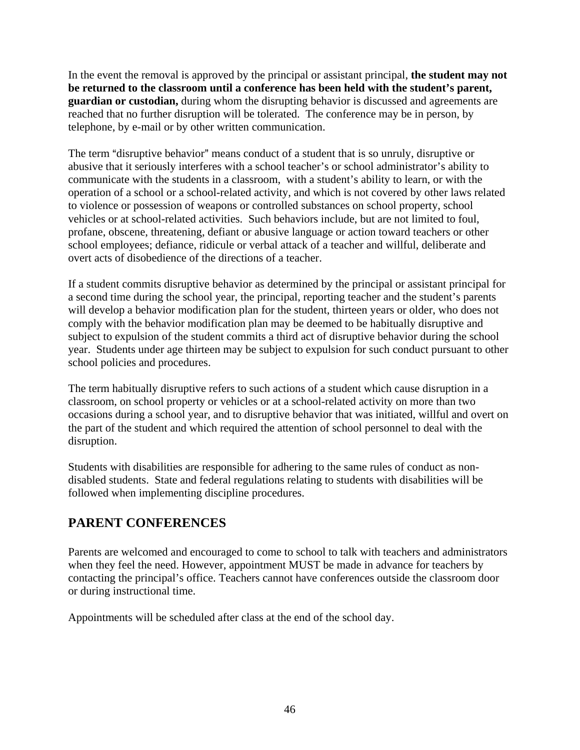In the event the removal is approved by the principal or assistant principal, **the student may not be returned to the classroom until a conference has been held with the student's parent, guardian or custodian,** during whom the disrupting behavior is discussed and agreements are reached that no further disruption will be tolerated. The conference may be in person, by telephone, by e-mail or by other written communication.

The term "disruptive behavior" means conduct of a student that is so unruly, disruptive or abusive that it seriously interferes with a school teacher's or school administrator's ability to communicate with the students in a classroom, with a student's ability to learn, or with the operation of a school or a school-related activity, and which is not covered by other laws related to violence or possession of weapons or controlled substances on school property, school vehicles or at school-related activities. Such behaviors include, but are not limited to foul, profane, obscene, threatening, defiant or abusive language or action toward teachers or other school employees; defiance, ridicule or verbal attack of a teacher and willful, deliberate and overt acts of disobedience of the directions of a teacher.

If a student commits disruptive behavior as determined by the principal or assistant principal for a second time during the school year, the principal, reporting teacher and the student's parents will develop a behavior modification plan for the student, thirteen years or older, who does not comply with the behavior modification plan may be deemed to be habitually disruptive and subject to expulsion of the student commits a third act of disruptive behavior during the school year. Students under age thirteen may be subject to expulsion for such conduct pursuant to other school policies and procedures.

The term habitually disruptive refers to such actions of a student which cause disruption in a classroom, on school property or vehicles or at a school-related activity on more than two occasions during a school year, and to disruptive behavior that was initiated, willful and overt on the part of the student and which required the attention of school personnel to deal with the disruption.

Students with disabilities are responsible for adhering to the same rules of conduct as non-disabled students. State and federal regulations relating to students with disabilities will be followed when implementing discipline procedures.

## PARENT CONFERENCES

Parents are welcomed and encouraged to come to school to talk with teachers and administrators when they feel the need. However, appointment MUST be made in advance for teachers by contacting the principal's office. Teachers cannot have conferences outside the classroom door or during instructional time.

Appointments will be scheduled after class at the end of the school day.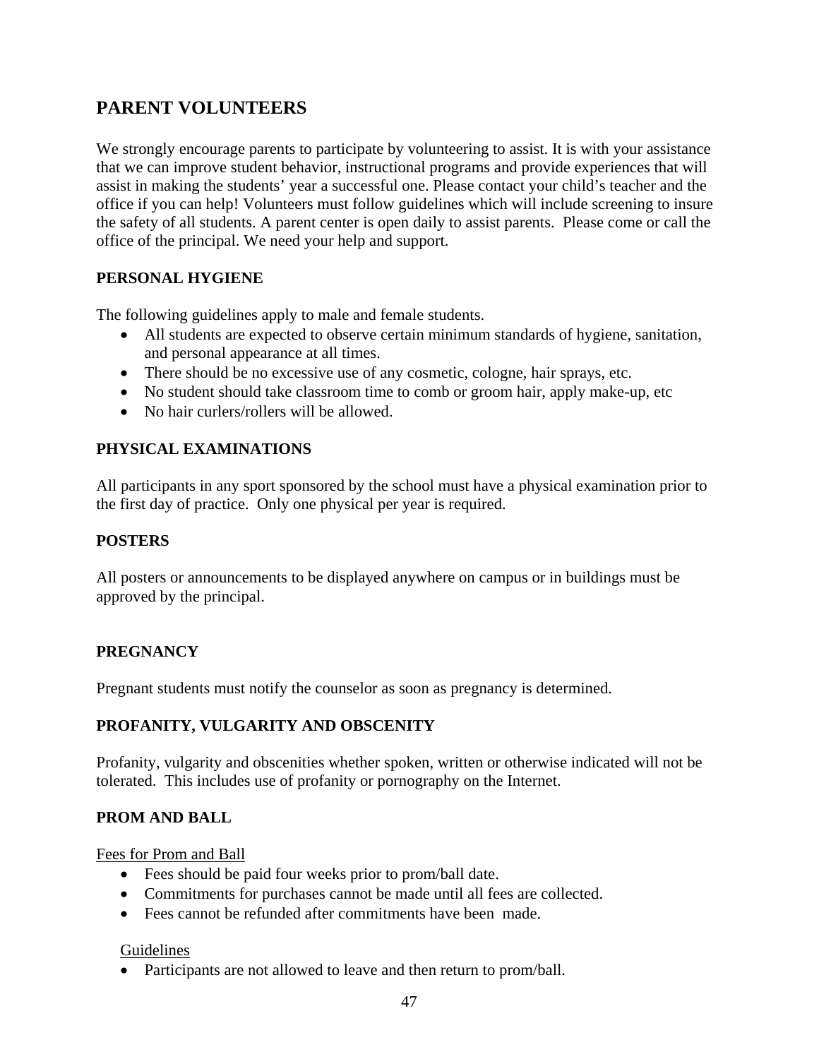## PARENT VOLUNTEERS

We strongly encourage parents to participate by volunteering to assist. It is with your assistance that we can improve student behavior, instructional programs and provide experiences that will assist in making the students' year a successful one. Please contact your child's teacher and the office if you can help! Volunteers must follow guidelines which will include screening to insure the safety of all students. A parent center is open daily to assist parents. Please come or call the office of the principal. We need your help and support.

### PERSONAL HYGIENE

The following guidelines apply to male and female students.

- All students are expected to observe certain minimum standards of hygiene, sanitation, and personal appearance at all times.
- There should be no excessive use of any cosmetic, cologne, hair sprays, etc.
- No student should take classroom time to comb or groom hair, apply make-up, etc
- No hair curlers/rollers will be allowed.

### PHYSICAL EXAMINATIONS

All participants in any sport sponsored by the school must have a physical examination prior to the first day of practice. Only one physical per year is required.

### POSTERS

All posters or announcements to be displayed anywhere on campus or in buildings must be approved by the principal.

### PREGNANCY

Pregnant students must notify the counselor as soon as pregnancy is determined.

### PROFANITY, VULGARITY AND OBSCENITY

Profanity, vulgarity and obscenities whether spoken, written or otherwise indicated will not be tolerated. This includes use of profanity or pornography on the Internet.

### PROM AND BALL

<u>Fees for Prom and Ball</u>

- Fees should be paid four weeks prior to prom/ball date.
- Commitments for purchases cannot be made until all fees are collected.
- Fees cannot be refunded after commitments have been made.

<u>Guidelines</u>

- Participants are not allowed to leave and then return to prom/ball.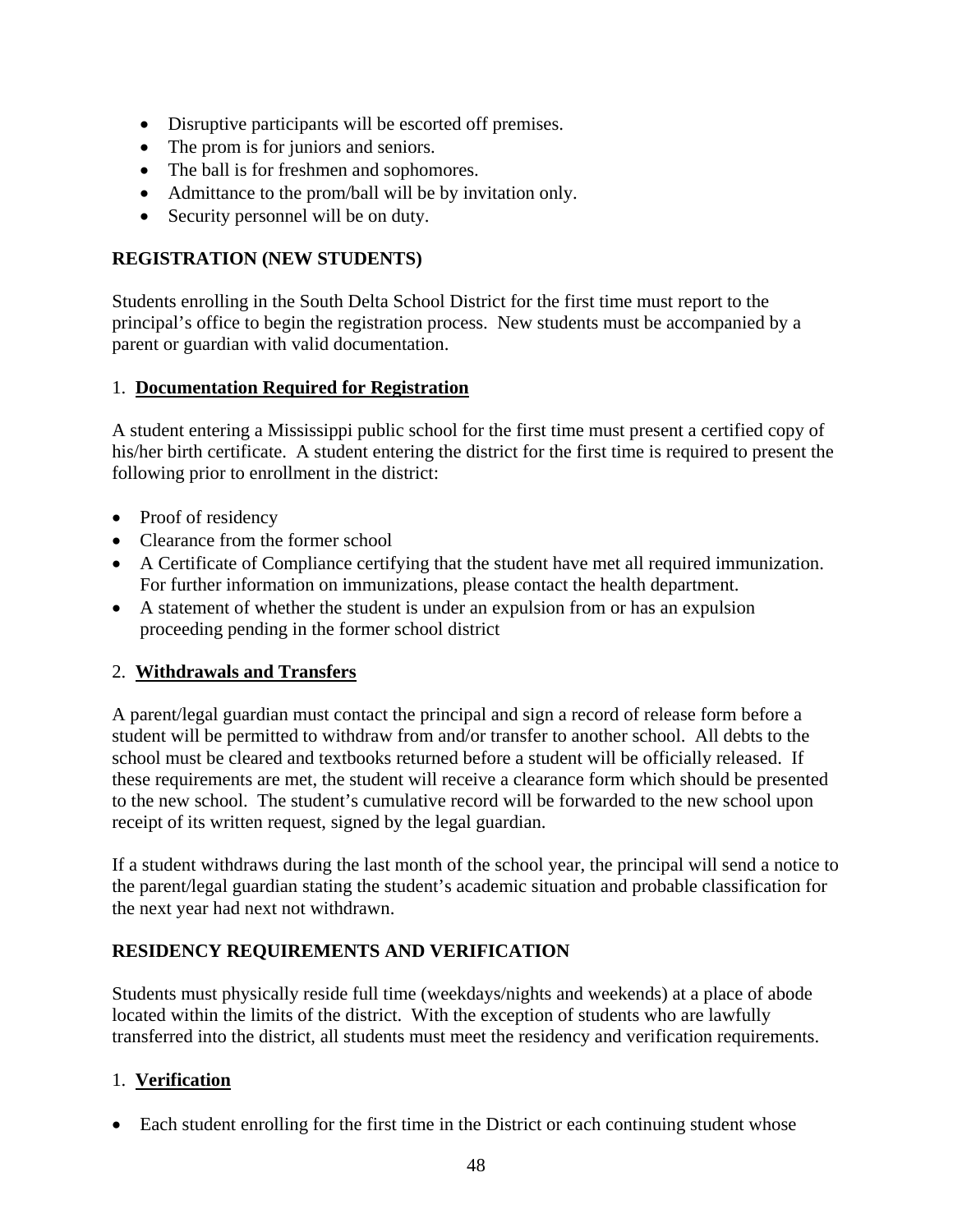- Disruptive participants will be escorted off premises.
- The prom is for juniors and seniors.
- The ball is for freshmen and sophomores.
- Admittance to the prom/ball will be by invitation only.
- Security personnel will be on duty.

## REGISTRATION (NEW STUDENTS)

Students enrolling in the South Delta School District for the first time must report to the principal's office to begin the registration process. New students must be accompanied by a parent or guardian with valid documentation.

### 1. **Documentation Required for Registration**

A student entering a Mississippi public school for the first time must present a certified copy of his/her birth certificate. A student entering the district for the first time is required to present the following prior to enrollment in the district:

- Proof of residency
- Clearance from the former school
- A Certificate of Compliance certifying that the student have met all required immunization. For further information on immunizations, please contact the health department.
- A statement of whether the student is under an expulsion from or has an expulsion proceeding pending in the former school district

### 2. **Withdrawals and Transfers**

A parent/legal guardian must contact the principal and sign a record of release form before a student will be permitted to withdraw from and/or transfer to another school. All debts to the school must be cleared and textbooks returned before a student will be officially released. If these requirements are met, the student will receive a clearance form which should be presented to the new school. The student's cumulative record will be forwarded to the new school upon receipt of its written request, signed by the legal guardian.

If a student withdraws during the last month of the school year, the principal will send a notice to the parent/legal guardian stating the student's academic situation and probable classification for the next year had next not withdrawn.

## RESIDENCY REQUIREMENTS AND VERIFICATION

Students must physically reside full time (weekdays/nights and weekends) at a place of abode located within the limits of the district. With the exception of students who are lawfully transferred into the district, all students must meet the residency and verification requirements.

### 1. **Verification**

- Each student enrolling for the first time in the District or each continuing student whose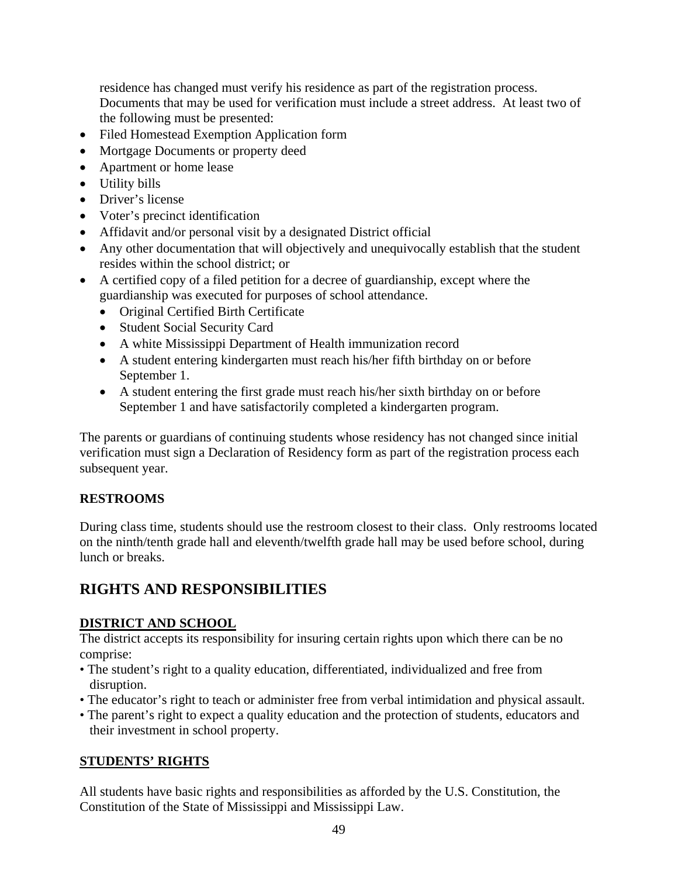residence has changed must verify his residence as part of the registration process. Documents that may be used for verification must include a street address. At least two of the following must be presented:

- Filed Homestead Exemption Application form
- Mortgage Documents or property deed
- Apartment or home lease
- Utility bills
- Driver's license
- Voter's precinct identification
- Affidavit and/or personal visit by a designated District official
- Any other documentation that will objectively and unequivocally establish that the student resides within the school district; or
- A certified copy of a filed petition for a decree of guardianship, except where the guardianship was executed for purposes of school attendance.
  - Original Certified Birth Certificate
  - Student Social Security Card
  - A white Mississippi Department of Health immunization record
  - A student entering kindergarten must reach his/her fifth birthday on or before September 1.
  - A student entering the first grade must reach his/her sixth birthday on or before September 1 and have satisfactorily completed a kindergarten program.

The parents or guardians of continuing students whose residency has not changed since initial verification must sign a Declaration of Residency form as part of the registration process each subsequent year.

**RESTROOMS**

During class time, students should use the restroom closest to their class. Only restrooms located on the ninth/tenth grade hall and eleventh/twelfth grade hall may be used before school, during lunch or breaks.

## RIGHTS AND RESPONSIBILITIES

**DISTRICT AND SCHOOL**

The district accepts its responsibility for insuring certain rights upon which there can be no comprise:

- The student's right to a quality education, differentiated, individualized and free from disruption.
- The educator's right to teach or administer free from verbal intimidation and physical assault.
- The parent's right to expect a quality education and the protection of students, educators and their investment in school property.

**STUDENTS' RIGHTS**

All students have basic rights and responsibilities as afforded by the U.S. Constitution, the Constitution of the State of Mississippi and Mississippi Law.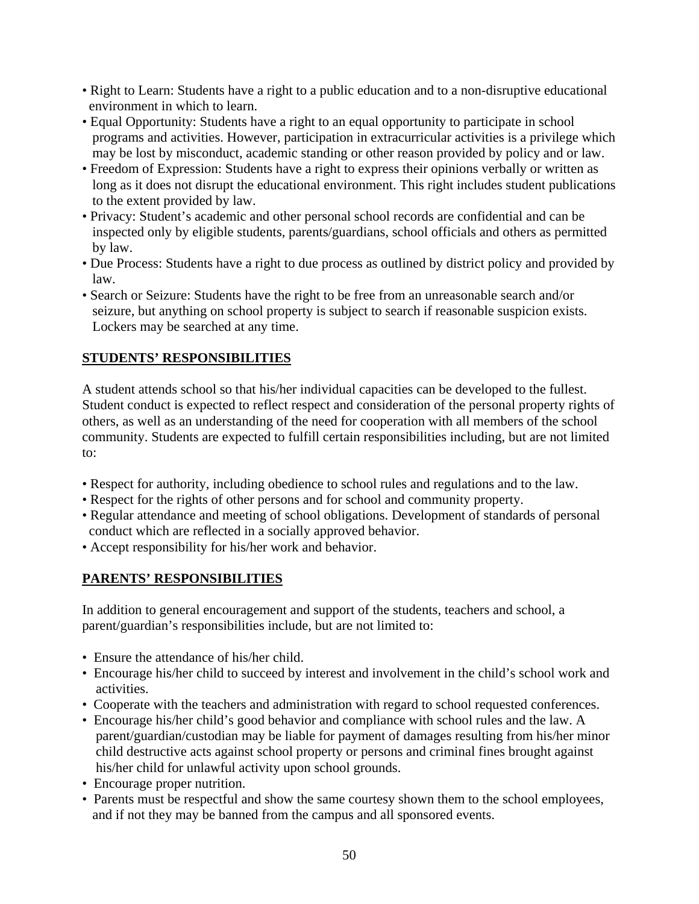- Right to Learn: Students have a right to a public education and to a non-disruptive educational environment in which to learn.
- Equal Opportunity: Students have a right to an equal opportunity to participate in school programs and activities. However, participation in extracurricular activities is a privilege which may be lost by misconduct, academic standing or other reason provided by policy and or law.
- Freedom of Expression: Students have a right to express their opinions verbally or written as long as it does not disrupt the educational environment. This right includes student publications to the extent provided by law.
- Privacy: Student's academic and other personal school records are confidential and can be inspected only by eligible students, parents/guardians, school officials and others as permitted by law.
- Due Process: Students have a right to due process as outlined by district policy and provided by law.
- Search or Seizure: Students have the right to be free from an unreasonable search and/or seizure, but anything on school property is subject to search if reasonable suspicion exists. Lockers may be searched at any time.

## STUDENTS' RESPONSIBILITIES

A student attends school so that his/her individual capacities can be developed to the fullest. Student conduct is expected to reflect respect and consideration of the personal property rights of others, as well as an understanding of the need for cooperation with all members of the school community. Students are expected to fulfill certain responsibilities including, but are not limited to:

- Respect for authority, including obedience to school rules and regulations and to the law.
- Respect for the rights of other persons and for school and community property.
- Regular attendance and meeting of school obligations. Development of standards of personal conduct which are reflected in a socially approved behavior.
- Accept responsibility for his/her work and behavior.

## PARENTS' RESPONSIBILITIES

In addition to general encouragement and support of the students, teachers and school, a parent/guardian's responsibilities include, but are not limited to:

- Ensure the attendance of his/her child.
- Encourage his/her child to succeed by interest and involvement in the child's school work and activities.
- Cooperate with the teachers and administration with regard to school requested conferences.
- Encourage his/her child's good behavior and compliance with school rules and the law. A parent/guardian/custodian may be liable for payment of damages resulting from his/her minor child destructive acts against school property or persons and criminal fines brought against his/her child for unlawful activity upon school grounds.
- Encourage proper nutrition.
- Parents must be respectful and show the same courtesy shown them to the school employees, and if not they may be banned from the campus and all sponsored events.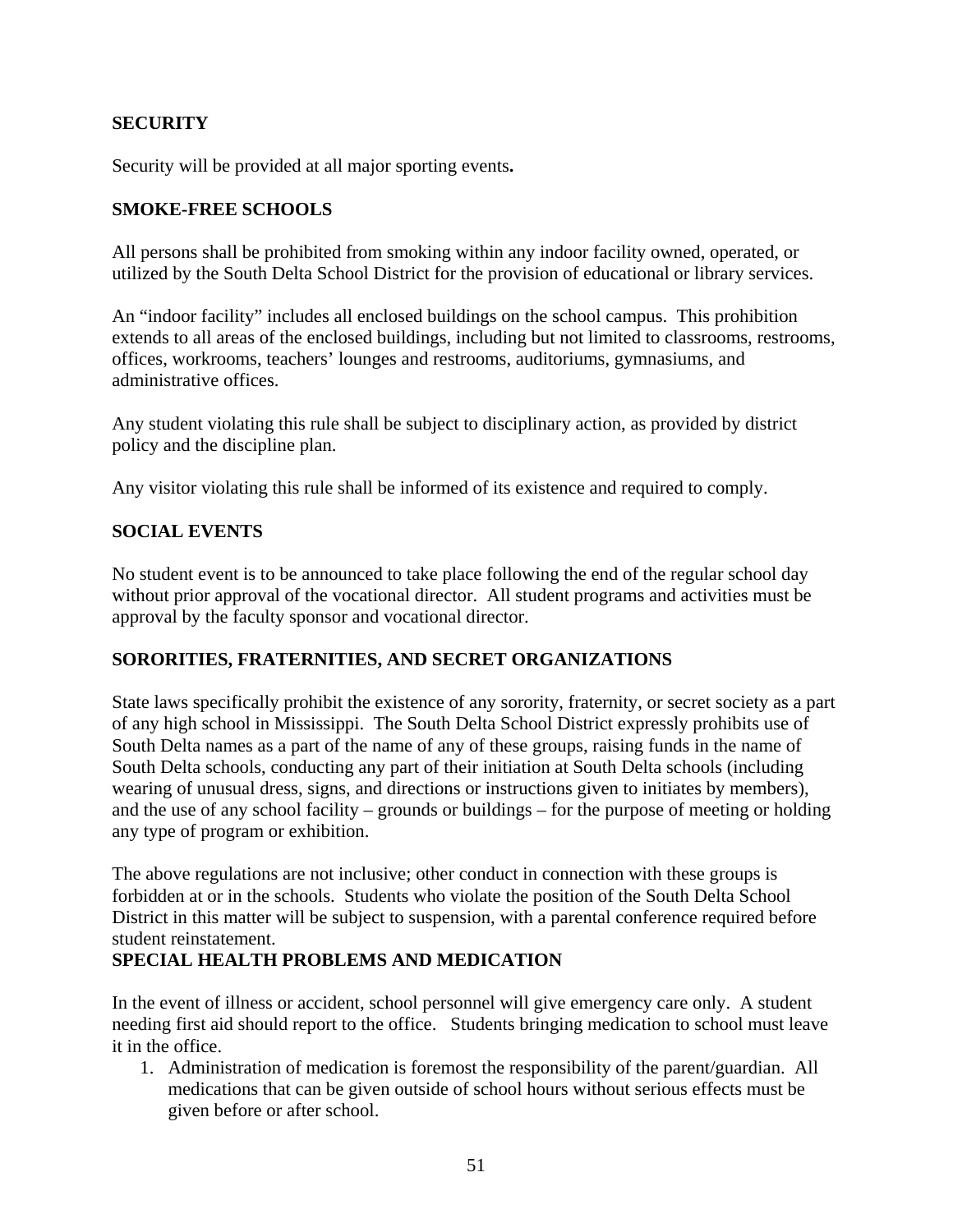## SECURITY

Security will be provided at all major sporting events**.**

## SMOKE-FREE SCHOOLS

All persons shall be prohibited from smoking within any indoor facility owned, operated, or utilized by the South Delta School District for the provision of educational or library services.

An "indoor facility" includes all enclosed buildings on the school campus. This prohibition extends to all areas of the enclosed buildings, including but not limited to classrooms, restrooms, offices, workrooms, teachers' lounges and restrooms, auditoriums, gymnasiums, and administrative offices.

Any student violating this rule shall be subject to disciplinary action, as provided by district policy and the discipline plan.

Any visitor violating this rule shall be informed of its existence and required to comply.

## SOCIAL EVENTS

No student event is to be announced to take place following the end of the regular school day without prior approval of the vocational director. All student programs and activities must be approval by the faculty sponsor and vocational director.

## SORORITIES, FRATERNITIES, AND SECRET ORGANIZATIONS

State laws specifically prohibit the existence of any sorority, fraternity, or secret society as a part of any high school in Mississippi. The South Delta School District expressly prohibits use of South Delta names as a part of the name of any of these groups, raising funds in the name of South Delta schools, conducting any part of their initiation at South Delta schools (including wearing of unusual dress, signs, and directions or instructions given to initiates by members), and the use of any school facility – grounds or buildings – for the purpose of meeting or holding any type of program or exhibition.

The above regulations are not inclusive; other conduct in connection with these groups is forbidden at or in the schools. Students who violate the position of the South Delta School District in this matter will be subject to suspension, with a parental conference required before student reinstatement.

## SPECIAL HEALTH PROBLEMS AND MEDICATION

In the event of illness or accident, school personnel will give emergency care only. A student needing first aid should report to the office. Students bringing medication to school must leave it in the office.

1. Administration of medication is foremost the responsibility of the parent/guardian. All medications that can be given outside of school hours without serious effects must be given before or after school.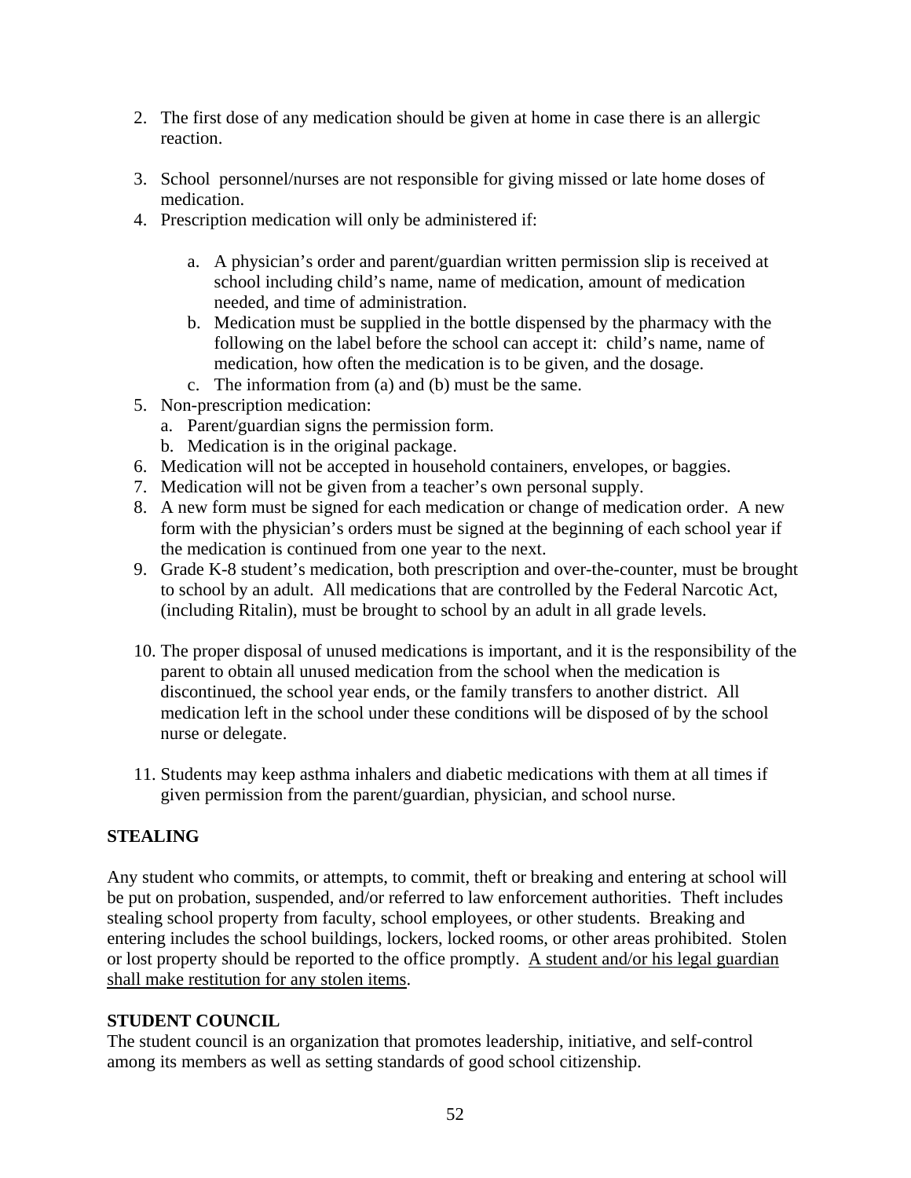2. The first dose of any medication should be given at home in case there is an allergic reaction.

3. School personnel/nurses are not responsible for giving missed or late home doses of medication.
4. Prescription medication will only be administered if:

   a. A physician's order and parent/guardian written permission slip is received at school including child's name, name of medication, amount of medication needed, and time of administration.
   b. Medication must be supplied in the bottle dispensed by the pharmacy with the following on the label before the school can accept it: child's name, name of medication, how often the medication is to be given, and the dosage.
   c. The information from (a) and (b) must be the same.
5. Non-prescription medication:
   a. Parent/guardian signs the permission form.
   b. Medication is in the original package.
6. Medication will not be accepted in household containers, envelopes, or baggies.
7. Medication will not be given from a teacher's own personal supply.
8. A new form must be signed for each medication or change of medication order. A new form with the physician's orders must be signed at the beginning of each school year if the medication is continued from one year to the next.
9. Grade K-8 student's medication, both prescription and over-the-counter, must be brought to school by an adult. All medications that are controlled by the Federal Narcotic Act, (including Ritalin), must be brought to school by an adult in all grade levels.

10. The proper disposal of unused medications is important, and it is the responsibility of the parent to obtain all unused medication from the school when the medication is discontinued, the school year ends, or the family transfers to another district. All medication left in the school under these conditions will be disposed of by the school nurse or delegate.

11. Students may keep asthma inhalers and diabetic medications with them at all times if given permission from the parent/guardian, physician, and school nurse.

**STEALING**

Any student who commits, or attempts, to commit, theft or breaking and entering at school will be put on probation, suspended, and/or referred to law enforcement authorities. Theft includes stealing school property from faculty, school employees, or other students. Breaking and entering includes the school buildings, lockers, locked rooms, or other areas prohibited. Stolen or lost property should be reported to the office promptly. <u>A student and/or his legal guardian shall make restitution for any stolen items</u>.

**STUDENT COUNCIL**

The student council is an organization that promotes leadership, initiative, and self-control among its members as well as setting standards of good school citizenship.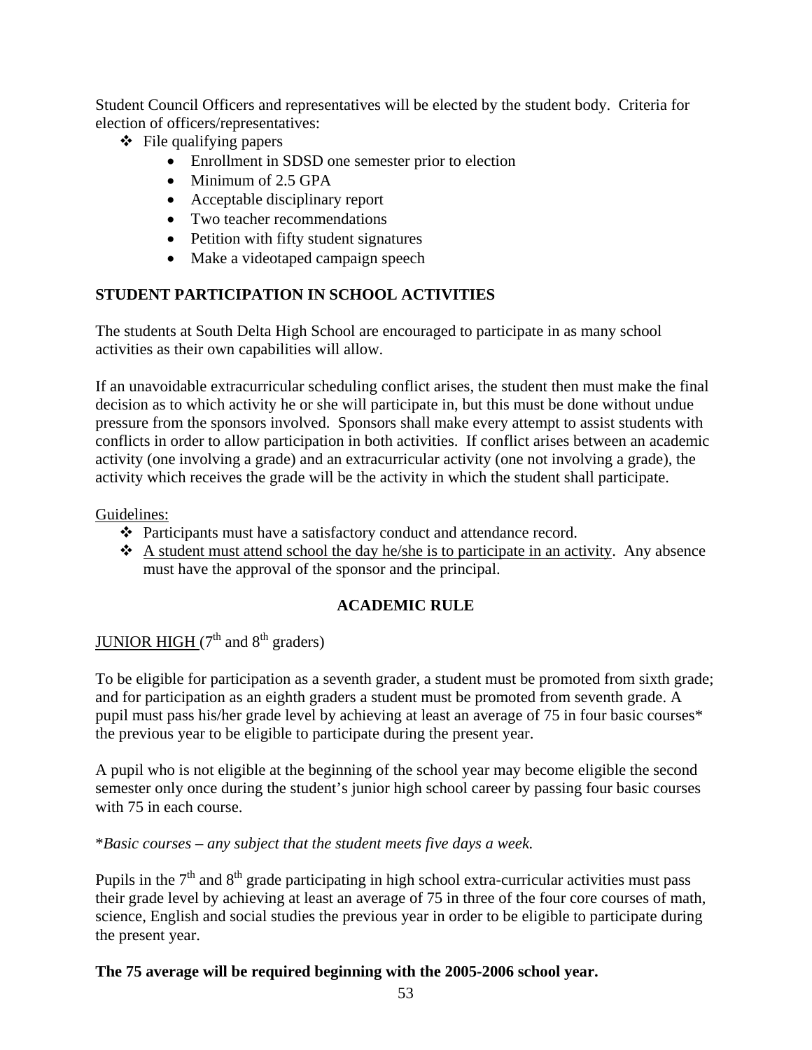Student Council Officers and representatives will be elected by the student body. Criteria for election of officers/representatives:

- File qualifying papers
  - Enrollment in SDSD one semester prior to election
  - Minimum of 2.5 GPA
  - Acceptable disciplinary report
  - Two teacher recommendations
  - Petition with fifty student signatures
  - Make a videotaped campaign speech

## STUDENT PARTICIPATION IN SCHOOL ACTIVITIES

The students at South Delta High School are encouraged to participate in as many school activities as their own capabilities will allow.

If an unavoidable extracurricular scheduling conflict arises, the student then must make the final decision as to which activity he or she will participate in, but this must be done without undue pressure from the sponsors involved. Sponsors shall make every attempt to assist students with conflicts in order to allow participation in both activities. If conflict arises between an academic activity (one involving a grade) and an extracurricular activity (one not involving a grade), the activity which receives the grade will be the activity in which the student shall participate.

<u>Guidelines:</u>

- Participants must have a satisfactory conduct and attendance record.
- <u>A student must attend school the day he/she is to participate in an activity</u>. Any absence must have the approval of the sponsor and the principal.

## ACADEMIC RULE

<u>JUNIOR HIGH</u> (7th and 8th graders)

To be eligible for participation as a seventh grader, a student must be promoted from sixth grade; and for participation as an eighth graders a student must be promoted from seventh grade. A pupil must pass his/her grade level by achieving at least an average of 75 in four basic courses* the previous year to be eligible to participate during the present year.

A pupil who is not eligible at the beginning of the school year may become eligible the second semester only once during the student's junior high school career by passing four basic courses with 75 in each course.

**Basic courses – any subject that the student meets five days a week.*

Pupils in the 7th and 8th grade participating in high school extra-curricular activities must pass their grade level by achieving at least an average of 75 in three of the four core courses of math, science, English and social studies the previous year in order to be eligible to participate during the present year.

**The 75 average will be required beginning with the 2005-2006 school year.**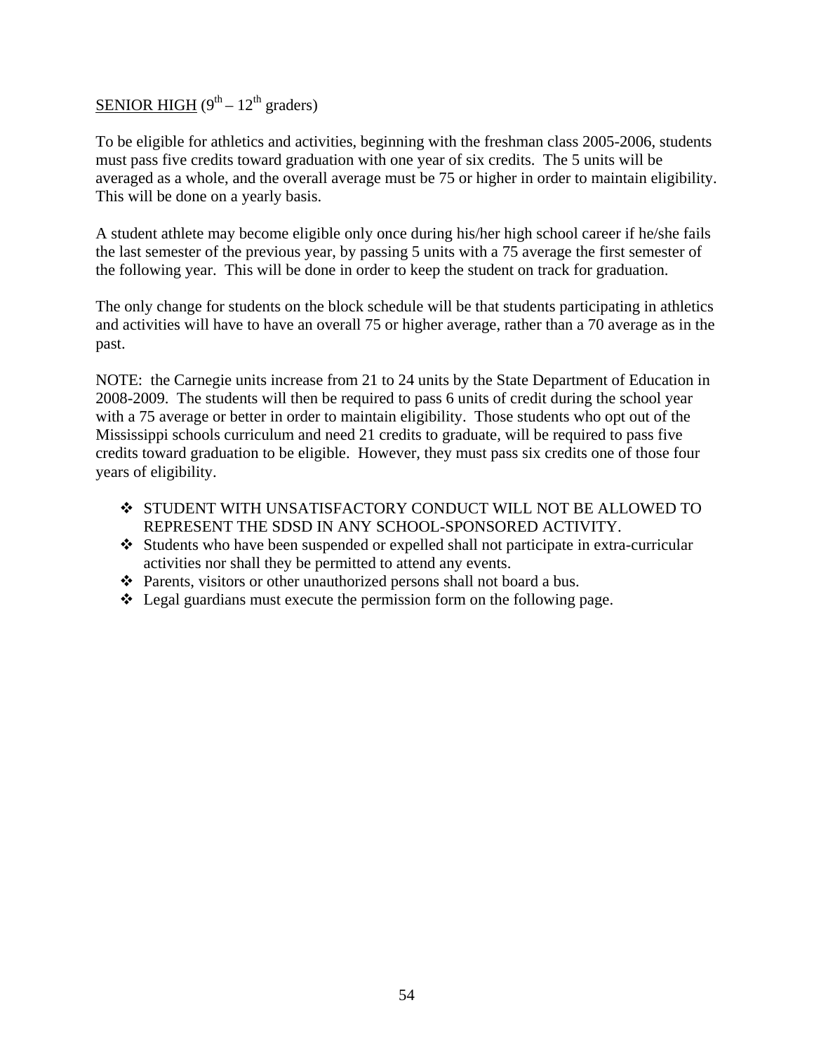<u>SENIOR HIGH</u> ($9^{th}$ – $12^{th}$ graders)

To be eligible for athletics and activities, beginning with the freshman class 2005-2006, students must pass five credits toward graduation with one year of six credits. The 5 units will be averaged as a whole, and the overall average must be 75 or higher in order to maintain eligibility. This will be done on a yearly basis.

A student athlete may become eligible only once during his/her high school career if he/she fails the last semester of the previous year, by passing 5 units with a 75 average the first semester of the following year. This will be done in order to keep the student on track for graduation.

The only change for students on the block schedule will be that students participating in athletics and activities will have to have an overall 75 or higher average, rather than a 70 average as in the past.

NOTE: the Carnegie units increase from 21 to 24 units by the State Department of Education in 2008-2009. The students will then be required to pass 6 units of credit during the school year with a 75 average or better in order to maintain eligibility. Those students who opt out of the Mississippi schools curriculum and need 21 credits to graduate, will be required to pass five credits toward graduation to be eligible. However, they must pass six credits one of those four years of eligibility.

- STUDENT WITH UNSATISFACTORY CONDUCT WILL NOT BE ALLOWED TO REPRESENT THE SDSD IN ANY SCHOOL-SPONSORED ACTIVITY.
- Students who have been suspended or expelled shall not participate in extra-curricular activities nor shall they be permitted to attend any events.
- Parents, visitors or other unauthorized persons shall not board a bus.
- Legal guardians must execute the permission form on the following page.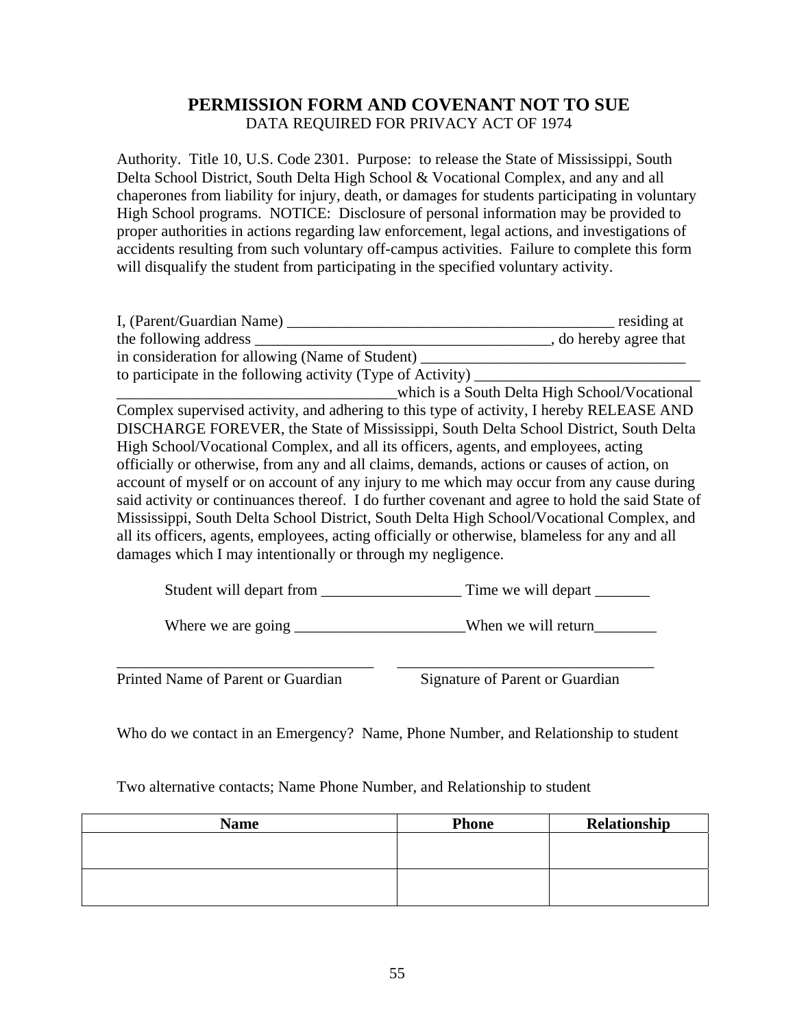## PERMISSION FORM AND COVENANT NOT TO SUE

DATA REQUIRED FOR PRIVACY ACT OF 1974

Authority. Title 10, U.S. Code 2301. Purpose: to release the State of Mississippi, South Delta School District, South Delta High School & Vocational Complex, and any and all chaperones from liability for injury, death, or damages for students participating in voluntary High School programs. NOTICE: Disclosure of personal information may be provided to proper authorities in actions regarding law enforcement, legal actions, and investigations of accidents resulting from such voluntary off-campus activities. Failure to complete this form will disqualify the student from participating in the specified voluntary activity.

I, (Parent/Guardian Name) ____________________________________________ residing at the following address ______________________________________, do hereby agree that in consideration for allowing (Name of Student) __________________________________ to participate in the following activity (Type of Activity) _____________________________ ____________________________________which is a South Delta High School/Vocational Complex supervised activity, and adhering to this type of activity, I hereby RELEASE AND DISCHARGE FOREVER, the State of Mississippi, South Delta School District, South Delta High School/Vocational Complex, and all its officers, agents, and employees, acting officially or otherwise, from any and all claims, demands, actions or causes of action, on account of myself or on account of any injury to me which may occur from any cause during said activity or continuances thereof. I do further covenant and agree to hold the said State of Mississippi, South Delta School District, South Delta High School/Vocational Complex, and all its officers, agents, employees, acting officially or otherwise, blameless for any and all damages which I may intentionally or through my negligence.

Student will depart from __________________ Time we will depart _______

Where we are going ______________________When we will return________

_________________________________ _________________________________

Printed Name of Parent or Guardian Signature of Parent or Guardian

Who do we contact in an Emergency? Name, Phone Number, and Relationship to student

Two alternative contacts; Name Phone Number, and Relationship to student

| Name | Phone | Relationship |
|---|---|---|
| | | |
| | | |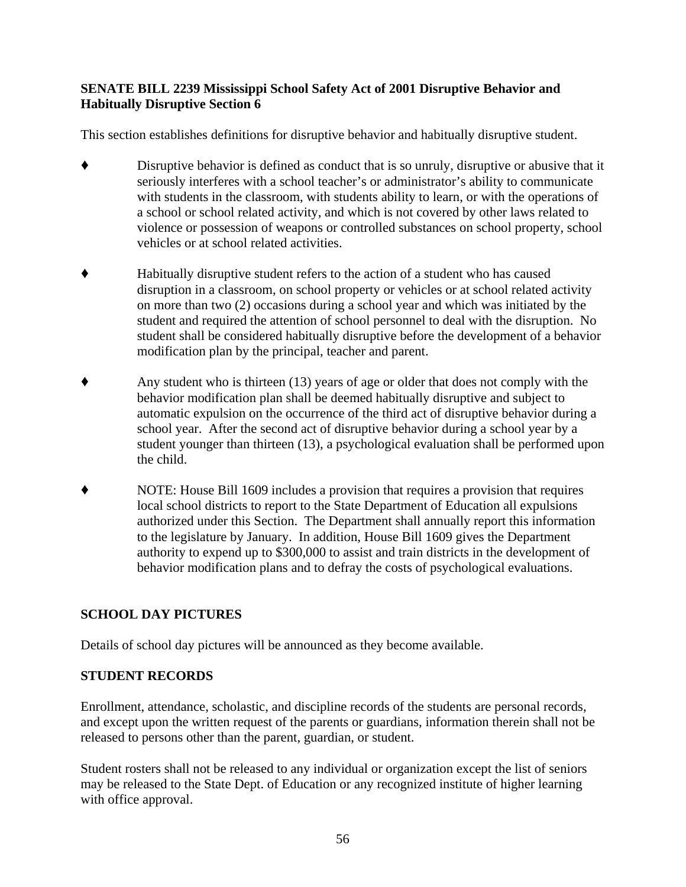**SENATE BILL 2239 Mississippi School Safety Act of 2001 Disruptive Behavior and Habitually Disruptive Section 6**

This section establishes definitions for disruptive behavior and habitually disruptive student.

- Disruptive behavior is defined as conduct that is so unruly, disruptive or abusive that it seriously interferes with a school teacher's or administrator's ability to communicate with students in the classroom, with students ability to learn, or with the operations of a school or school related activity, and which is not covered by other laws related to violence or possession of weapons or controlled substances on school property, school vehicles or at school related activities.

- Habitually disruptive student refers to the action of a student who has caused disruption in a classroom, on school property or vehicles or at school related activity on more than two (2) occasions during a school year and which was initiated by the student and required the attention of school personnel to deal with the disruption. No student shall be considered habitually disruptive before the development of a behavior modification plan by the principal, teacher and parent.

- Any student who is thirteen (13) years of age or older that does not comply with the behavior modification plan shall be deemed habitually disruptive and subject to automatic expulsion on the occurrence of the third act of disruptive behavior during a school year. After the second act of disruptive behavior during a school year by a student younger than thirteen (13), a psychological evaluation shall be performed upon the child.

- NOTE: House Bill 1609 includes a provision that requires a provision that requires local school districts to report to the State Department of Education all expulsions authorized under this Section. The Department shall annually report this information to the legislature by January. In addition, House Bill 1609 gives the Department authority to expend up to $300,000 to assist and train districts in the development of behavior modification plans and to defray the costs of psychological evaluations.

## SCHOOL DAY PICTURES

Details of school day pictures will be announced as they become available.

## STUDENT RECORDS

Enrollment, attendance, scholastic, and discipline records of the students are personal records, and except upon the written request of the parents or guardians, information therein shall not be released to persons other than the parent, guardian, or student.

Student rosters shall not be released to any individual or organization except the list of seniors may be released to the State Dept. of Education or any recognized institute of higher learning with office approval.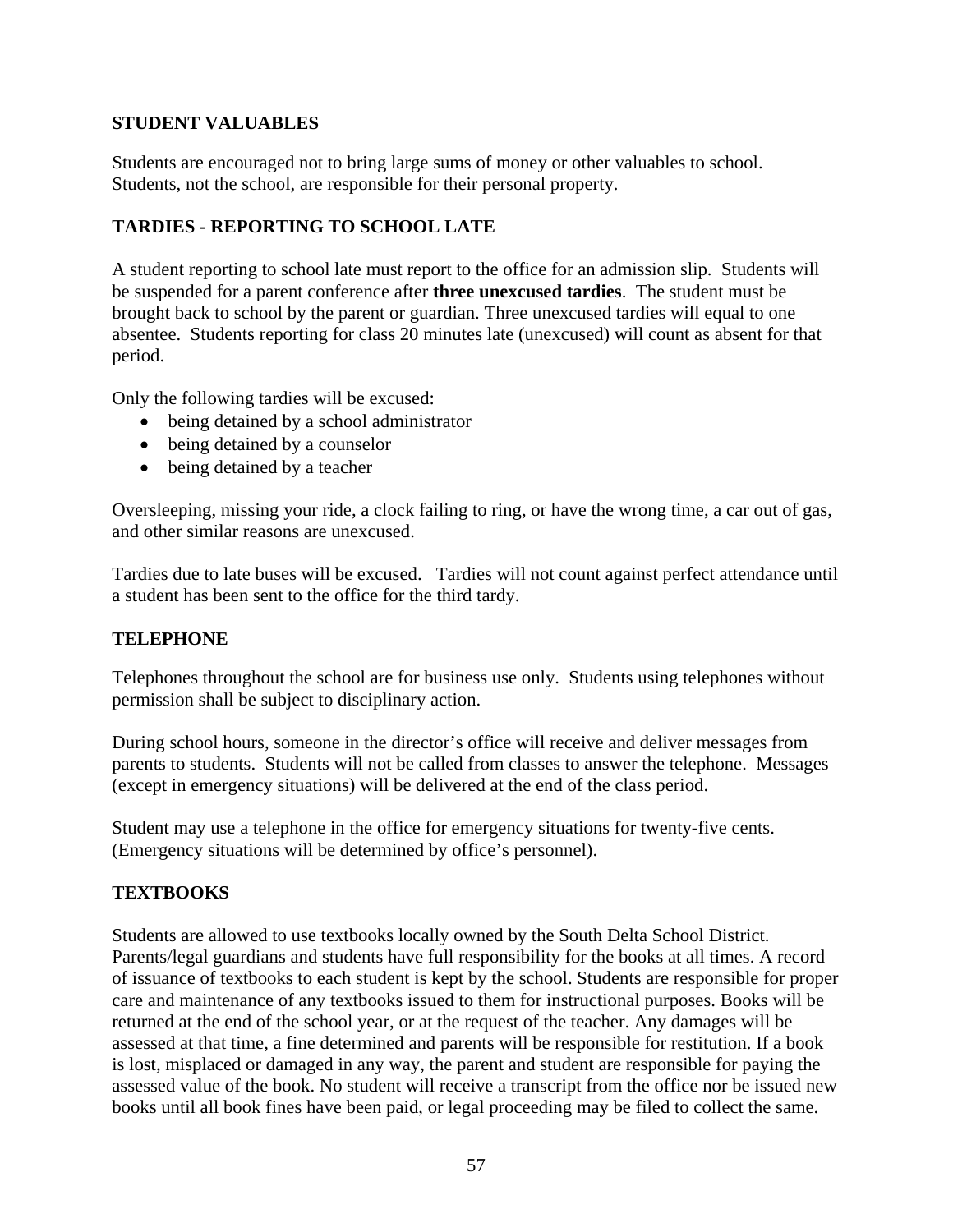## STUDENT VALUABLES

Students are encouraged not to bring large sums of money or other valuables to school. Students, not the school, are responsible for their personal property.

## TARDIES - REPORTING TO SCHOOL LATE

A student reporting to school late must report to the office for an admission slip. Students will be suspended for a parent conference after **three unexcused tardies**. The student must be brought back to school by the parent or guardian. Three unexcused tardies will equal to one absentee. Students reporting for class 20 minutes late (unexcused) will count as absent for that period.

Only the following tardies will be excused:

- being detained by a school administrator
- being detained by a counselor
- being detained by a teacher

Oversleeping, missing your ride, a clock failing to ring, or have the wrong time, a car out of gas, and other similar reasons are unexcused.

Tardies due to late buses will be excused. Tardies will not count against perfect attendance until a student has been sent to the office for the third tardy.

## TELEPHONE

Telephones throughout the school are for business use only. Students using telephones without permission shall be subject to disciplinary action.

During school hours, someone in the director's office will receive and deliver messages from parents to students. Students will not be called from classes to answer the telephone. Messages (except in emergency situations) will be delivered at the end of the class period.

Student may use a telephone in the office for emergency situations for twenty-five cents. (Emergency situations will be determined by office's personnel).

## TEXTBOOKS

Students are allowed to use textbooks locally owned by the South Delta School District. Parents/legal guardians and students have full responsibility for the books at all times. A record of issuance of textbooks to each student is kept by the school. Students are responsible for proper care and maintenance of any textbooks issued to them for instructional purposes. Books will be returned at the end of the school year, or at the request of the teacher. Any damages will be assessed at that time, a fine determined and parents will be responsible for restitution. If a book is lost, misplaced or damaged in any way, the parent and student are responsible for paying the assessed value of the book. No student will receive a transcript from the office nor be issued new books until all book fines have been paid, or legal proceeding may be filed to collect the same.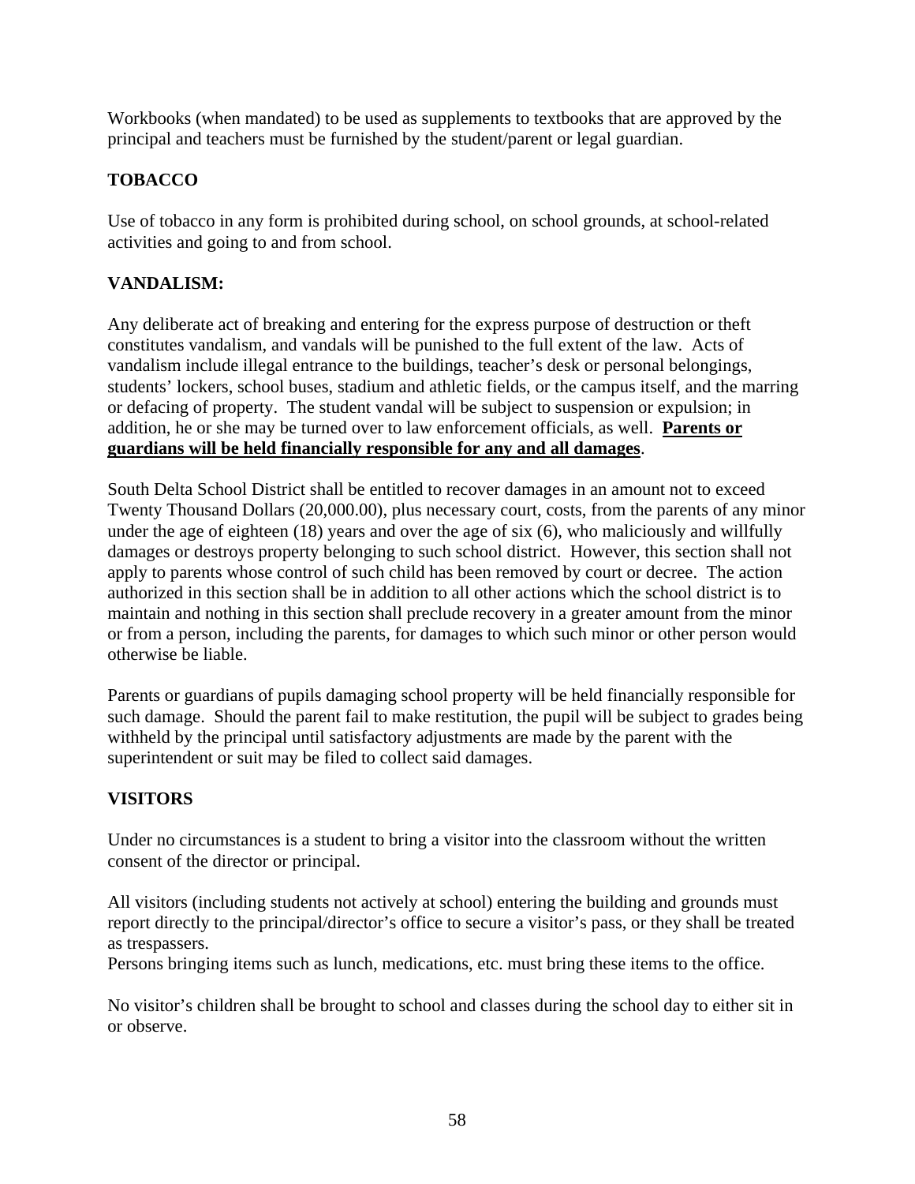Workbooks (when mandated) to be used as supplements to textbooks that are approved by the principal and teachers must be furnished by the student/parent or legal guardian.

## TOBACCO

Use of tobacco in any form is prohibited during school, on school grounds, at school-related activities and going to and from school.

## VANDALISM:

Any deliberate act of breaking and entering for the express purpose of destruction or theft constitutes vandalism, and vandals will be punished to the full extent of the law. Acts of vandalism include illegal entrance to the buildings, teacher's desk or personal belongings, students' lockers, school buses, stadium and athletic fields, or the campus itself, and the marring or defacing of property. The student vandal will be subject to suspension or expulsion; in addition, he or she may be turned over to law enforcement officials, as well. **Parents or guardians will be held financially responsible for any and all damages**.

South Delta School District shall be entitled to recover damages in an amount not to exceed Twenty Thousand Dollars (20,000.00), plus necessary court, costs, from the parents of any minor under the age of eighteen (18) years and over the age of six (6), who maliciously and willfully damages or destroys property belonging to such school district. However, this section shall not apply to parents whose control of such child has been removed by court or decree. The action authorized in this section shall be in addition to all other actions which the school district is to maintain and nothing in this section shall preclude recovery in a greater amount from the minor or from a person, including the parents, for damages to which such minor or other person would otherwise be liable.

Parents or guardians of pupils damaging school property will be held financially responsible for such damage. Should the parent fail to make restitution, the pupil will be subject to grades being withheld by the principal until satisfactory adjustments are made by the parent with the superintendent or suit may be filed to collect said damages.

## VISITORS

Under no circumstances is a student to bring a visitor into the classroom without the written consent of the director or principal.

All visitors (including students not actively at school) entering the building and grounds must report directly to the principal/director's office to secure a visitor's pass, or they shall be treated as trespassers.
Persons bringing items such as lunch, medications, etc. must bring these items to the office.

No visitor's children shall be brought to school and classes during the school day to either sit in or observe.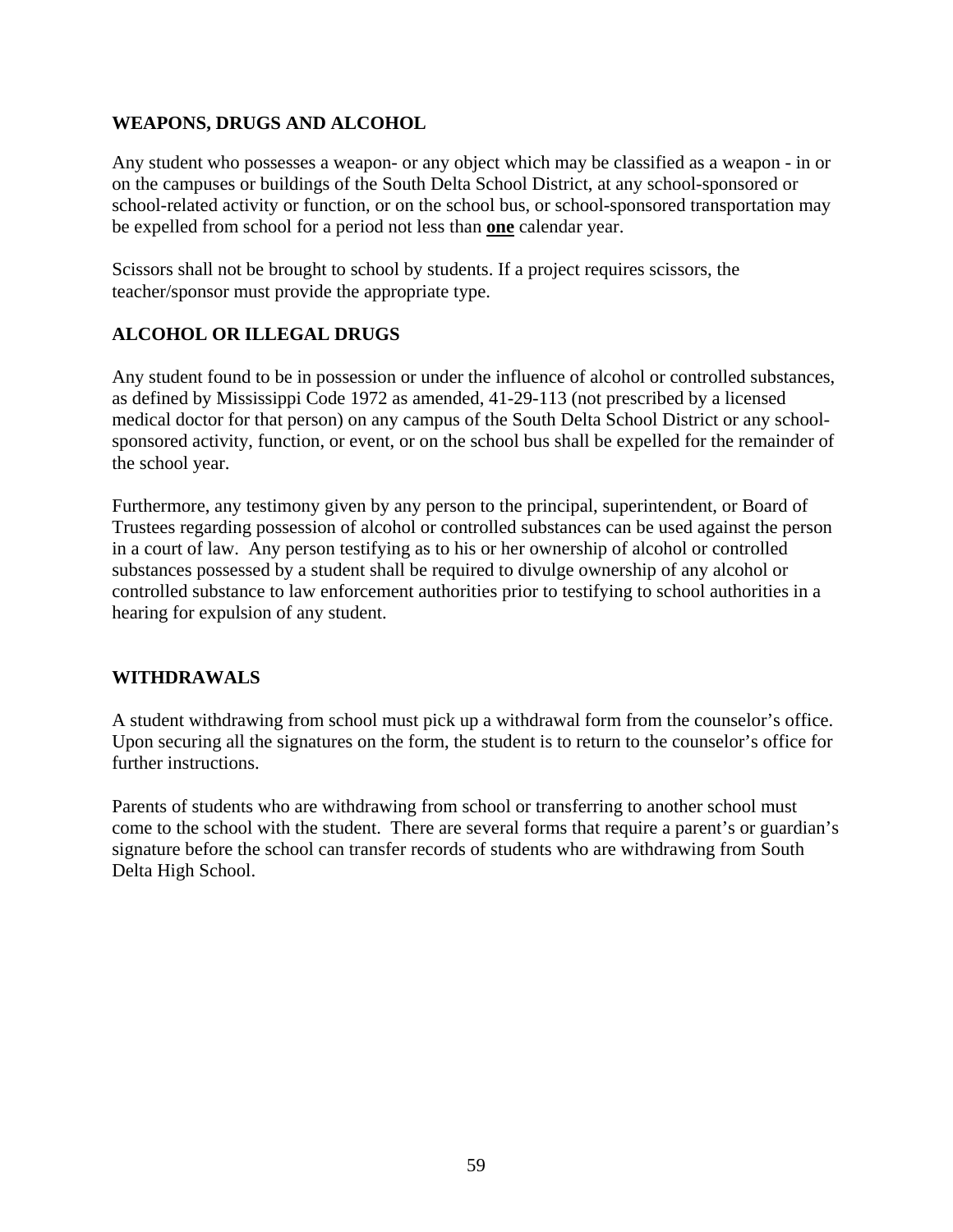## WEAPONS, DRUGS AND ALCOHOL

Any student who possesses a weapon- or any object which may be classified as a weapon - in or on the campuses or buildings of the South Delta School District, at any school-sponsored or school-related activity or function, or on the school bus, or school-sponsored transportation may be expelled from school for a period not less than **one** calendar year.

Scissors shall not be brought to school by students. If a project requires scissors, the teacher/sponsor must provide the appropriate type.

## ALCOHOL OR ILLEGAL DRUGS

Any student found to be in possession or under the influence of alcohol or controlled substances, as defined by Mississippi Code 1972 as amended, 41-29-113 (not prescribed by a licensed medical doctor for that person) on any campus of the South Delta School District or any school-sponsored activity, function, or event, or on the school bus shall be expelled for the remainder of the school year.

Furthermore, any testimony given by any person to the principal, superintendent, or Board of Trustees regarding possession of alcohol or controlled substances can be used against the person in a court of law. Any person testifying as to his or her ownership of alcohol or controlled substances possessed by a student shall be required to divulge ownership of any alcohol or controlled substance to law enforcement authorities prior to testifying to school authorities in a hearing for expulsion of any student.

## WITHDRAWALS

A student withdrawing from school must pick up a withdrawal form from the counselor's office. Upon securing all the signatures on the form, the student is to return to the counselor's office for further instructions.

Parents of students who are withdrawing from school or transferring to another school must come to the school with the student. There are several forms that require a parent's or guardian's signature before the school can transfer records of students who are withdrawing from South Delta High School.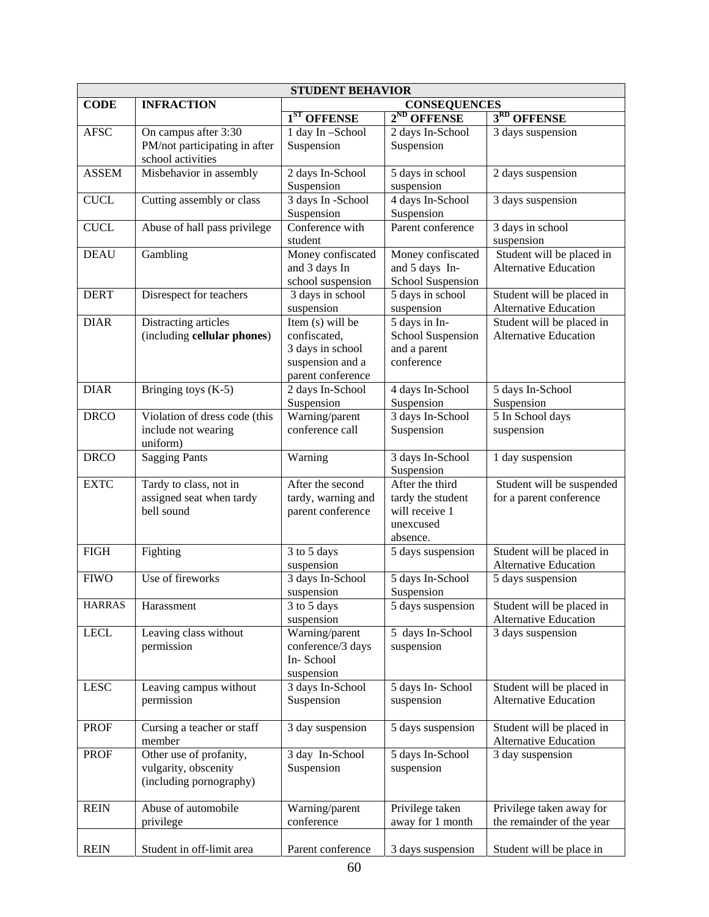| STUDENT BEHAVIOR | | | | |
|---|---|---|---|---|
| CODE | INFRACTION | CONSEQUENCES | | |
| | | 1ST OFFENSE | 2ND OFFENSE | 3RD OFFENSE |
| AFSC | On campus after 3:30 PM/not participating in after school activities | 1 day In –School Suspension | 2 days In-School Suspension | 3 days suspension |
| ASSEM | Misbehavior in assembly | 2 days In-School Suspension | 5 days in school suspension | 2 days suspension |
| CUCL | Cutting assembly or class | 3 days In -School Suspension | 4 days In-School Suspension | 3 days suspension |
| CUCL | Abuse of hall pass privilege | Conference with student | Parent conference | 3 days in school suspension |
| DEAU | Gambling | Money confiscated and 3 days In school suspension | Money confiscated and 5 days In-School Suspension | Student will be placed in Alternative Education |
| DERT | Disrespect for teachers | 3 days in school suspension | 5 days in school suspension | Student will be placed in Alternative Education |
| DIAR | Distracting articles (including **cellular phones**) | Item (s) will be confiscated, 3 days in school suspension and a parent conference | 5 days in In-School Suspension and a parent conference | Student will be placed in Alternative Education |
| DIAR | Bringing toys (K-5) | 2 days In-School Suspension | 4 days In-School Suspension | 5 days In-School Suspension |
| DRCO | Violation of dress code (this include not wearing uniform) | Warning/parent conference call | 3 days In-School Suspension | 5 In School days suspension |
| DRCO | Sagging Pants | Warning | 3 days In-School Suspension | 1 day suspension |
| EXTC | Tardy to class, not in assigned seat when tardy bell sound | After the second tardy, warning and parent conference | After the third tardy the student will receive 1 unexcused absence. | Student will be suspended for a parent conference |
| FIGH | Fighting | 3 to 5 days suspension | 5 days suspension | Student will be placed in Alternative Education |
| FIWO | Use of fireworks | 3 days In-School suspension | 5 days In-School Suspension | 5 days suspension |
| HARRAS | Harassment | 3 to 5 days suspension | 5 days suspension | Student will be placed in Alternative Education |
| LECL | Leaving class without permission | Warning/parent conference/3 days In- School suspension | 5 days In-School suspension | 3 days suspension |
| LESC | Leaving campus without permission | 3 days In-School Suspension | 5 days In- School suspension | Student will be placed in Alternative Education |
| PROF | Cursing a teacher or staff member | 3 day suspension | 5 days suspension | Student will be placed in Alternative Education |
| PROF | Other use of profanity, vulgarity, obscenity (including pornography) | 3 day In-School Suspension | 5 days In-School suspension | 3 day suspension |
| REIN | Abuse of automobile privilege | Warning/parent conference | Privilege taken away for 1 month | Privilege taken away for the remainder of the year |
| REIN | Student in off-limit area | Parent conference | 3 days suspension | Student will be place in |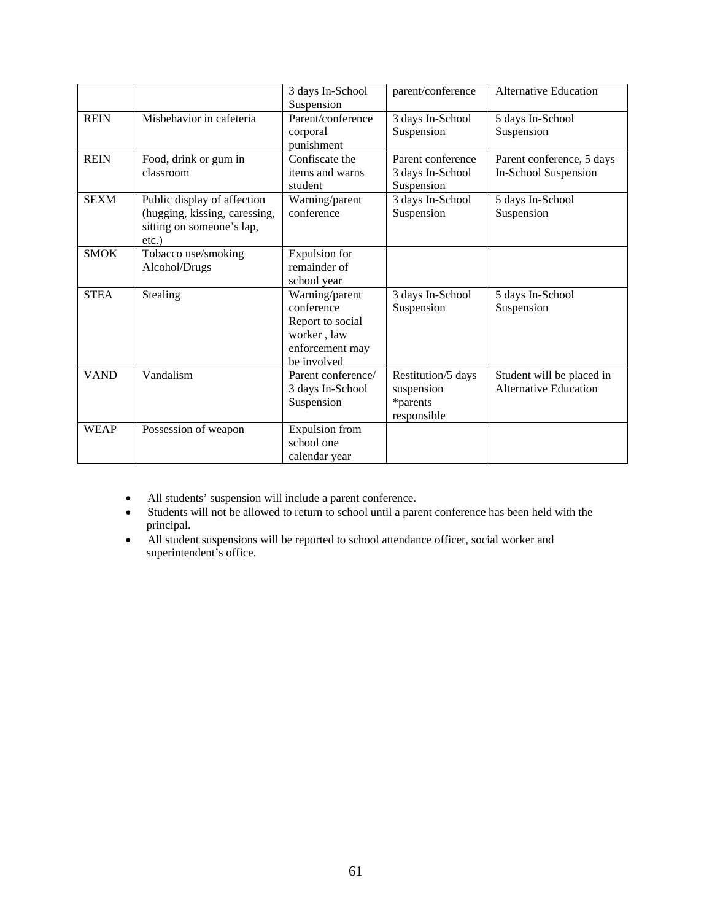| | | 3 days In-School Suspension | parent/conference | Alternative Education |
|---|---|---|---|---|
| REIN | Misbehavior in cafeteria | Parent/conference corporal punishment | 3 days In-School Suspension | 5 days In-School Suspension |
| REIN | Food, drink or gum in classroom | Confiscate the items and warns student | Parent conference 3 days In-School Suspension | Parent conference, 5 days In-School Suspension |
| SEXM | Public display of affection (hugging, kissing, caressing, sitting on someone's lap, etc.) | Warning/parent conference | 3 days In-School Suspension | 5 days In-School Suspension |
| SMOK | Tobacco use/smoking Alcohol/Drugs | Expulsion for remainder of school year | | |
| STEA | Stealing | Warning/parent conference Report to social worker , law enforcement may be involved | 3 days In-School Suspension | 5 days In-School Suspension |
| VAND | Vandalism | Parent conference/ 3 days In-School Suspension | Restitution/5 days suspension *parents responsible | Student will be placed in Alternative Education |
| WEAP | Possession of weapon | Expulsion from school one calendar year | | |

- All students' suspension will include a parent conference.
- Students will not be allowed to return to school until a parent conference has been held with the principal.
- All student suspensions will be reported to school attendance officer, social worker and superintendent's office.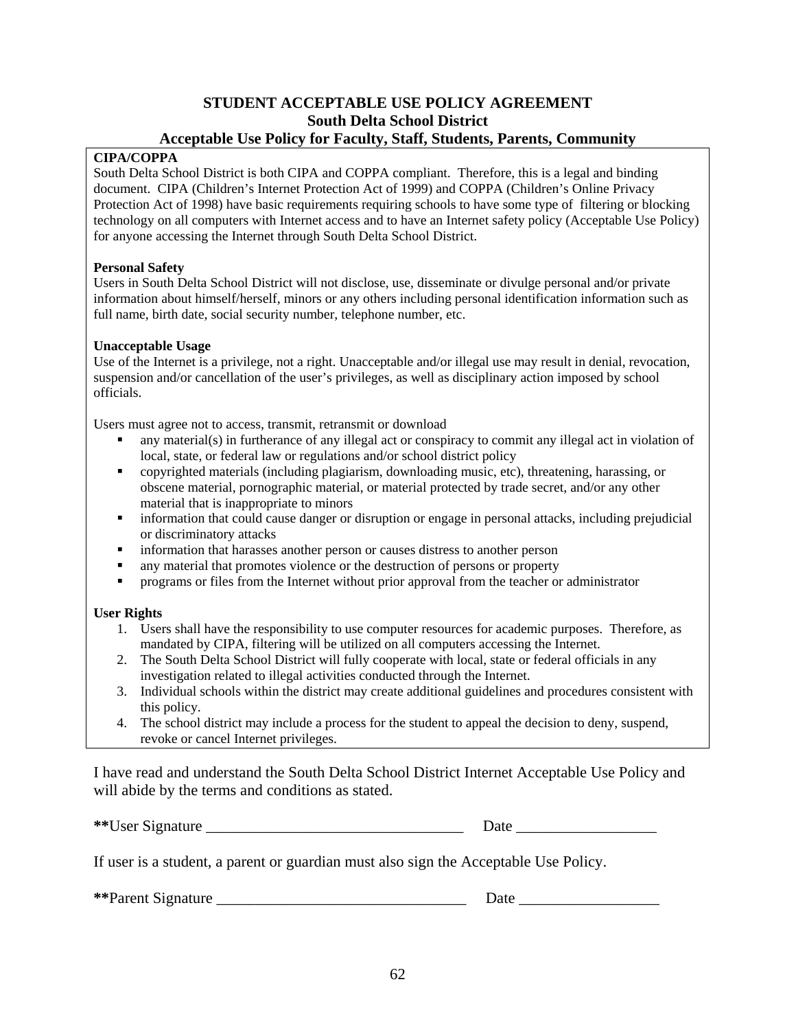# STUDENT ACCEPTABLE USE POLICY AGREEMENT
## South Delta School District
## Acceptable Use Policy for Faculty, Staff, Students, Parents, Community

**CIPA/COPPA**

South Delta School District is both CIPA and COPPA compliant. Therefore, this is a legal and binding document. CIPA (Children's Internet Protection Act of 1999) and COPPA (Children's Online Privacy Protection Act of 1998) have basic requirements requiring schools to have some type of filtering or blocking technology on all computers with Internet access and to have an Internet safety policy (Acceptable Use Policy) for anyone accessing the Internet through South Delta School District.

**Personal Safety**

Users in South Delta School District will not disclose, use, disseminate or divulge personal and/or private information about himself/herself, minors or any others including personal identification information such as full name, birth date, social security number, telephone number, etc.

**Unacceptable Usage**

Use of the Internet is a privilege, not a right. Unacceptable and/or illegal use may result in denial, revocation, suspension and/or cancellation of the user's privileges, as well as disciplinary action imposed by school officials.

Users must agree not to access, transmit, retransmit or download

- any material(s) in furtherance of any illegal act or conspiracy to commit any illegal act in violation of local, state, or federal law or regulations and/or school district policy
- copyrighted materials (including plagiarism, downloading music, etc), threatening, harassing, or obscene material, pornographic material, or material protected by trade secret, and/or any other material that is inappropriate to minors
- information that could cause danger or disruption or engage in personal attacks, including prejudicial or discriminatory attacks
- information that harasses another person or causes distress to another person
- any material that promotes violence or the destruction of persons or property
- programs or files from the Internet without prior approval from the teacher or administrator

**User Rights**

1. Users shall have the responsibility to use computer resources for academic purposes. Therefore, as mandated by CIPA, filtering will be utilized on all computers accessing the Internet.
2. The South Delta School District will fully cooperate with local, state or federal officials in any investigation related to illegal activities conducted through the Internet.
3. Individual schools within the district may create additional guidelines and procedures consistent with this policy.
4. The school district may include a process for the student to appeal the decision to deny, suspend, revoke or cancel Internet privileges.

I have read and understand the South Delta School District Internet Acceptable Use Policy and will abide by the terms and conditions as stated.

**\*\***User Signature _________________________________ Date __________________

If user is a student, a parent or guardian must also sign the Acceptable Use Policy.

**\*\***Parent Signature ________________________________ Date __________________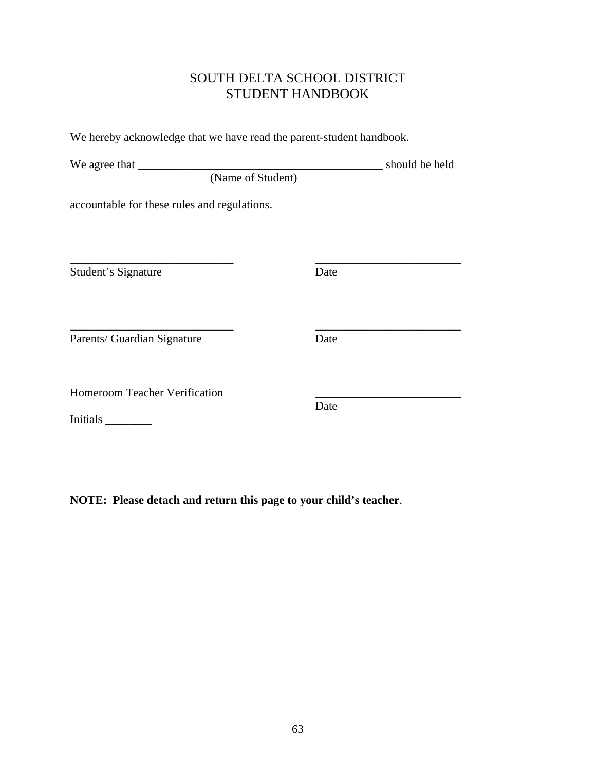# SOUTH DELTA SCHOOL DISTRICT
# STUDENT HANDBOOK

We hereby acknowledge that we have read the parent-student handbook.

We agree that ___________________________________________ should be held
(Name of Student)

accountable for these rules and regulations.

_____________________________ _________________________
Student's Signature Date

_____________________________ _________________________
Parents/ Guardian Signature Date

Homeroom Teacher Verification _________________________
Date

Initials ________

**NOTE: Please detach and return this page to your child's teacher**.

________________________